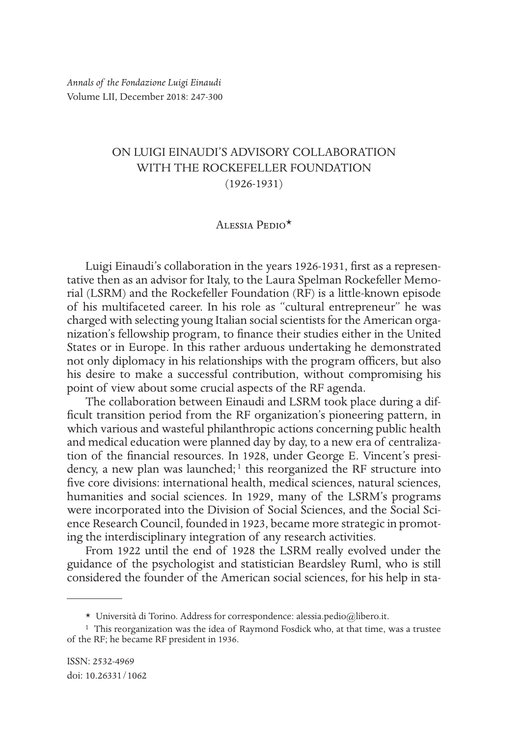# ON LUIGI EINAUDI'S ADVISORY COLLABORATION WITH THE ROCKEFELLER FOUNDATION (1926-1931)

Alessia Pedio*

Luigi Einaudi's collaboration in the years 1926-1931, first as a representative then as an advisor for Italy, to the Laura Spelman Rockefeller Memorial (LSRM) and the Rockefeller Foundation (RF) is a little-known episode of his multifaceted career. In his role as "cultural entrepreneur" he was charged with selecting young Italian social scientists for the American organization's fellowship program, to finance their studies either in the United States or in Europe. In this rather arduous undertaking he demonstrated not only diplomacy in his relationships with the program officers, but also his desire to make a successful contribution, without compromising his point of view about some crucial aspects of the RF agenda.

The collaboration between Einaudi and LSRM took place during a difficult transition period from the RF organization's pioneering pattern, in which various and wasteful philanthropic actions concerning public health and medical education were planned day by day, to a new era of centralization of the financial resources. In 1928, under George E. Vincent's presidency, a new plan was launched;[1] this reorganized the RF structure into five core divisions: international health, medical sciences, natural sciences, humanities and social sciences. In 1929, many of the LSRM's programs were incorporated into the Division of Social Sciences, and the Social Science Research Council, founded in 1923, became more strategic in promoting the interdisciplinary integration of any research activities.

From 1922 until the end of 1928 the LSRM really evolved under the guidance of the psychologist and statistician Beardsley Ruml, who is still considered the founder of the American social sciences, for his help in sta-

---

* Università di Torino. Address for correspondence: alessia.pedio@libero.it.

[1] This reorganization was the idea of Raymond Fosdick who, at that time, was a trustee of the RF; he became RF president in 1936.

ISSN: 2532-4969

doi: 10.26331/1062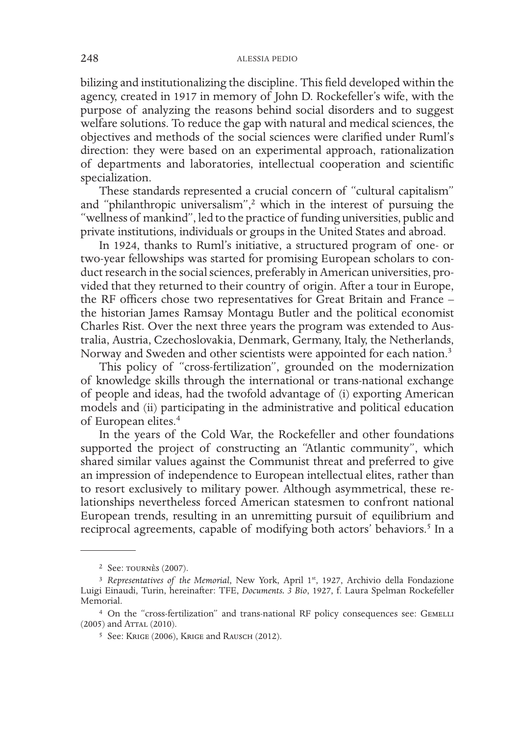bilizing and institutionalizing the discipline. This field developed within the agency, created in 1917 in memory of John D. Rockefeller's wife, with the purpose of analyzing the reasons behind social disorders and to suggest welfare solutions. To reduce the gap with natural and medical sciences, the objectives and methods of the social sciences were clarified under Ruml's direction: they were based on an experimental approach, rationalization of departments and laboratories, intellectual cooperation and scientific specialization.

These standards represented a crucial concern of "cultural capitalism" and "philanthropic universalism",[2] which in the interest of pursuing the "wellness of mankind", led to the practice of funding universities, public and private institutions, individuals or groups in the United States and abroad.

In 1924, thanks to Ruml's initiative, a structured program of one- or two-year fellowships was started for promising European scholars to conduct research in the social sciences, preferably in American universities, provided that they returned to their country of origin. After a tour in Europe, the RF officers chose two representatives for Great Britain and France – the historian James Ramsay Montagu Butler and the political economist Charles Rist. Over the next three years the program was extended to Australia, Austria, Czechoslovakia, Denmark, Germany, Italy, the Netherlands, Norway and Sweden and other scientists were appointed for each nation.[3]

This policy of "cross-fertilization", grounded on the modernization of knowledge skills through the international or trans-national exchange of people and ideas, had the twofold advantage of (i) exporting American models and (ii) participating in the administrative and political education of European elites.[4]

In the years of the Cold War, the Rockefeller and other foundations supported the project of constructing an "Atlantic community", which shared similar values against the Communist threat and preferred to give an impression of independence to European intellectual elites, rather than to resort exclusively to military power. Although asymmetrical, these relationships nevertheless forced American statesmen to confront national European trends, resulting in an unremitting pursuit of equilibrium and reciprocal agreements, capable of modifying both actors' behaviors.[5] In a

---

[2] See: Tournès (2007).

[3] *Representatives of the Memorial*, New York, April 1st, 1927, Archivio della Fondazione Luigi Einaudi, Turin, hereinafter: TFE, *Documents. 3 Bio*, 1927, f. Laura Spelman Rockefeller Memorial.

[4] On the "cross-fertilization" and trans-national RF policy consequences see: Gemelli (2005) and Attal (2010).

[5] See: Krige (2006), Krige and Rausch (2012).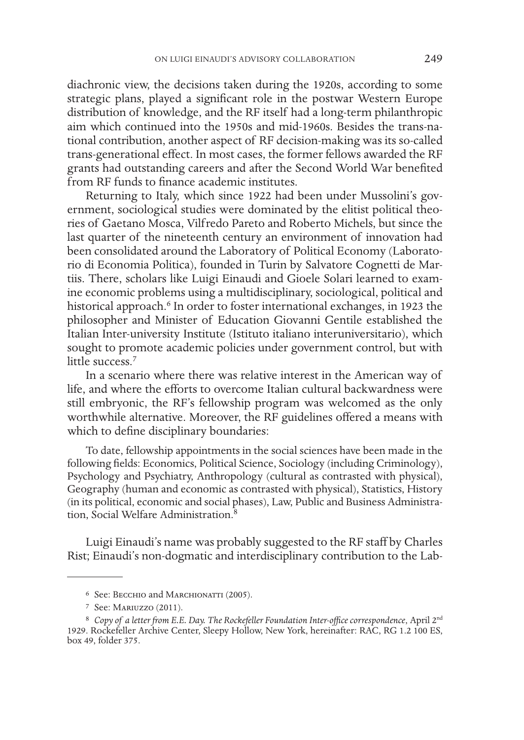diachronic view, the decisions taken during the 1920s, according to some strategic plans, played a significant role in the postwar Western Europe distribution of knowledge, and the RF itself had a long-term philanthropic aim which continued into the 1950s and mid-1960s. Besides the trans-national contribution, another aspect of RF decision-making was its so-called trans-generational effect. In most cases, the former fellows awarded the RF grants had outstanding careers and after the Second World War benefited from RF funds to finance academic institutes.

Returning to Italy, which since 1922 had been under Mussolini's government, sociological studies were dominated by the elitist political theories of Gaetano Mosca, Vilfredo Pareto and Roberto Michels, but since the last quarter of the nineteenth century an environment of innovation had been consolidated around the Laboratory of Political Economy (Laboratorio di Economia Politica), founded in Turin by Salvatore Cognetti de Martiis. There, scholars like Luigi Einaudi and Gioele Solari learned to examine economic problems using a multidisciplinary, sociological, political and historical approach.[6] In order to foster international exchanges, in 1923 the philosopher and Minister of Education Giovanni Gentile established the Italian Inter-university Institute (Istituto italiano interuniversitario), which sought to promote academic policies under government control, but with little success.[7]

In a scenario where there was relative interest in the American way of life, and where the efforts to overcome Italian cultural backwardness were still embryonic, the RF's fellowship program was welcomed as the only worthwhile alternative. Moreover, the RF guidelines offered a means with which to define disciplinary boundaries:

> To date, fellowship appointments in the social sciences have been made in the following fields: Economics, Political Science, Sociology (including Criminology), Psychology and Psychiatry, Anthropology (cultural as contrasted with physical), Geography (human and economic as contrasted with physical), Statistics, History (in its political, economic and social phases), Law, Public and Business Administration, Social Welfare Administration.[8]

Luigi Einaudi's name was probably suggested to the RF staff by Charles Rist; Einaudi's non-dogmatic and interdisciplinary contribution to the Lab-

---

[6] See: Becchio and Marchionatti (2005).

[7] See: Mariuzzo (2011).

[8] *Copy of a letter from E.E. Day. The Rockefeller Foundation Inter-office correspondence*, April 2nd 1929. Rockefeller Archive Center, Sleepy Hollow, New York, hereinafter: RAC, RG 1.2 100 ES, box 49, folder 375.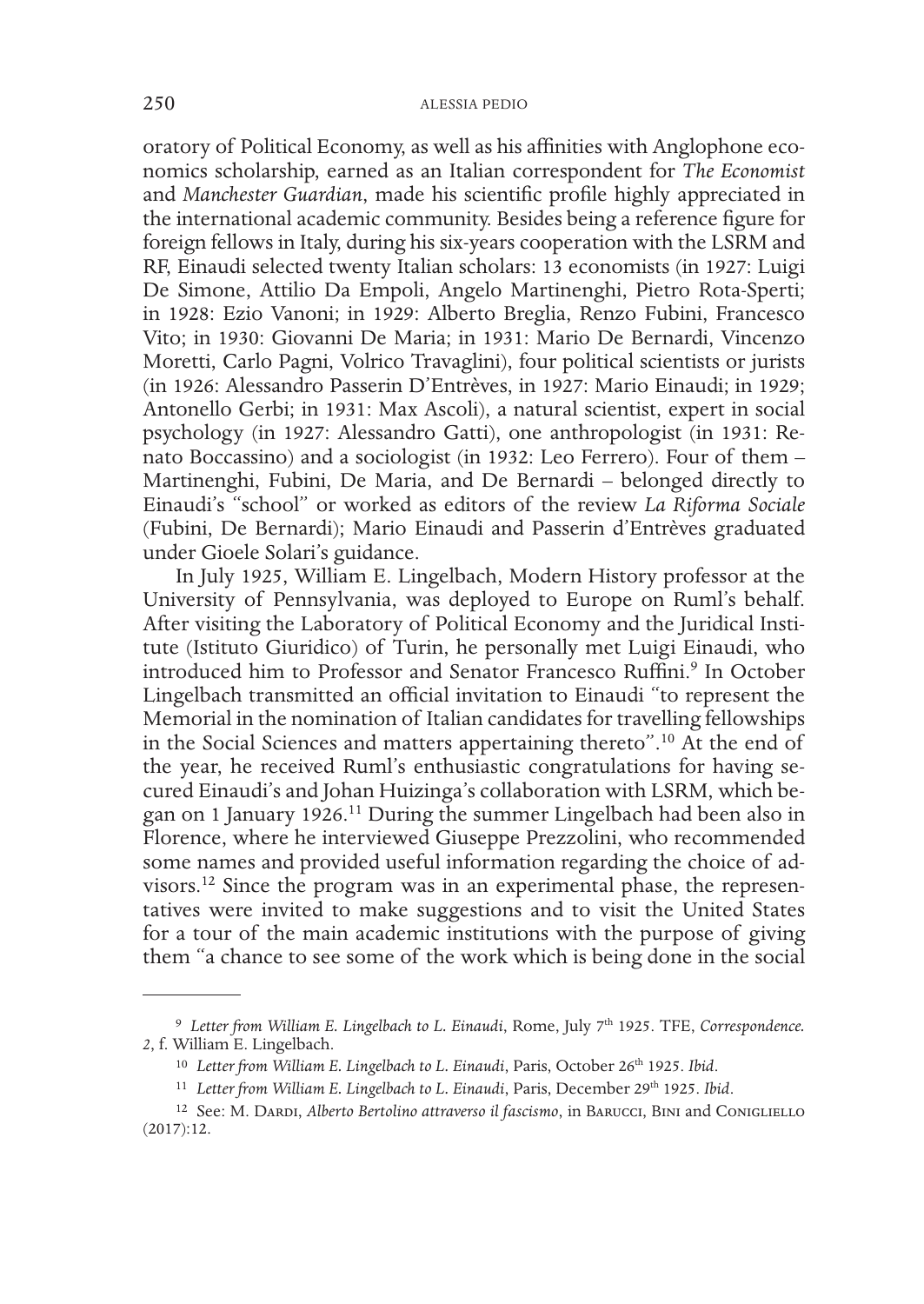oratory of Political Economy, as well as his affinities with Anglophone economics scholarship, earned as an Italian correspondent for *The Economist* and *Manchester Guardian*, made his scientific profile highly appreciated in the international academic community. Besides being a reference figure for foreign fellows in Italy, during his six-years cooperation with the LSRM and RF, Einaudi selected twenty Italian scholars: 13 economists (in 1927: Luigi De Simone, Attilio Da Empoli, Angelo Martinenghi, Pietro Rota-Sperti; in 1928: Ezio Vanoni; in 1929: Alberto Breglia, Renzo Fubini, Francesco Vito; in 1930: Giovanni De Maria; in 1931: Mario De Bernardi, Vincenzo Moretti, Carlo Pagni, Volrico Travaglini), four political scientists or jurists (in 1926: Alessandro Passerin D'Entrèves, in 1927: Mario Einaudi; in 1929; Antonello Gerbi; in 1931: Max Ascoli), a natural scientist, expert in social psychology (in 1927: Alessandro Gatti), one anthropologist (in 1931: Renato Boccassino) and a sociologist (in 1932: Leo Ferrero). Four of them – Martinenghi, Fubini, De Maria, and De Bernardi – belonged directly to Einaudi's "school" or worked as editors of the review *La Riforma Sociale* (Fubini, De Bernardi); Mario Einaudi and Passerin d'Entrèves graduated under Gioele Solari's guidance.

In July 1925, William E. Lingelbach, Modern History professor at the University of Pennsylvania, was deployed to Europe on Ruml's behalf. After visiting the Laboratory of Political Economy and the Juridical Institute (Istituto Giuridico) of Turin, he personally met Luigi Einaudi, who introduced him to Professor and Senator Francesco Ruffini.[9] In October Lingelbach transmitted an official invitation to Einaudi "to represent the Memorial in the nomination of Italian candidates for travelling fellowships in the Social Sciences and matters appertaining thereto".[10] At the end of the year, he received Ruml's enthusiastic congratulations for having secured Einaudi's and Johan Huizinga's collaboration with LSRM, which began on 1 January 1926.[11] During the summer Lingelbach had been also in Florence, where he interviewed Giuseppe Prezzolini, who recommended some names and provided useful information regarding the choice of advisors.[12] Since the program was in an experimental phase, the representatives were invited to make suggestions and to visit the United States for a tour of the main academic institutions with the purpose of giving them "a chance to see some of the work which is being done in the social

---

[9] *Letter from William E. Lingelbach to L. Einaudi*, Rome, July 7th 1925. TFE, *Correspondence. 2*, f. William E. Lingelbach.

[10] *Letter from William E. Lingelbach to L. Einaudi*, Paris, October 26th 1925. *Ibid*.

[11] *Letter from William E. Lingelbach to L. Einaudi*, Paris, December 29th 1925. *Ibid*.

[12] See: M. Dardi, *Alberto Bertolino attraverso il fascismo*, in Barucci, Bini and Conigliello (2017):12.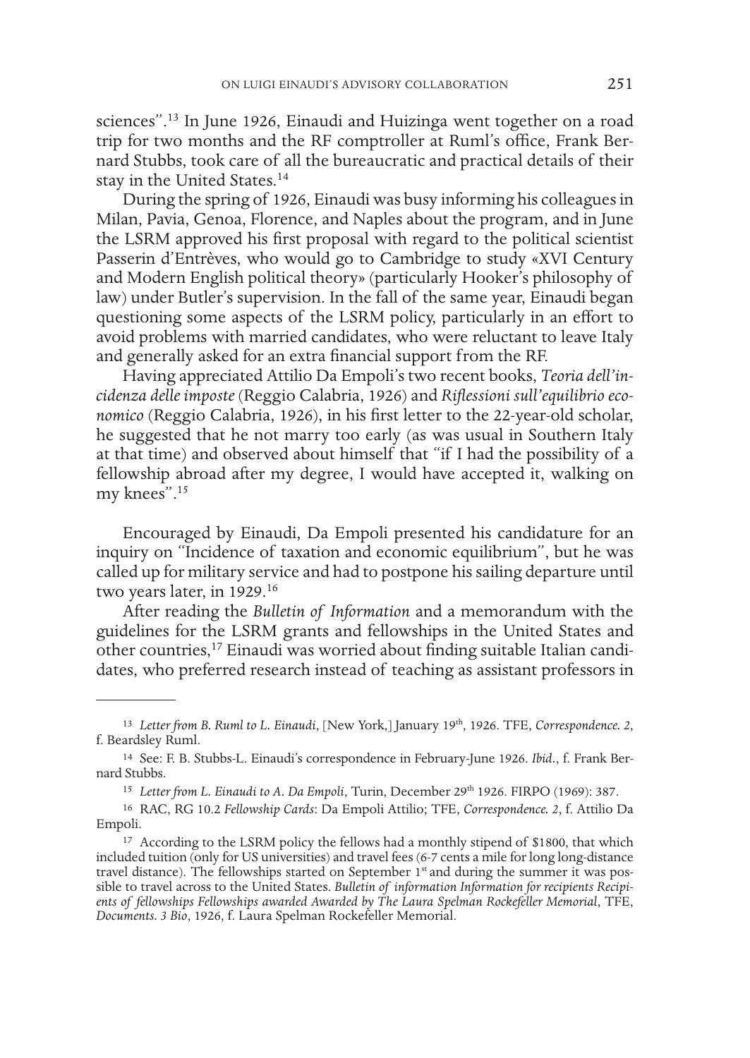sciences".[13] In June 1926, Einaudi and Huizinga went together on a road trip for two months and the RF comptroller at Ruml's office, Frank Bernard Stubbs, took care of all the bureaucratic and practical details of their stay in the United States.[14]

During the spring of 1926, Einaudi was busy informing his colleagues in Milan, Pavia, Genoa, Florence, and Naples about the program, and in June the LSRM approved his first proposal with regard to the political scientist Passerin d'Entrèves, who would go to Cambridge to study «XVI Century and Modern English political theory» (particularly Hooker's philosophy of law) under Butler's supervision. In the fall of the same year, Einaudi began questioning some aspects of the LSRM policy, particularly in an effort to avoid problems with married candidates, who were reluctant to leave Italy and generally asked for an extra financial support from the RF.

Having appreciated Attilio Da Empoli's two recent books, *Teoria dell'incidenza delle imposte* (Reggio Calabria, 1926) and *Riflessioni sull'equilibrio economico* (Reggio Calabria, 1926), in his first letter to the 22-year-old scholar, he suggested that he not marry too early (as was usual in Southern Italy at that time) and observed about himself that "if I had the possibility of a fellowship abroad after my degree, I would have accepted it, walking on my knees".[15]

Encouraged by Einaudi, Da Empoli presented his candidature for an inquiry on "Incidence of taxation and economic equilibrium", but he was called up for military service and had to postpone his sailing departure until two years later, in 1929.[16]

After reading the *Bulletin of Information* and a memorandum with the guidelines for the LSRM grants and fellowships in the United States and other countries,[17] Einaudi was worried about finding suitable Italian candidates, who preferred research instead of teaching as assistant professors in

---

[13] *Letter from B. Ruml to L. Einaudi*, [New York,] January 19th, 1926. TFE, *Correspondence. 2*, f. Beardsley Ruml.

[14] See: F. B. Stubbs-L. Einaudi's correspondence in February-June 1926. *Ibid*., f. Frank Bernard Stubbs.

[15] *Letter from L. Einaudi to A. Da Empoli*, Turin, December 29th 1926. FIRPO (1969): 387.

[16] RAC, RG 10.2 *Fellowship Cards*: Da Empoli Attilio; TFE, *Correspondence. 2*, f. Attilio Da Empoli.

[17] According to the LSRM policy the fellows had a monthly stipend of $1800, that which included tuition (only for US universities) and travel fees (6-7 cents a mile for long long-distance travel distance). The fellowships started on September 1st and during the summer it was possible to travel across to the United States. *Bulletin of information Information for recipients Recipients of fellowships Fellowships awarded Awarded by The Laura Spelman Rockefeller Memorial*, TFE, *Documents. 3 Bio*, 1926, f. Laura Spelman Rockefeller Memorial.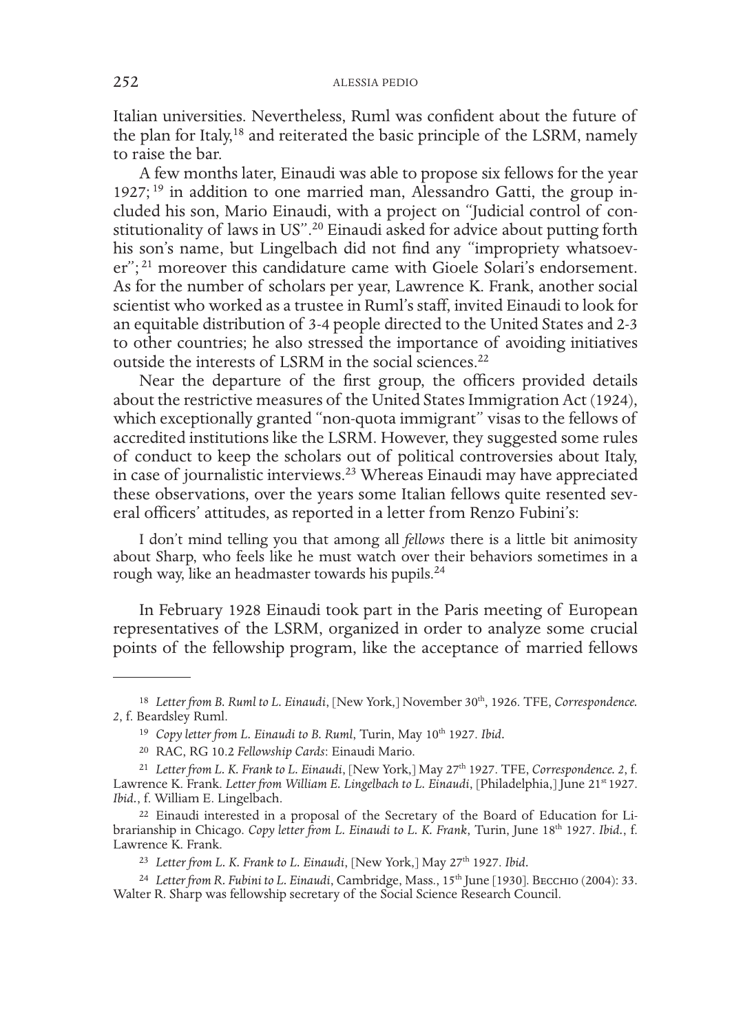Italian universities. Nevertheless, Ruml was confident about the future of the plan for Italy,[18] and reiterated the basic principle of the LSRM, namely to raise the bar.

A few months later, Einaudi was able to propose six fellows for the year 1927;[19] in addition to one married man, Alessandro Gatti, the group included his son, Mario Einaudi, with a project on "Judicial control of constitutionality of laws in US".[20] Einaudi asked for advice about putting forth his son's name, but Lingelbach did not find any "impropriety whatsoever";[21] moreover this candidature came with Gioele Solari's endorsement. As for the number of scholars per year, Lawrence K. Frank, another social scientist who worked as a trustee in Ruml's staff, invited Einaudi to look for an equitable distribution of 3-4 people directed to the United States and 2-3 to other countries; he also stressed the importance of avoiding initiatives outside the interests of LSRM in the social sciences.[22]

Near the departure of the first group, the officers provided details about the restrictive measures of the United States Immigration Act (1924), which exceptionally granted "non-quota immigrant" visas to the fellows of accredited institutions like the LSRM. However, they suggested some rules of conduct to keep the scholars out of political controversies about Italy, in case of journalistic interviews.[23] Whereas Einaudi may have appreciated these observations, over the years some Italian fellows quite resented several officers' attitudes, as reported in a letter from Renzo Fubini's:

> I don't mind telling you that among all *fellows* there is a little bit animosity about Sharp, who feels like he must watch over their behaviors sometimes in a rough way, like an headmaster towards his pupils.[24]

In February 1928 Einaudi took part in the Paris meeting of European representatives of the LSRM, organized in order to analyze some crucial points of the fellowship program, like the acceptance of married fellows

---

[18] *Letter from B. Ruml to L. Einaudi*, [New York,] November 30th, 1926. TFE, *Correspondence. 2*, f. Beardsley Ruml.

[19] *Copy letter from L. Einaudi to B. Ruml*, Turin, May 10th 1927. *Ibid*.

[20] RAC, RG 10.2 *Fellowship Cards*: Einaudi Mario.

[21] *Letter from L. K. Frank to L. Einaudi*, [New York,] May 27th 1927. TFE, *Correspondence. 2*, f. Lawrence K. Frank. *Letter from William E. Lingelbach to L. Einaudi*, [Philadelphia,] June 21st 1927. *Ibid*., f. William E. Lingelbach.

[22] Einaudi interested in a proposal of the Secretary of the Board of Education for Librarianship in Chicago. *Copy letter from L. Einaudi to L. K. Frank*, Turin, June 18th 1927. *Ibid*., f. Lawrence K. Frank.

[23] *Letter from L. K. Frank to L. Einaudi*, [New York,] May 27th 1927. *Ibid*.

[24] *Letter from R. Fubini to L. Einaudi*, Cambridge, Mass., 15th June [1930]. Becchio (2004): 33. Walter R. Sharp was fellowship secretary of the Social Science Research Council.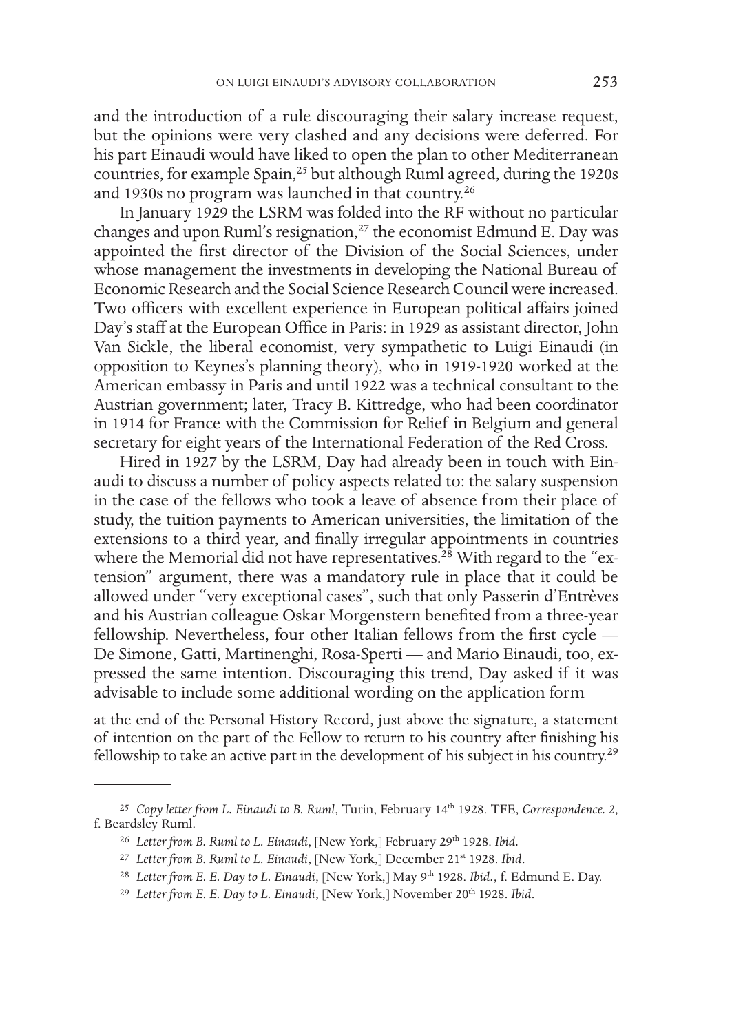and the introduction of a rule discouraging their salary increase request, but the opinions were very clashed and any decisions were deferred. For his part Einaudi would have liked to open the plan to other Mediterranean countries, for example Spain,[25] but although Ruml agreed, during the 1920s and 1930s no program was launched in that country.[26]

In January 1929 the LSRM was folded into the RF without no particular changes and upon Ruml's resignation,[27] the economist Edmund E. Day was appointed the first director of the Division of the Social Sciences, under whose management the investments in developing the National Bureau of Economic Research and the Social Science Research Council were increased. Two officers with excellent experience in European political affairs joined Day's staff at the European Office in Paris: in 1929 as assistant director, John Van Sickle, the liberal economist, very sympathetic to Luigi Einaudi (in opposition to Keynes's planning theory), who in 1919-1920 worked at the American embassy in Paris and until 1922 was a technical consultant to the Austrian government; later, Tracy B. Kittredge, who had been coordinator in 1914 for France with the Commission for Relief in Belgium and general secretary for eight years of the International Federation of the Red Cross.

Hired in 1927 by the LSRM, Day had already been in touch with Einaudi to discuss a number of policy aspects related to: the salary suspension in the case of the fellows who took a leave of absence from their place of study, the tuition payments to American universities, the limitation of the extensions to a third year, and finally irregular appointments in countries where the Memorial did not have representatives.[28] With regard to the "extension" argument, there was a mandatory rule in place that it could be allowed under "very exceptional cases", such that only Passerin d'Entrèves and his Austrian colleague Oskar Morgenstern benefited from a three-year fellowship. Nevertheless, four other Italian fellows from the first cycle — De Simone, Gatti, Martinenghi, Rosa-Sperti — and Mario Einaudi, too, expressed the same intention. Discouraging this trend, Day asked if it was advisable to include some additional wording on the application form

> at the end of the Personal History Record, just above the signature, a statement of intention on the part of the Fellow to return to his country after finishing his fellowship to take an active part in the development of his subject in his country.[29]

---

[25] *Copy letter from L. Einaudi to B. Ruml*, Turin, February 14th 1928. TFE, *Correspondence. 2*, f. Beardsley Ruml.

[26] *Letter from B. Ruml to L. Einaudi*, [New York,] February 29th 1928. *Ibid*.

[27] *Letter from B. Ruml to L. Einaudi*, [New York,] December 21st 1928. *Ibid*.

[28] *Letter from E. E. Day to L. Einaudi*, [New York,] May 9th 1928. *Ibid*., f. Edmund E. Day.

[29] *Letter from E. E. Day to L. Einaudi*, [New York,] November 20th 1928. *Ibid*.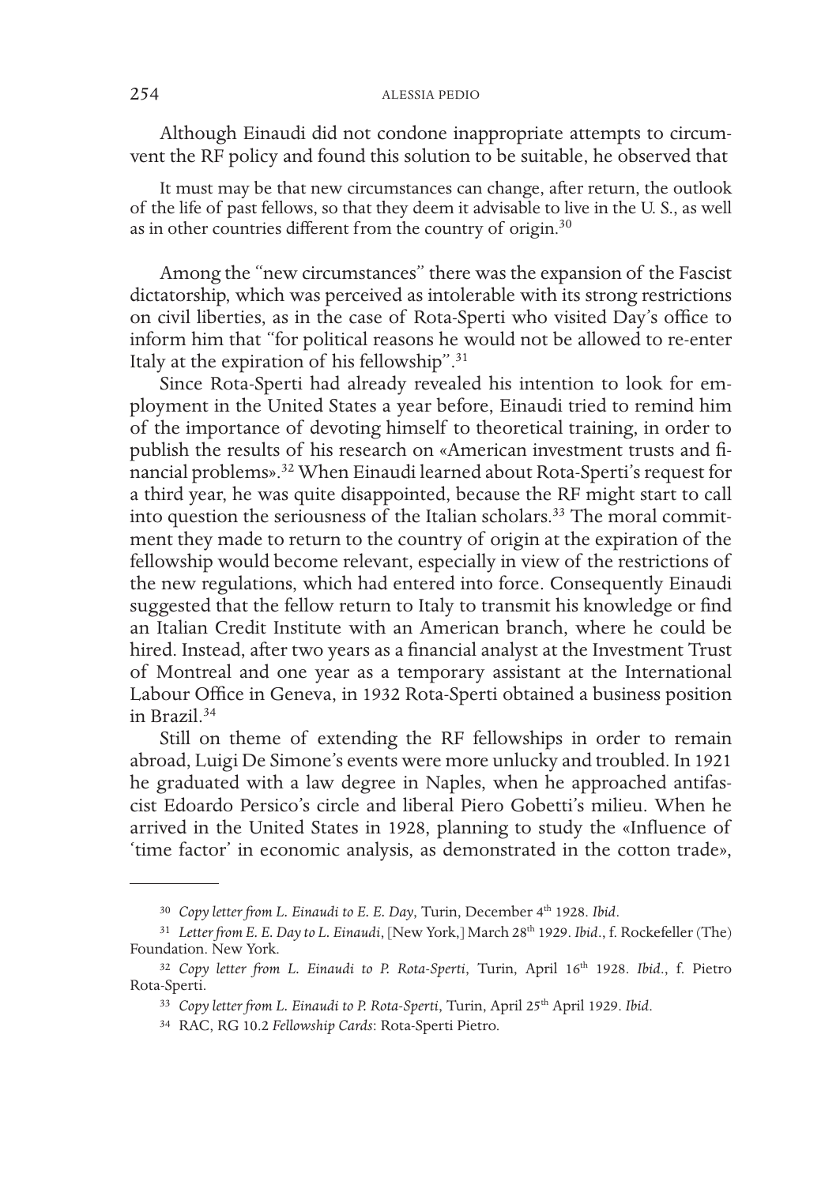Although Einaudi did not condone inappropriate attempts to circumvent the RF policy and found this solution to be suitable, he observed that

> It must may be that new circumstances can change, after return, the outlook of the life of past fellows, so that they deem it advisable to live in the U. S., as well as in other countries different from the country of origin.[30]

Among the "new circumstances" there was the expansion of the Fascist dictatorship, which was perceived as intolerable with its strong restrictions on civil liberties, as in the case of Rota-Sperti who visited Day's office to inform him that "for political reasons he would not be allowed to re-enter Italy at the expiration of his fellowship".[31]

Since Rota-Sperti had already revealed his intention to look for employment in the United States a year before, Einaudi tried to remind him of the importance of devoting himself to theoretical training, in order to publish the results of his research on «American investment trusts and financial problems».[32] When Einaudi learned about Rota-Sperti's request for a third year, he was quite disappointed, because the RF might start to call into question the seriousness of the Italian scholars.[33] The moral commitment they made to return to the country of origin at the expiration of the fellowship would become relevant, especially in view of the restrictions of the new regulations, which had entered into force. Consequently Einaudi suggested that the fellow return to Italy to transmit his knowledge or find an Italian Credit Institute with an American branch, where he could be hired. Instead, after two years as a financial analyst at the Investment Trust of Montreal and one year as a temporary assistant at the International Labour Office in Geneva, in 1932 Rota-Sperti obtained a business position in Brazil.[34]

Still on theme of extending the RF fellowships in order to remain abroad, Luigi De Simone's events were more unlucky and troubled. In 1921 he graduated with a law degree in Naples, when he approached antifascist Edoardo Persico's circle and liberal Piero Gobetti's milieu. When he arrived in the United States in 1928, planning to study the «Influence of 'time factor' in economic analysis, as demonstrated in the cotton trade»,

---

[30] *Copy letter from L. Einaudi to E. E. Day*, Turin, December 4th 1928. *Ibid*.

[31] *Letter from E. E. Day to L. Einaudi*, [New York,] March 28th 1929. *Ibid*., f. Rockefeller (The) Foundation. New York.

[32] *Copy letter from L. Einaudi to P. Rota-Sperti*, Turin, April 16th 1928. *Ibid*., f. Pietro Rota-Sperti.

[33] *Copy letter from L. Einaudi to P. Rota-Sperti*, Turin, April 25th April 1929. *Ibid*.

[34] RAC, RG 10.2 *Fellowship Cards*: Rota-Sperti Pietro.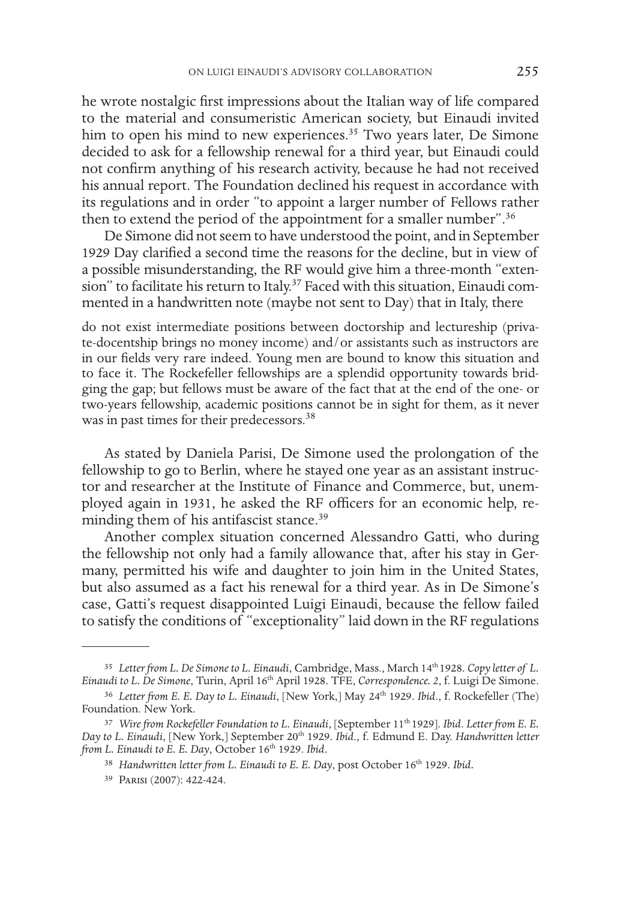he wrote nostalgic first impressions about the Italian way of life compared to the material and consumeristic American society, but Einaudi invited him to open his mind to new experiences.[35] Two years later, De Simone decided to ask for a fellowship renewal for a third year, but Einaudi could not confirm anything of his research activity, because he had not received his annual report. The Foundation declined his request in accordance with its regulations and in order "to appoint a larger number of Fellows rather then to extend the period of the appointment for a smaller number".[36]

De Simone did not seem to have understood the point, and in September 1929 Day clarified a second time the reasons for the decline, but in view of a possible misunderstanding, the RF would give him a three-month "extension" to facilitate his return to Italy.[37] Faced with this situation, Einaudi commented in a handwritten note (maybe not sent to Day) that in Italy, there

> do not exist intermediate positions between doctorship and lectureship (private-docentship brings no money income) and/or assistants such as instructors are in our fields very rare indeed. Young men are bound to know this situation and to face it. The Rockefeller fellowships are a splendid opportunity towards bridging the gap; but fellows must be aware of the fact that at the end of the one- or two-years fellowship, academic positions cannot be in sight for them, as it never was in past times for their predecessors.[38]

As stated by Daniela Parisi, De Simone used the prolongation of the fellowship to go to Berlin, where he stayed one year as an assistant instructor and researcher at the Institute of Finance and Commerce, but, unemployed again in 1931, he asked the RF officers for an economic help, reminding them of his antifascist stance.[39]

Another complex situation concerned Alessandro Gatti, who during the fellowship not only had a family allowance that, after his stay in Germany, permitted his wife and daughter to join him in the United States, but also assumed as a fact his renewal for a third year. As in De Simone's case, Gatti's request disappointed Luigi Einaudi, because the fellow failed to satisfy the conditions of "exceptionality" laid down in the RF regulations

---

[35] *Letter from L. De Simone to L. Einaudi*, Cambridge, Mass., March 14th 1928. *Copy letter of L. Einaudi to L. De Simone*, Turin, April 16th April 1928. TFE, *Correspondence. 2*, f. Luigi De Simone.

[36] *Letter from E. E. Day to L. Einaudi*, [New York,] May 24th 1929. *Ibid*., f. Rockefeller (The) Foundation. New York.

[37] *Wire from Rockefeller Foundation to L. Einaudi*, [September 11th 1929]. *Ibid*. *Letter from E. E. Day to L. Einaudi*, [New York,] September 20th 1929. *Ibid*., f. Edmund E. Day. *Handwritten letter from L. Einaudi to E. E. Day*, October 16th 1929. *Ibid*.

[38] *Handwritten letter from L. Einaudi to E. E. Day*, post October 16th 1929. *Ibid*.

[39] Parisi (2007): 422-424.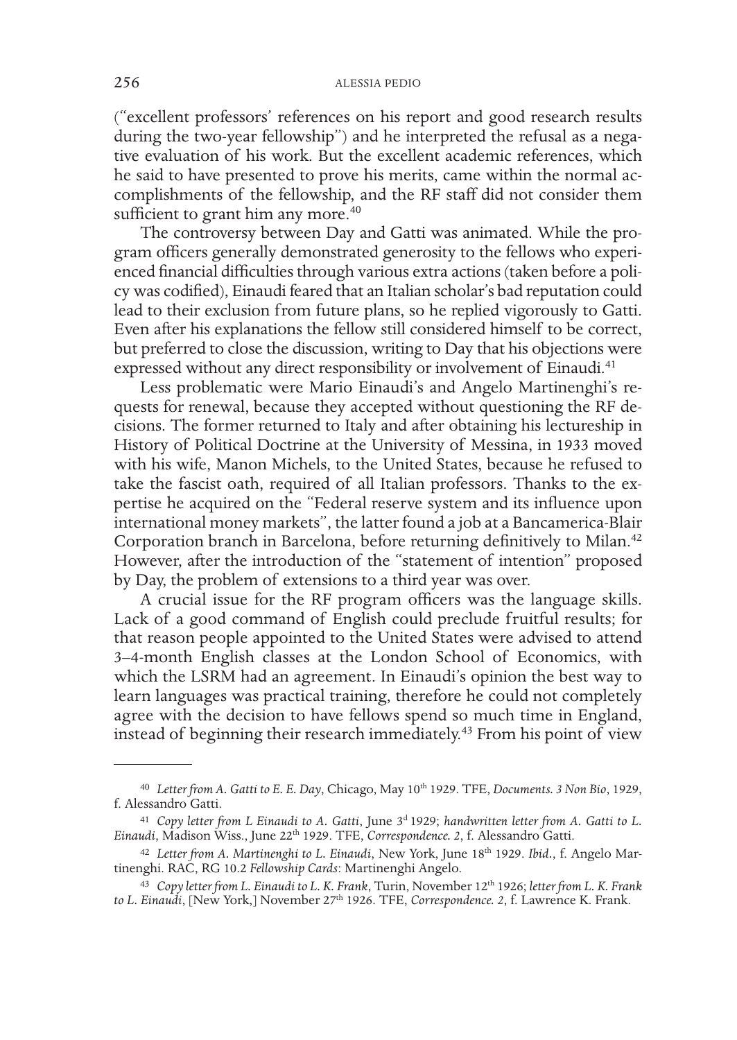("excellent professors' references on his report and good research results during the two-year fellowship") and he interpreted the refusal as a negative evaluation of his work. But the excellent academic references, which he said to have presented to prove his merits, came within the normal accomplishments of the fellowship, and the RF staff did not consider them sufficient to grant him any more.[40]

The controversy between Day and Gatti was animated. While the program officers generally demonstrated generosity to the fellows who experienced financial difficulties through various extra actions (taken before a policy was codified), Einaudi feared that an Italian scholar's bad reputation could lead to their exclusion from future plans, so he replied vigorously to Gatti. Even after his explanations the fellow still considered himself to be correct, but preferred to close the discussion, writing to Day that his objections were expressed without any direct responsibility or involvement of Einaudi.[41]

Less problematic were Mario Einaudi's and Angelo Martinenghi's requests for renewal, because they accepted without questioning the RF decisions. The former returned to Italy and after obtaining his lectureship in History of Political Doctrine at the University of Messina, in 1933 moved with his wife, Manon Michels, to the United States, because he refused to take the fascist oath, required of all Italian professors. Thanks to the expertise he acquired on the "Federal reserve system and its influence upon international money markets", the latter found a job at a Bancamerica-Blair Corporation branch in Barcelona, before returning definitively to Milan.[42] However, after the introduction of the "statement of intention" proposed by Day, the problem of extensions to a third year was over.

A crucial issue for the RF program officers was the language skills. Lack of a good command of English could preclude fruitful results; for that reason people appointed to the United States were advised to attend 3–4-month English classes at the London School of Economics, with which the LSRM had an agreement. In Einaudi's opinion the best way to learn languages was practical training, therefore he could not completely agree with the decision to have fellows spend so much time in England, instead of beginning their research immediately.[43] From his point of view

---

[40] *Letter from A. Gatti to E. E. Day*, Chicago, May 10th 1929. TFE, *Documents. 3 Non Bio*, 1929, f. Alessandro Gatti.

[41] *Copy letter from L Einaudi to A. Gatti*, June 3d 1929; *handwritten letter from A. Gatti to L. Einaudi*, Madison Wiss., June 22th 1929. TFE, *Correspondence. 2*, f. Alessandro Gatti.

[42] *Letter from A. Martinenghi to L. Einaudi*, New York, June 18th 1929. *Ibid.*, f. Angelo Martinenghi. RAC, RG 10.2 *Fellowship Cards*: Martinenghi Angelo.

[43] *Copy letter from L. Einaudi to L. K. Frank*, Turin, November 12th 1926; *letter from L. K. Frank to L. Einaudi*, [New York,] November 27th 1926. TFE, *Correspondence. 2*, f. Lawrence K. Frank.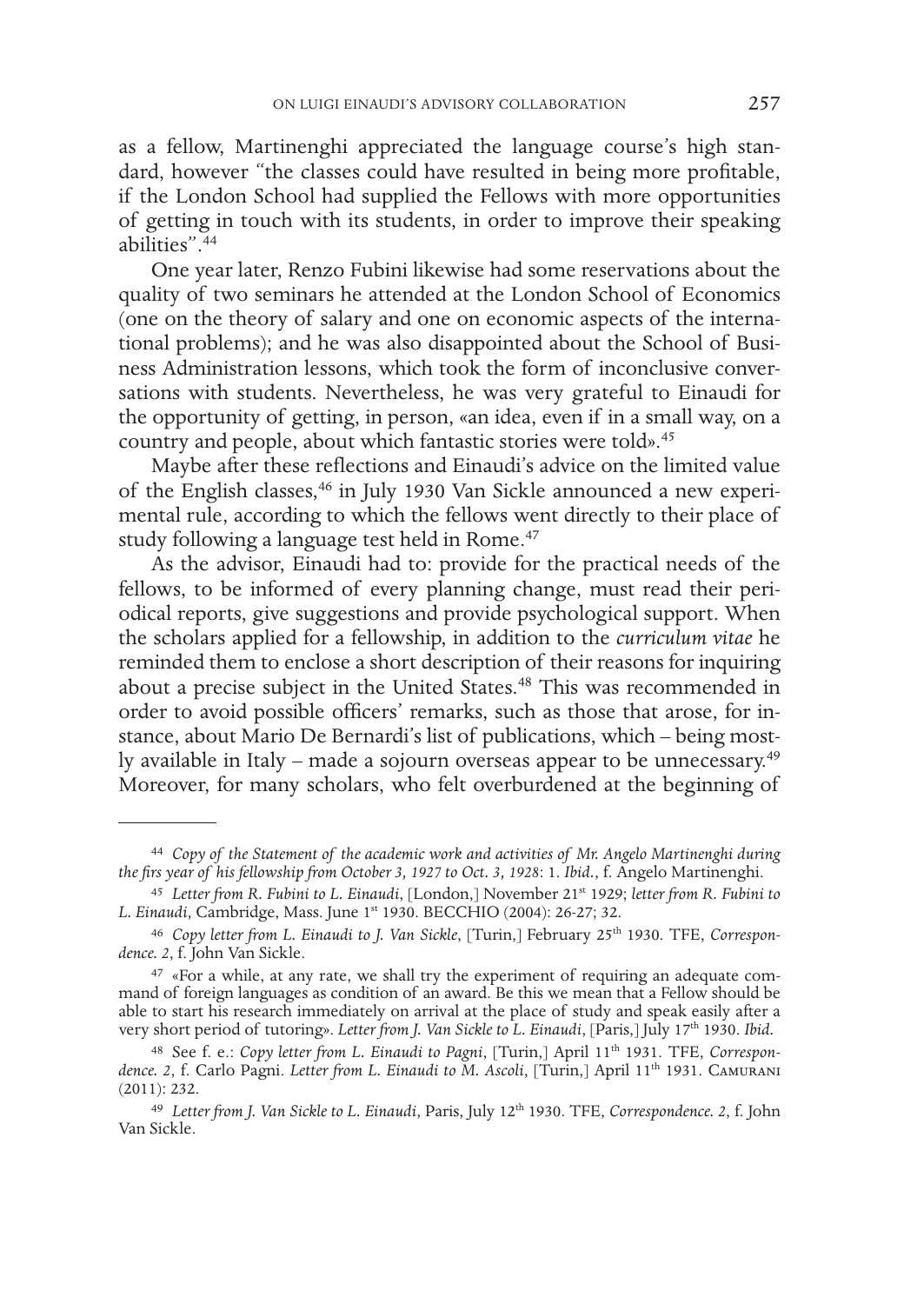as a fellow, Martinenghi appreciated the language course's high standard, however "the classes could have resulted in being more profitable, if the London School had supplied the Fellows with more opportunities of getting in touch with its students, in order to improve their speaking abilities".[44]

One year later, Renzo Fubini likewise had some reservations about the quality of two seminars he attended at the London School of Economics (one on the theory of salary and one on economic aspects of the international problems); and he was also disappointed about the School of Business Administration lessons, which took the form of inconclusive conversations with students. Nevertheless, he was very grateful to Einaudi for the opportunity of getting, in person, «an idea, even if in a small way, on a country and people, about which fantastic stories were told».[45]

Maybe after these reflections and Einaudi's advice on the limited value of the English classes,[46] in July 1930 Van Sickle announced a new experimental rule, according to which the fellows went directly to their place of study following a language test held in Rome.[47]

As the advisor, Einaudi had to: provide for the practical needs of the fellows, to be informed of every planning change, must read their periodical reports, give suggestions and provide psychological support. When the scholars applied for a fellowship, in addition to the *curriculum vitae* he reminded them to enclose a short description of their reasons for inquiring about a precise subject in the United States.[48] This was recommended in order to avoid possible officers' remarks, such as those that arose, for instance, about Mario De Bernardi's list of publications, which – being mostly available in Italy – made a sojourn overseas appear to be unnecessary.[49] Moreover, for many scholars, who felt overburdened at the beginning of

---

[44] *Copy of the Statement of the academic work and activities of Mr. Angelo Martinenghi during the firs year of his fellowship from October 3, 1927 to Oct. 3, 1928*: 1. *Ibid.*, f. Angelo Martinenghi.

[45] *Letter from R. Fubini to L. Einaudi*, [London,] November 21st 1929; *letter from R. Fubini to L. Einaudi*, Cambridge, Mass. June 1st 1930. BECCHIO (2004): 26-27; 32.

[46] *Copy letter from L. Einaudi to J. Van Sickle*, [Turin,] February 25th 1930. TFE, *Correspondence. 2*, f. John Van Sickle.

[47] «For a while, at any rate, we shall try the experiment of requiring an adequate command of foreign languages as condition of an award. Be this we mean that a Fellow should be able to start his research immediately on arrival at the place of study and speak easily after a very short period of tutoring». *Letter from J. Van Sickle to L. Einaudi*, [Paris,] July 17th 1930. *Ibid.*

[48] See f. e.: *Copy letter from L. Einaudi to Pagni*, [Turin,] April 11th 1931. TFE, *Correspondence. 2*, f. Carlo Pagni. *Letter from L. Einaudi to M. Ascoli*, [Turin,] April 11th 1931. CAMURANI (2011): 232.

[49] *Letter from J. Van Sickle to L. Einaudi*, Paris, July 12th 1930. TFE, *Correspondence. 2*, f. John Van Sickle.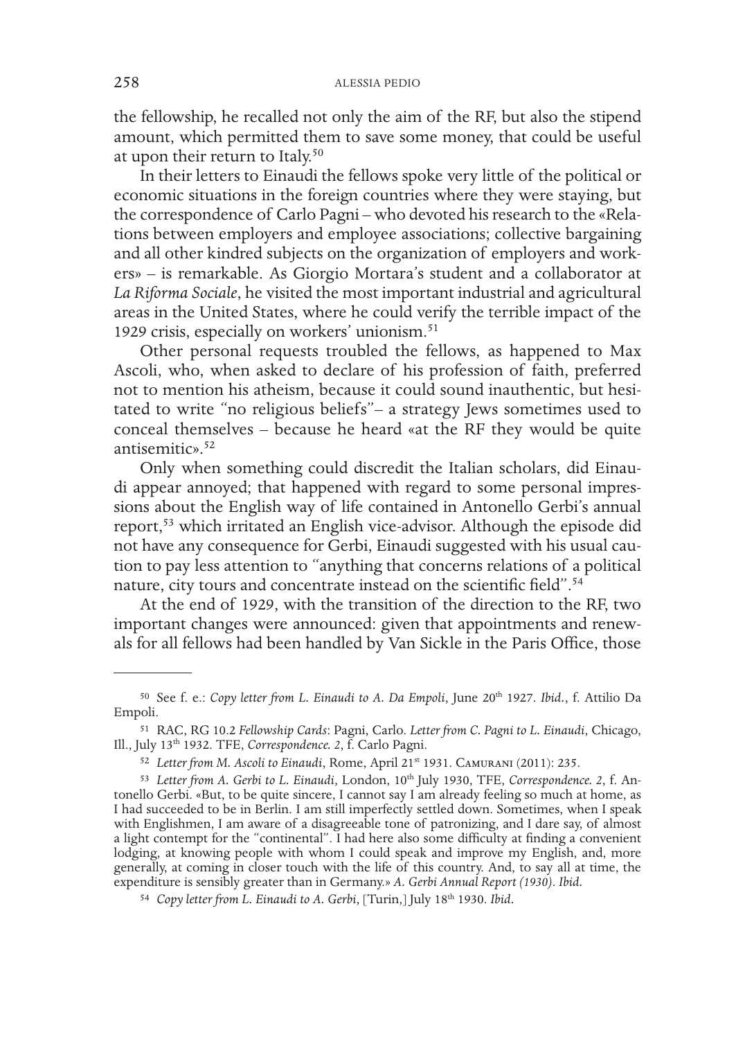the fellowship, he recalled not only the aim of the RF, but also the stipend amount, which permitted them to save some money, that could be useful at upon their return to Italy.[50]

In their letters to Einaudi the fellows spoke very little of the political or economic situations in the foreign countries where they were staying, but the correspondence of Carlo Pagni – who devoted his research to the «Relations between employers and employee associations; collective bargaining and all other kindred subjects on the organization of employers and workers» – is remarkable. As Giorgio Mortara's student and a collaborator at *La Riforma Sociale*, he visited the most important industrial and agricultural areas in the United States, where he could verify the terrible impact of the 1929 crisis, especially on workers' unionism.[51]

Other personal requests troubled the fellows, as happened to Max Ascoli, who, when asked to declare of his profession of faith, preferred not to mention his atheism, because it could sound inauthentic, but hesitated to write "no religious beliefs"– a strategy Jews sometimes used to conceal themselves – because he heard «at the RF they would be quite antisemitic».[52]

Only when something could discredit the Italian scholars, did Einaudi appear annoyed; that happened with regard to some personal impressions about the English way of life contained in Antonello Gerbi's annual report,[53] which irritated an English vice-advisor. Although the episode did not have any consequence for Gerbi, Einaudi suggested with his usual caution to pay less attention to "anything that concerns relations of a political nature, city tours and concentrate instead on the scientific field".[54]

At the end of 1929, with the transition of the direction to the RF, two important changes were announced: given that appointments and renewals for all fellows had been handled by Van Sickle in the Paris Office, those

---

[50] See f. e.: *Copy letter from L. Einaudi to A. Da Empoli*, June 20th 1927. *Ibid*., f. Attilio Da Empoli.

[51] RAC, RG 10.2 *Fellowship Cards*: Pagni, Carlo. *Letter from C. Pagni to L. Einaudi*, Chicago, Ill., July 13th 1932. TFE, *Correspondence. 2*, f. Carlo Pagni.

[52] *Letter from M. Ascoli to Einaudi*, Rome, April 21st 1931. Camurani (2011): 235.

[53] *Letter from A. Gerbi to L. Einaudi*, London, 10th July 1930, TFE, *Correspondence. 2*, f. Antonello Gerbi. «But, to be quite sincere, I cannot say I am already feeling so much at home, as I had succeeded to be in Berlin. I am still imperfectly settled down. Sometimes, when I speak with Englishmen, I am aware of a disagreeable tone of patronizing, and I dare say, of almost a light contempt for the "continental". I had here also some difficulty at finding a convenient lodging, at knowing people with whom I could speak and improve my English, and, more generally, at coming in closer touch with the life of this country. And, to say all at time, the expenditure is sensibly greater than in Germany.» *A. Gerbi Annual Report (1930)*. *Ibid*.

[54] *Copy letter from L. Einaudi to A. Gerbi*, [Turin,] July 18th 1930. *Ibid*.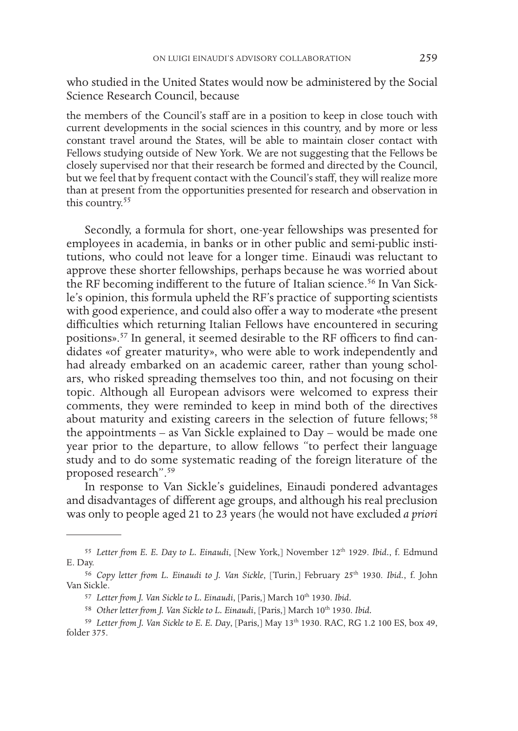who studied in the United States would now be administered by the Social Science Research Council, because

> the members of the Council's staff are in a position to keep in close touch with current developments in the social sciences in this country, and by more or less constant travel around the States, will be able to maintain closer contact with Fellows studying outside of New York. We are not suggesting that the Fellows be closely supervised nor that their research be formed and directed by the Council, but we feel that by frequent contact with the Council's staff, they will realize more than at present from the opportunities presented for research and observation in this country.[55]

Secondly, a formula for short, one-year fellowships was presented for employees in academia, in banks or in other public and semi-public institutions, who could not leave for a longer time. Einaudi was reluctant to approve these shorter fellowships, perhaps because he was worried about the RF becoming indifferent to the future of Italian science.[56] In Van Sickle's opinion, this formula upheld the RF's practice of supporting scientists with good experience, and could also offer a way to moderate «the present difficulties which returning Italian Fellows have encountered in securing positions».[57] In general, it seemed desirable to the RF officers to find candidates «of greater maturity», who were able to work independently and had already embarked on an academic career, rather than young scholars, who risked spreading themselves too thin, and not focusing on their topic. Although all European advisors were welcomed to express their comments, they were reminded to keep in mind both of the directives about maturity and existing careers in the selection of future fellows;[58] the appointments – as Van Sickle explained to Day – would be made one year prior to the departure, to allow fellows "to perfect their language study and to do some systematic reading of the foreign literature of the proposed research".[59]

In response to Van Sickle's guidelines, Einaudi pondered advantages and disadvantages of different age groups, and although his real preclusion was only to people aged 21 to 23 years (he would not have excluded *a priori*

---

[55] *Letter from E. E. Day to L. Einaudi*, [New York,] November 12th 1929. *Ibid.*, f. Edmund E. Day.

[56] *Copy letter from L. Einaudi to J. Van Sickle*, [Turin,] February 25th 1930. *Ibid.*, f. John Van Sickle.

[57] *Letter from J. Van Sickle to L. Einaudi*, [Paris,] March 10th 1930. *Ibid.*

[58] *Other letter from J. Van Sickle to L. Einaudi*, [Paris,] March 10th 1930. *Ibid.*

[59] *Letter from J. Van Sickle to E. E. Day*, [Paris,] May 13th 1930. RAC, RG 1.2 100 ES, box 49, folder 375.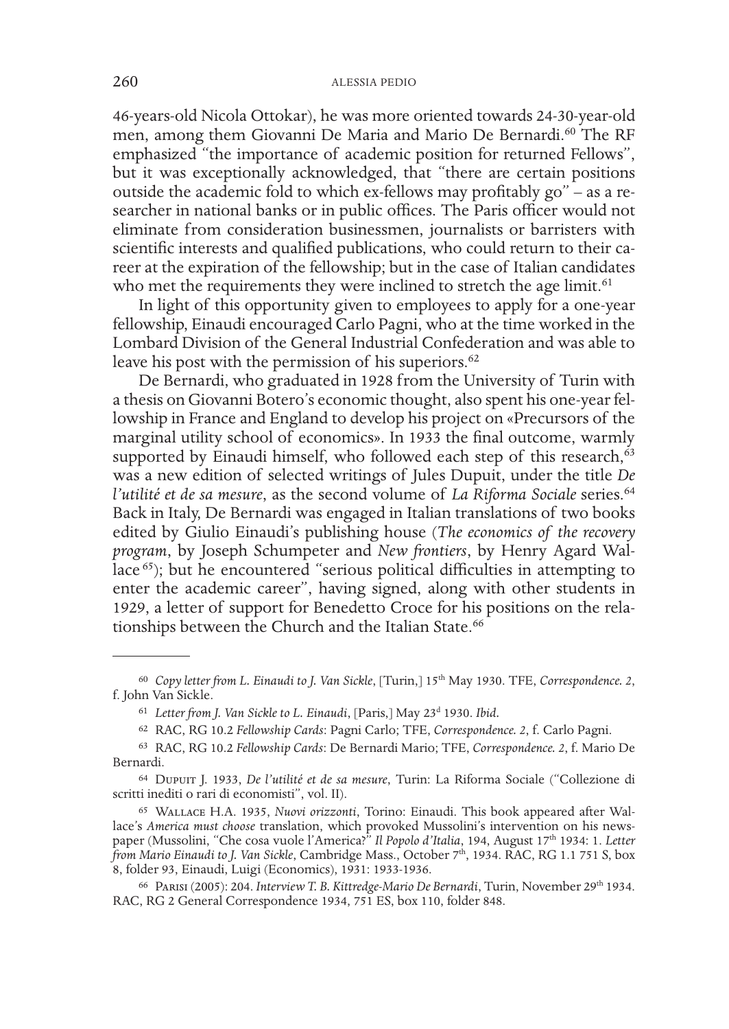46-years-old Nicola Ottokar), he was more oriented towards 24-30-year-old men, among them Giovanni De Maria and Mario De Bernardi.[60] The RF emphasized "the importance of academic position for returned Fellows", but it was exceptionally acknowledged, that "there are certain positions outside the academic fold to which ex-fellows may profitably go" – as a researcher in national banks or in public offices. The Paris officer would not eliminate from consideration businessmen, journalists or barristers with scientific interests and qualified publications, who could return to their career at the expiration of the fellowship; but in the case of Italian candidates who met the requirements they were inclined to stretch the age limit.[61]

In light of this opportunity given to employees to apply for a one-year fellowship, Einaudi encouraged Carlo Pagni, who at the time worked in the Lombard Division of the General Industrial Confederation and was able to leave his post with the permission of his superiors.[62]

De Bernardi, who graduated in 1928 from the University of Turin with a thesis on Giovanni Botero's economic thought, also spent his one-year fellowship in France and England to develop his project on «Precursors of the marginal utility school of economics». In 1933 the final outcome, warmly supported by Einaudi himself, who followed each step of this research,[63] was a new edition of selected writings of Jules Dupuit, under the title *De l'utilité et de sa mesure*, as the second volume of *La Riforma Sociale* series.[64] Back in Italy, De Bernardi was engaged in Italian translations of two books edited by Giulio Einaudi's publishing house (*The economics of the recovery program*, by Joseph Schumpeter and *New frontiers*, by Henry Agard Wallace[65]); but he encountered "serious political difficulties in attempting to enter the academic career", having signed, along with other students in 1929, a letter of support for Benedetto Croce for his positions on the relationships between the Church and the Italian State.[66]

---

[60] *Copy letter from L. Einaudi to J. Van Sickle*, [Turin,] 15th May 1930. TFE, *Correspondence. 2*, f. John Van Sickle.

[61] *Letter from J. Van Sickle to L. Einaudi*, [Paris,] May 23d 1930. *Ibid*.

[62] RAC, RG 10.2 *Fellowship Cards*: Pagni Carlo; TFE, *Correspondence. 2*, f. Carlo Pagni.

[63] RAC, RG 10.2 *Fellowship Cards*: De Bernardi Mario; TFE, *Correspondence. 2*, f. Mario De Bernardi.

[64] Dupuit J. 1933, *De l'utilité et de sa mesure*, Turin: La Riforma Sociale ("Collezione di scritti inediti o rari di economisti", vol. II).

[65] Wallace H.A. 1935, *Nuovi orizzonti*, Torino: Einaudi. This book appeared after Wallace's *America must choose* translation, which provoked Mussolini's intervention on his newspaper (Mussolini, "Che cosa vuole l'America?" *Il Popolo d'Italia*, 194, August 17th 1934: 1. *Letter from Mario Einaudi to J. Van Sickle*, Cambridge Mass., October 7th, 1934. RAC, RG 1.1 751 S, box 8, folder 93, Einaudi, Luigi (Economics), 1931: 1933-1936.

[66] Parisi (2005): 204. *Interview T. B. Kittredge-Mario De Bernardi*, Turin, November 29th 1934. RAC, RG 2 General Correspondence 1934, 751 ES, box 110, folder 848.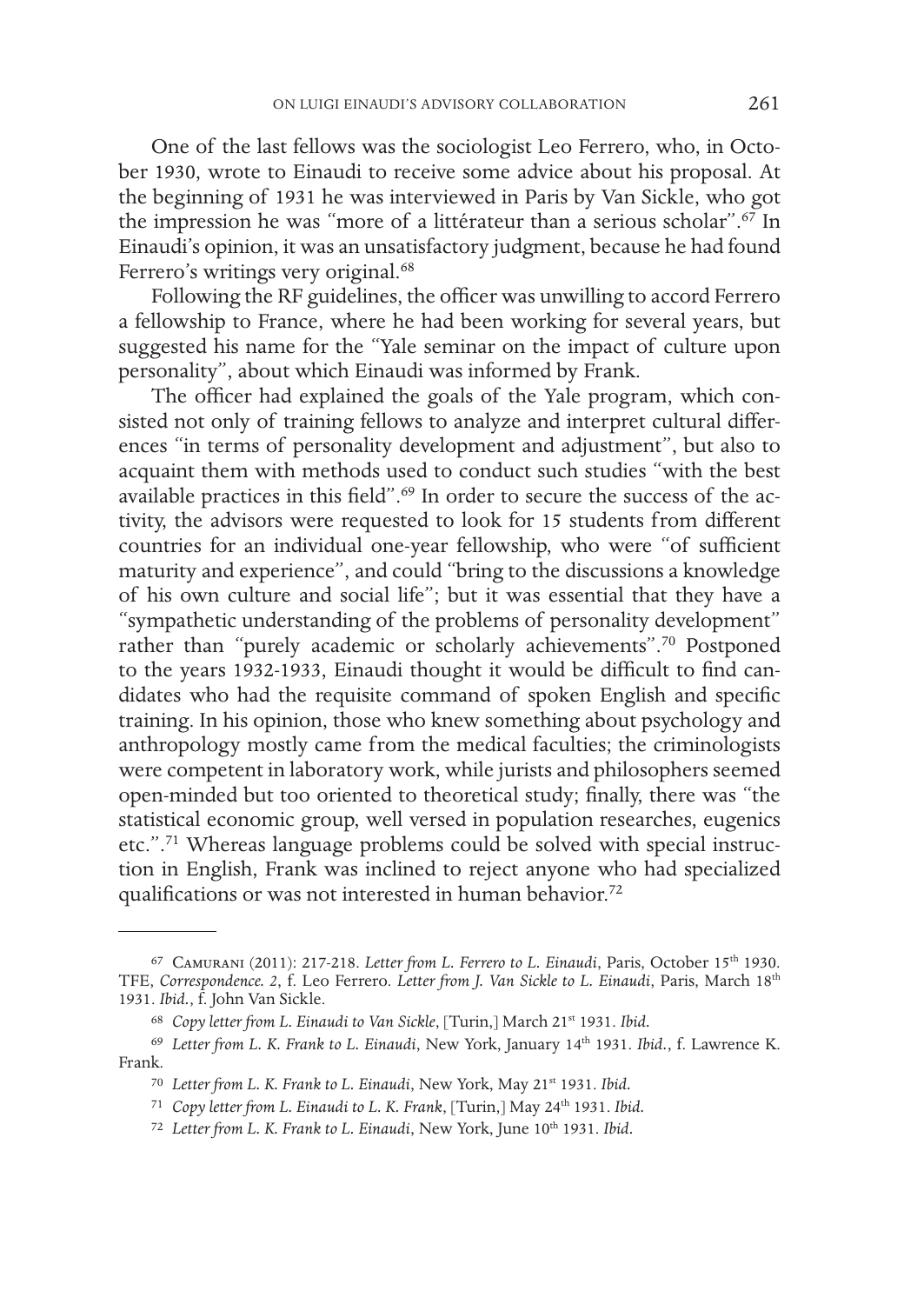One of the last fellows was the sociologist Leo Ferrero, who, in October 1930, wrote to Einaudi to receive some advice about his proposal. At the beginning of 1931 he was interviewed in Paris by Van Sickle, who got the impression he was "more of a littérateur than a serious scholar".[67] In Einaudi's opinion, it was an unsatisfactory judgment, because he had found Ferrero's writings very original.[68]

Following the RF guidelines, the officer was unwilling to accord Ferrero a fellowship to France, where he had been working for several years, but suggested his name for the "Yale seminar on the impact of culture upon personality", about which Einaudi was informed by Frank.

The officer had explained the goals of the Yale program, which consisted not only of training fellows to analyze and interpret cultural differences "in terms of personality development and adjustment", but also to acquaint them with methods used to conduct such studies "with the best available practices in this field".[69] In order to secure the success of the activity, the advisors were requested to look for 15 students from different countries for an individual one-year fellowship, who were "of sufficient maturity and experience", and could "bring to the discussions a knowledge of his own culture and social life"; but it was essential that they have a "sympathetic understanding of the problems of personality development" rather than "purely academic or scholarly achievements".[70] Postponed to the years 1932-1933, Einaudi thought it would be difficult to find candidates who had the requisite command of spoken English and specific training. In his opinion, those who knew something about psychology and anthropology mostly came from the medical faculties; the criminologists were competent in laboratory work, while jurists and philosophers seemed open-minded but too oriented to theoretical study; finally, there was "the statistical economic group, well versed in population researches, eugenics etc.".[71] Whereas language problems could be solved with special instruction in English, Frank was inclined to reject anyone who had specialized qualifications or was not interested in human behavior.[72]

---

[67] Camurani (2011): 217-218. *Letter from L. Ferrero to L. Einaudi*, Paris, October 15th 1930. TFE, *Correspondence. 2*, f. Leo Ferrero. *Letter from J. Van Sickle to L. Einaudi*, Paris, March 18th 1931. *Ibid.*, f. John Van Sickle.

[68] *Copy letter from L. Einaudi to Van Sickle*, [Turin,] March 21st 1931. *Ibid.*

[69] *Letter from L. K. Frank to L. Einaudi*, New York, January 14th 1931. *Ibid.*, f. Lawrence K. Frank.

[70] *Letter from L. K. Frank to L. Einaudi*, New York, May 21st 1931. *Ibid.*

[71] *Copy letter from L. Einaudi to L. K. Frank*, [Turin,] May 24th 1931. *Ibid.*

[72] *Letter from L. K. Frank to L. Einaudi*, New York, June 10th 1931. *Ibid.*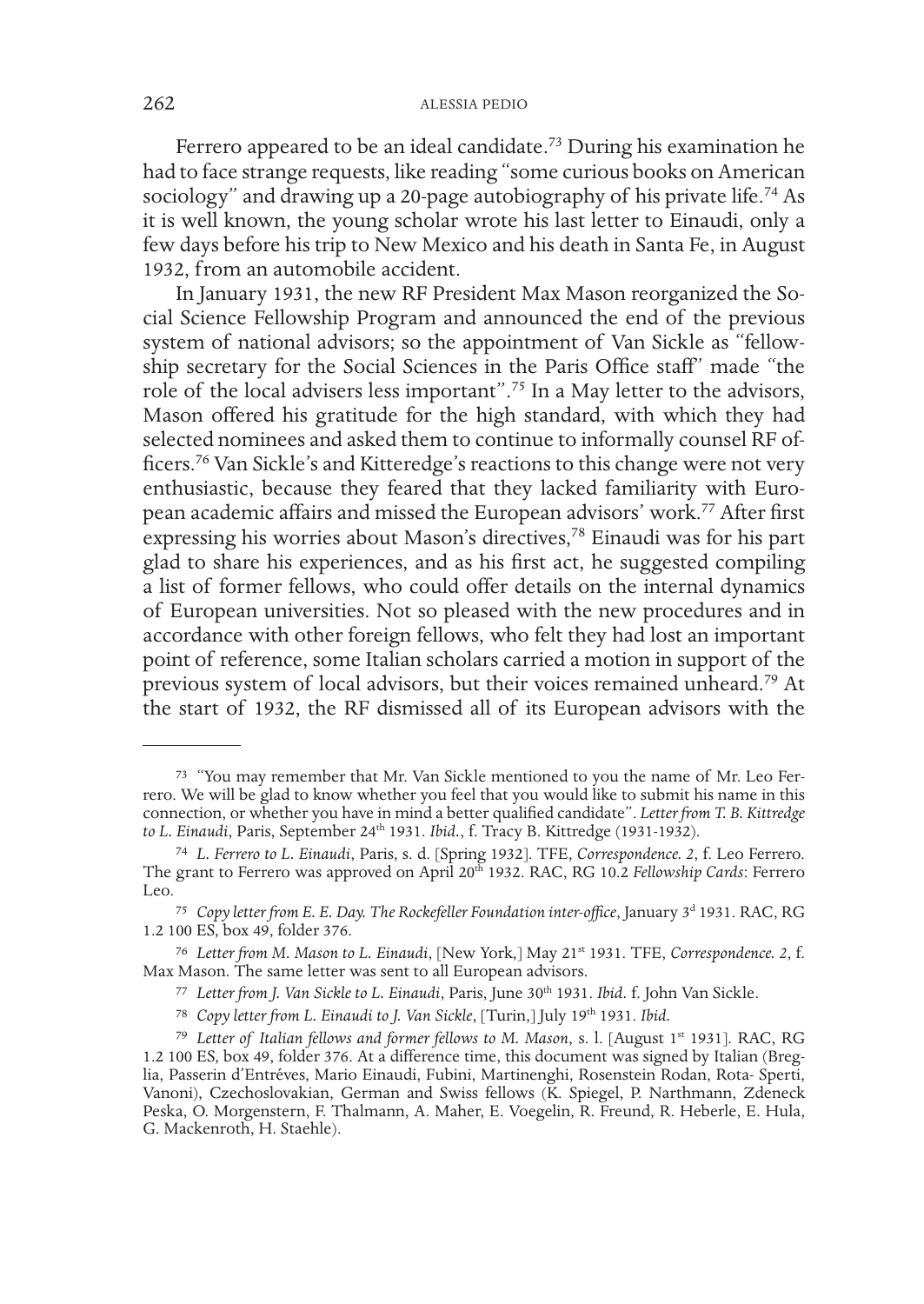Ferrero appeared to be an ideal candidate.[73] During his examination he had to face strange requests, like reading "some curious books on American sociology" and drawing up a 20-page autobiography of his private life.[74] As it is well known, the young scholar wrote his last letter to Einaudi, only a few days before his trip to New Mexico and his death in Santa Fe, in August 1932, from an automobile accident.

In January 1931, the new RF President Max Mason reorganized the Social Science Fellowship Program and announced the end of the previous system of national advisors; so the appointment of Van Sickle as "fellowship secretary for the Social Sciences in the Paris Office staff" made "the role of the local advisers less important".[75] In a May letter to the advisors, Mason offered his gratitude for the high standard, with which they had selected nominees and asked them to continue to informally counsel RF officers.[76] Van Sickle's and Kitteredge's reactions to this change were not very enthusiastic, because they feared that they lacked familiarity with European academic affairs and missed the European advisors' work.[77] After first expressing his worries about Mason's directives,[78] Einaudi was for his part glad to share his experiences, and as his first act, he suggested compiling a list of former fellows, who could offer details on the internal dynamics of European universities. Not so pleased with the new procedures and in accordance with other foreign fellows, who felt they had lost an important point of reference, some Italian scholars carried a motion in support of the previous system of local advisors, but their voices remained unheard.[79] At the start of 1932, the RF dismissed all of its European advisors with the

---

[73] "You may remember that Mr. Van Sickle mentioned to you the name of Mr. Leo Ferrero. We will be glad to know whether you feel that you would like to submit his name in this connection, or whether you have in mind a better qualified candidate". *Letter from T. B. Kittredge to L. Einaudi*, Paris, September 24th 1931. *Ibid.*, f. Tracy B. Kittredge (1931-1932).

[74] *L. Ferrero to L. Einaudi*, Paris, s. d. [Spring 1932]. TFE, *Correspondence. 2*, f. Leo Ferrero. The grant to Ferrero was approved on April 20th 1932. RAC, RG 10.2 *Fellowship Cards*: Ferrero Leo.

[75] *Copy letter from E. E. Day. The Rockefeller Foundation inter-office*, January 3d 1931. RAC, RG 1.2 100 ES, box 49, folder 376.

[76] *Letter from M. Mason to L. Einaudi*, [New York,] May 21st 1931. TFE, *Correspondence. 2*, f. Max Mason. The same letter was sent to all European advisors.

[77] *Letter from J. Van Sickle to L. Einaudi*, Paris, June 30th 1931. *Ibid.* f. John Van Sickle.

[78] *Copy letter from L. Einaudi to J. Van Sickle*, [Turin,] July 19th 1931. *Ibid.*

[79] *Letter of Italian fellows and former fellows to M. Mason*, s. l. [August 1st 1931]. RAC, RG 1.2 100 ES, box 49, folder 376. At a difference time, this document was signed by Italian (Breglia, Passerin d'Entréves, Mario Einaudi, Fubini, Martinenghi, Rosenstein Rodan, Rota- Sperti, Vanoni), Czechoslovakian, German and Swiss fellows (K. Spiegel, P. Narthmann, Zdeneck Peska, O. Morgenstern, F. Thalmann, A. Maher, E. Voegelin, R. Freund, R. Heberle, E. Hula, G. Mackenroth, H. Staehle).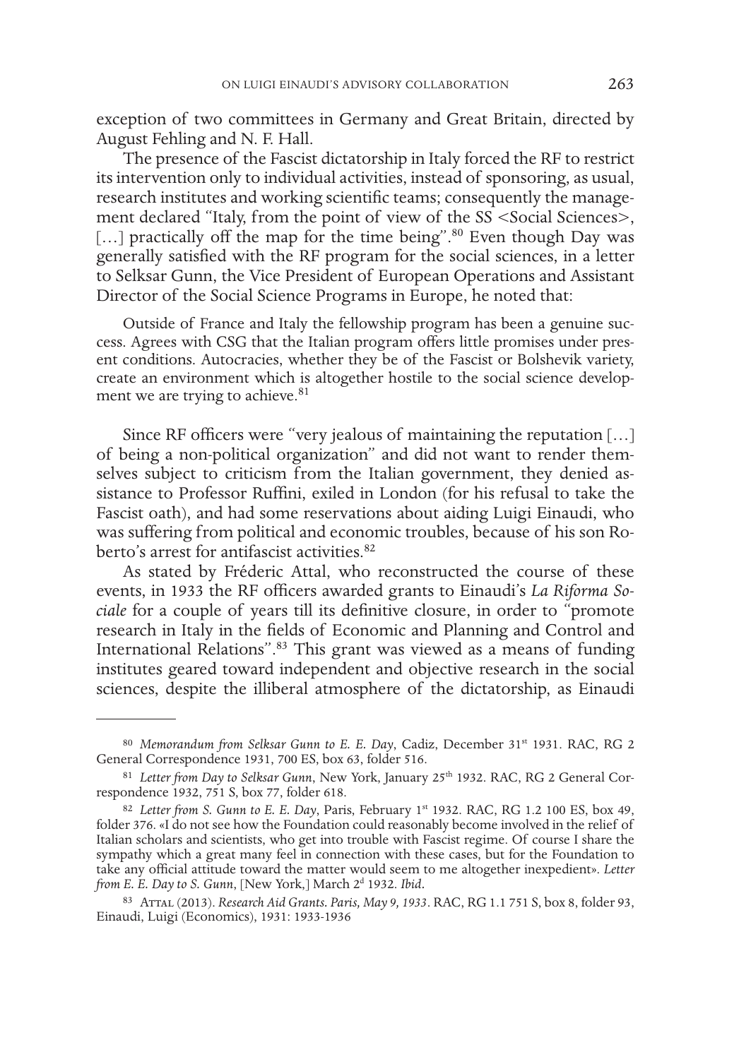exception of two committees in Germany and Great Britain, directed by August Fehling and N. F. Hall.

The presence of the Fascist dictatorship in Italy forced the RF to restrict its intervention only to individual activities, instead of sponsoring, as usual, research institutes and working scientific teams; consequently the management declared "Italy, from the point of view of the SS <Social Sciences>, […] practically off the map for the time being".[80] Even though Day was generally satisfied with the RF program for the social sciences, in a letter to Selksar Gunn, the Vice President of European Operations and Assistant Director of the Social Science Programs in Europe, he noted that:

> Outside of France and Italy the fellowship program has been a genuine success. Agrees with CSG that the Italian program offers little promises under present conditions. Autocracies, whether they be of the Fascist or Bolshevik variety, create an environment which is altogether hostile to the social science development we are trying to achieve.[81]

Since RF officers were "very jealous of maintaining the reputation […] of being a non-political organization" and did not want to render themselves subject to criticism from the Italian government, they denied assistance to Professor Ruffini, exiled in London (for his refusal to take the Fascist oath), and had some reservations about aiding Luigi Einaudi, who was suffering from political and economic troubles, because of his son Roberto's arrest for antifascist activities.[82]

As stated by Fréderic Attal, who reconstructed the course of these events, in 1933 the RF officers awarded grants to Einaudi's *La Riforma Sociale* for a couple of years till its definitive closure, in order to "promote research in Italy in the fields of Economic and Planning and Control and International Relations".[83] This grant was viewed as a means of funding institutes geared toward independent and objective research in the social sciences, despite the illiberal atmosphere of the dictatorship, as Einaudi

---

[80] *Memorandum from Selksar Gunn to E. E. Day*, Cadiz, December 31st 1931. RAC, RG 2 General Correspondence 1931, 700 ES, box 63, folder 516.

[81] *Letter from Day to Selksar Gunn*, New York, January 25th 1932. RAC, RG 2 General Correspondence 1932, 751 S, box 77, folder 618.

[82] *Letter from S. Gunn to E. E. Day*, Paris, February 1st 1932. RAC, RG 1.2 100 ES, box 49, folder 376. «I do not see how the Foundation could reasonably become involved in the relief of Italian scholars and scientists, who get into trouble with Fascist regime. Of course I share the sympathy which a great many feel in connection with these cases, but for the Foundation to take any official attitude toward the matter would seem to me altogether inexpedient». *Letter from E. E. Day to S. Gunn*, [New York,] March 2d 1932. *Ibid*.

[83] Attal (2013). *Research Aid Grants. Paris, May 9, 1933*. RAC, RG 1.1 751 S, box 8, folder 93, Einaudi, Luigi (Economics), 1931: 1933-1936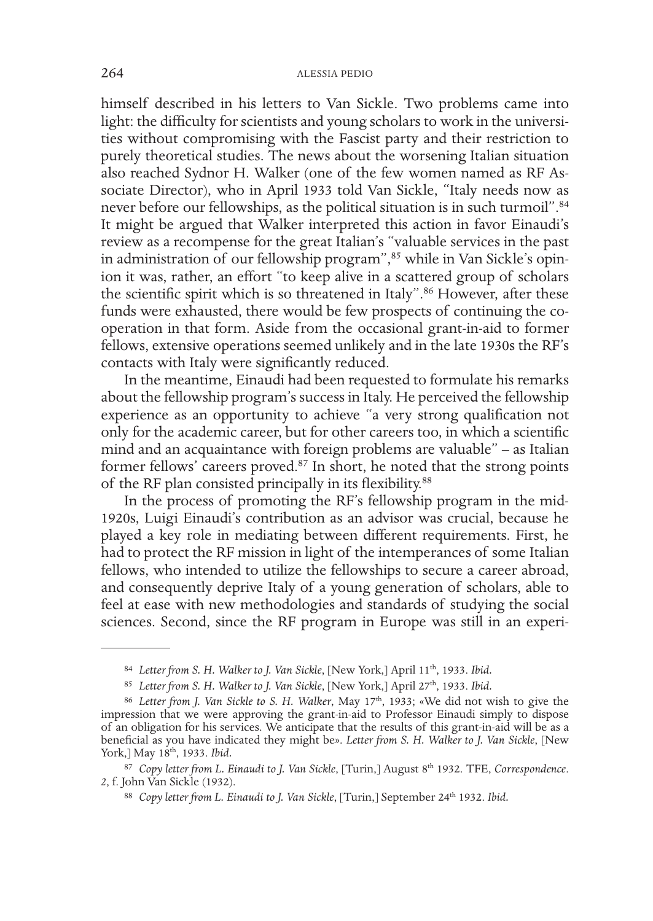himself described in his letters to Van Sickle. Two problems came into light: the difficulty for scientists and young scholars to work in the universities without compromising with the Fascist party and their restriction to purely theoretical studies. The news about the worsening Italian situation also reached Sydnor H. Walker (one of the few women named as RF Associate Director), who in April 1933 told Van Sickle, "Italy needs now as never before our fellowships, as the political situation is in such turmoil".[84] It might be argued that Walker interpreted this action in favor Einaudi's review as a recompense for the great Italian's "valuable services in the past in administration of our fellowship program",[85] while in Van Sickle's opinion it was, rather, an effort "to keep alive in a scattered group of scholars the scientific spirit which is so threatened in Italy".[86] However, after these funds were exhausted, there would be few prospects of continuing the cooperation in that form. Aside from the occasional grant-in-aid to former fellows, extensive operations seemed unlikely and in the late 1930s the RF's contacts with Italy were significantly reduced.

In the meantime, Einaudi had been requested to formulate his remarks about the fellowship program's success in Italy. He perceived the fellowship experience as an opportunity to achieve "a very strong qualification not only for the academic career, but for other careers too, in which a scientific mind and an acquaintance with foreign problems are valuable" – as Italian former fellows' careers proved.[87] In short, he noted that the strong points of the RF plan consisted principally in its flexibility.[88]

In the process of promoting the RF's fellowship program in the mid-1920s, Luigi Einaudi's contribution as an advisor was crucial, because he played a key role in mediating between different requirements. First, he had to protect the RF mission in light of the intemperances of some Italian fellows, who intended to utilize the fellowships to secure a career abroad, and consequently deprive Italy of a young generation of scholars, able to feel at ease with new methodologies and standards of studying the social sciences. Second, since the RF program in Europe was still in an experi-

---

[84] *Letter from S. H. Walker to J. Van Sickle*, [New York,] April 11th, 1933. *Ibid.*

[85] *Letter from S. H. Walker to J. Van Sickle*, [New York,] April 27th, 1933. *Ibid.*

[86] *Letter from J. Van Sickle to S. H. Walker*, May 17th, 1933; «We did not wish to give the impression that we were approving the grant-in-aid to Professor Einaudi simply to dispose of an obligation for his services. We anticipate that the results of this grant-in-aid will be as a beneficial as you have indicated they might be». *Letter from S. H. Walker to J. Van Sickle*, [New York,] May 18th, 1933. *Ibid.*

[87] *Copy letter from L. Einaudi to J. Van Sickle*, [Turin,] August 8th 1932. TFE, *Correspondence. 2*, f. John Van Sickle (1932).

[88] *Copy letter from L. Einaudi to J. Van Sickle*, [Turin,] September 24th 1932. *Ibid.*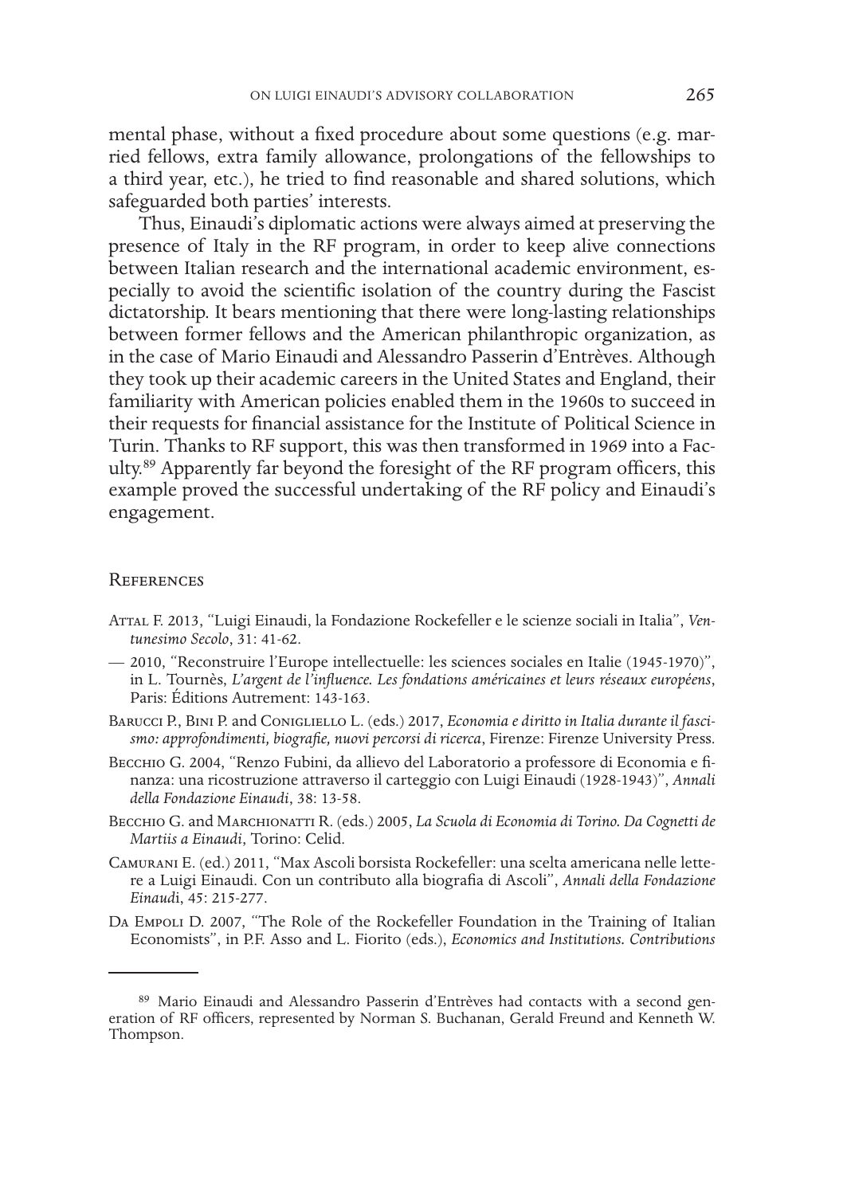mental phase, without a fixed procedure about some questions (e.g. married fellows, extra family allowance, prolongations of the fellowships to a third year, etc.), he tried to find reasonable and shared solutions, which safeguarded both parties' interests.

Thus, Einaudi's diplomatic actions were always aimed at preserving the presence of Italy in the RF program, in order to keep alive connections between Italian research and the international academic environment, especially to avoid the scientific isolation of the country during the Fascist dictatorship. It bears mentioning that there were long-lasting relationships between former fellows and the American philanthropic organization, as in the case of Mario Einaudi and Alessandro Passerin d'Entrèves. Although they took up their academic careers in the United States and England, their familiarity with American policies enabled them in the 1960s to succeed in their requests for financial assistance for the Institute of Political Science in Turin. Thanks to RF support, this was then transformed in 1969 into a Faculty.[89] Apparently far beyond the foresight of the RF program officers, this example proved the successful undertaking of the RF policy and Einaudi's engagement.

## References

Attal F. 2013, "Luigi Einaudi, la Fondazione Rockefeller e le scienze sociali in Italia", *Ventunesimo Secolo*, 31: 41-62.

— 2010, "Reconstruire l'Europe intellectuelle: les sciences sociales en Italie (1945-1970)", in L. Tournès, *L'argent de l'influence. Les fondations américaines et leurs réseaux européens*, Paris: Éditions Autrement: 143-163.

Barucci P., Bini P. and Conigliello L. (eds.) 2017, *Economia e diritto in Italia durante il fascismo: approfondimenti, biografie, nuovi percorsi di ricerca*, Firenze: Firenze University Press.

Becchio G. 2004, "Renzo Fubini, da allievo del Laboratorio a professore di Economia e finanza: una ricostruzione attraverso il carteggio con Luigi Einaudi (1928-1943)", *Annali della Fondazione Einaudi*, 38: 13-58.

Becchio G. and Marchionatti R. (eds.) 2005, *La Scuola di Economia di Torino. Da Cognetti de Martiis a Einaudi*, Torino: Celid.

Camurani E. (ed.) 2011, "Max Ascoli borsista Rockefeller: una scelta americana nelle lettere a Luigi Einaudi. Con un contributo alla biografia di Ascoli", *Annali della Fondazione Einaudi*, 45: 215-277.

Da Empoli D. 2007, "The Role of the Rockefeller Foundation in the Training of Italian Economists", in P.F. Asso and L. Fiorito (eds.), *Economics and Institutions. Contributions*

---

[89] Mario Einaudi and Alessandro Passerin d'Entrèves had contacts with a second generation of RF officers, represented by Norman S. Buchanan, Gerald Freund and Kenneth W. Thompson.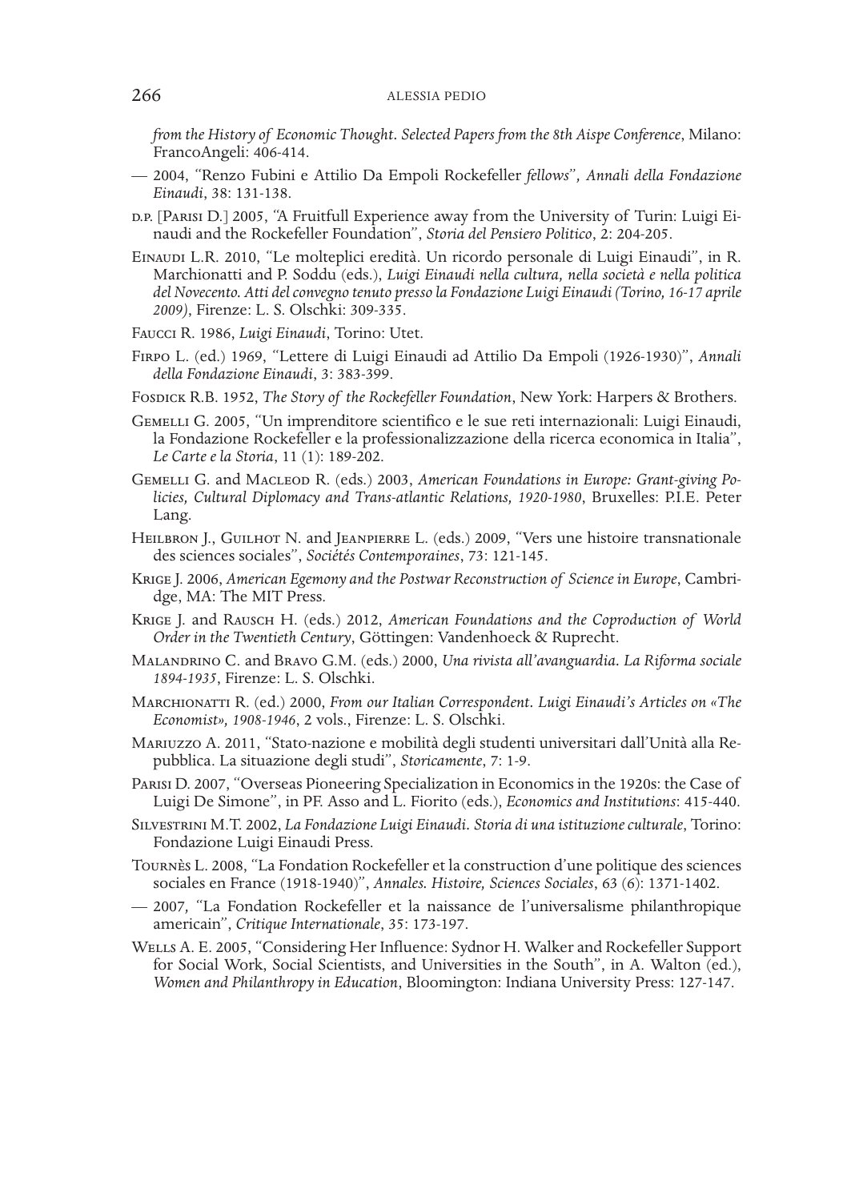*from the History of Economic Thought. Selected Papers from the 8th Aispe Conference*, Milano: FrancoAngeli: 406-414.

— 2004, "Renzo Fubini e Attilio Da Empoli Rockefeller *fellows*", *Annali della Fondazione Einaudi*, 38: 131-138.

D.P. [Parisi D.] 2005, "A Fruitfull Experience away from the University of Turin: Luigi Einaudi and the Rockefeller Foundation", *Storia del Pensiero Politico*, 2: 204-205.

Einaudi L.R. 2010, "Le molteplici eredità. Un ricordo personale di Luigi Einaudi", in R. Marchionatti and P. Soddu (eds.), *Luigi Einaudi nella cultura, nella società e nella politica del Novecento. Atti del convegno tenuto presso la Fondazione Luigi Einaudi (Torino, 16-17 aprile 2009)*, Firenze: L. S. Olschki: 309-335.

Faucci R. 1986, *Luigi Einaudi*, Torino: Utet.

Firpo L. (ed.) 1969, "Lettere di Luigi Einaudi ad Attilio Da Empoli (1926-1930)", *Annali della Fondazione Einaudi*, 3: 383-399.

Fosdick R.B. 1952, *The Story of the Rockefeller Foundation*, New York: Harpers & Brothers.

Gemelli G. 2005, "Un imprenditore scientifico e le sue reti internazionali: Luigi Einaudi, la Fondazione Rockefeller e la professionalizzazione della ricerca economica in Italia", *Le Carte e la Storia*, 11 (1): 189-202.

Gemelli G. and Macleod R. (eds.) 2003, *American Foundations in Europe: Grant-giving Policies, Cultural Diplomacy and Trans-atlantic Relations, 1920-1980*, Bruxelles: P.I.E. Peter Lang.

Heilbron J., Guilhot N. and Jeanpierre L. (eds.) 2009, "Vers une histoire transnationale des sciences sociales", *Sociétés Contemporaines*, 73: 121-145.

Krige J. 2006, *American Egemony and the Postwar Reconstruction of Science in Europe*, Cambridge, MA: The MIT Press.

Krige J. and Rausch H. (eds.) 2012, *American Foundations and the Coproduction of World Order in the Twentieth Century*, Göttingen: Vandenhoeck & Ruprecht.

Malandrino C. and Bravo G.M. (eds.) 2000, *Una rivista all'avanguardia. La Riforma sociale 1894-1935*, Firenze: L. S. Olschki.

Marchionatti R. (ed.) 2000, *From our Italian Correspondent. Luigi Einaudi's Articles on «The Economist», 1908-1946*, 2 vols., Firenze: L. S. Olschki.

Mariuzzo A. 2011, "Stato-nazione e mobilità degli studenti universitari dall'Unità alla Repubblica. La situazione degli studi", *Storicamente*, 7: 1-9.

Parisi D. 2007, "Overseas Pioneering Specialization in Economics in the 1920s: the Case of Luigi De Simone", in PF. Asso and L. Fiorito (eds.), *Economics and Institutions*: 415-440.

Silvestrini M.T. 2002, *La Fondazione Luigi Einaudi. Storia di una istituzione culturale*, Torino: Fondazione Luigi Einaudi Press.

Tournès L. 2008, "La Fondation Rockefeller et la construction d'une politique des sciences sociales en France (1918-1940)", *Annales. Histoire, Sciences Sociales*, 63 (6): 1371-1402.

— 2007, "La Fondation Rockefeller et la naissance de l'universalisme philanthropique americain", *Critique Internationale*, 35: 173-197.

Wells A. E. 2005, "Considering Her Influence: Sydnor H. Walker and Rockefeller Support for Social Work, Social Scientists, and Universities in the South", in A. Walton (ed.), *Women and Philanthropy in Education*, Bloomington: Indiana University Press: 127-147.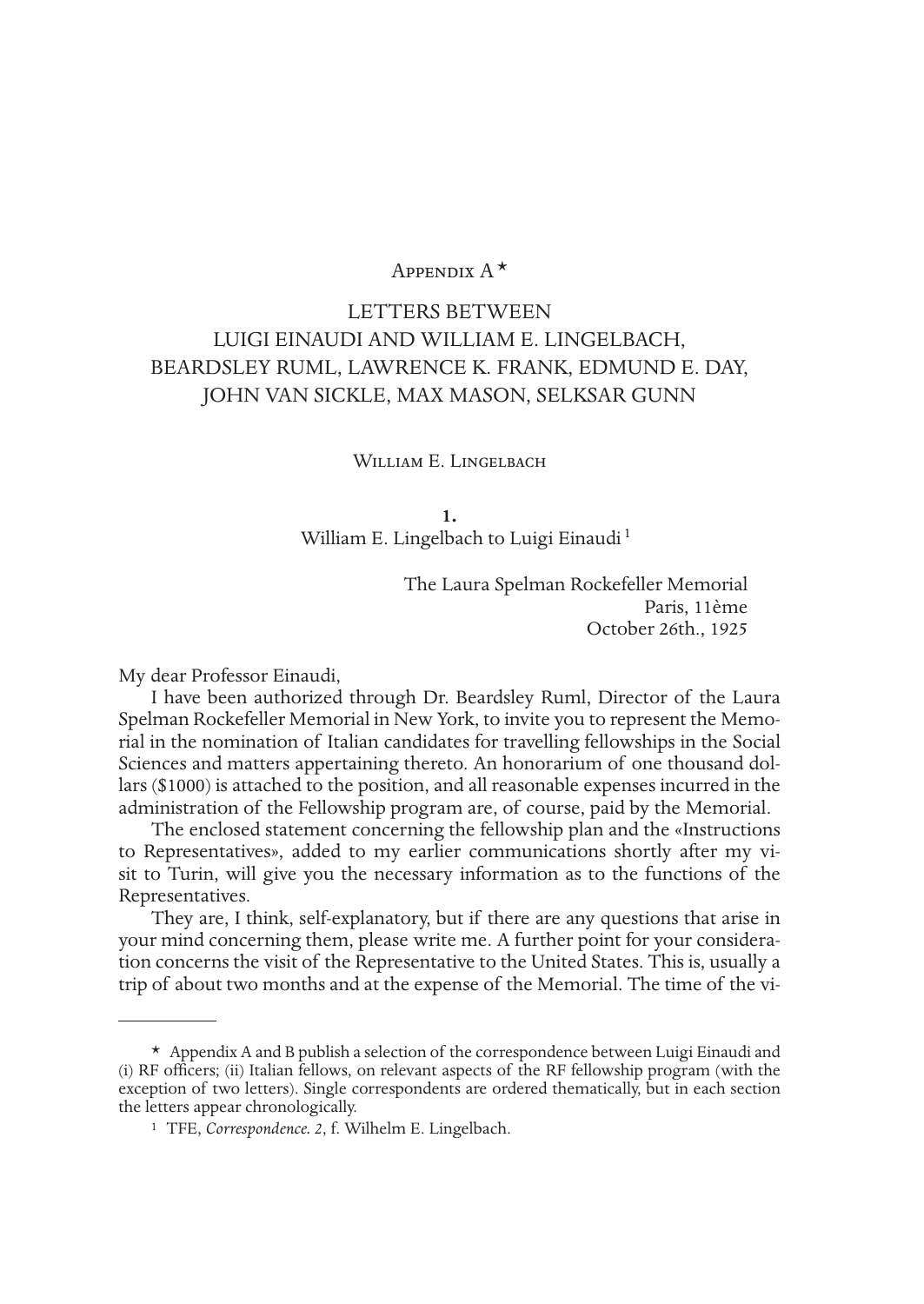# Appendix A [*]

## LETTERS BETWEEN LUIGI EINAUDI AND WILLIAM E. LINGELBACH, BEARDSLEY RUML, LAWRENCE K. FRANK, EDMUND E. DAY, JOHN VAN SICKLE, MAX MASON, SELKSAR GUNN

### William E. Lingelbach

**1.**

William E. Lingelbach to Luigi Einaudi [1]

The Laura Spelman Rockefeller Memorial
Paris, 11ème
October 26th., 1925

My dear Professor Einaudi,

I have been authorized through Dr. Beardsley Ruml, Director of the Laura Spelman Rockefeller Memorial in New York, to invite you to represent the Memorial in the nomination of Italian candidates for travelling fellowships in the Social Sciences and matters appertaining thereto. An honorarium of one thousand dollars ($1000) is attached to the position, and all reasonable expenses incurred in the administration of the Fellowship program are, of course, paid by the Memorial.

The enclosed statement concerning the fellowship plan and the «Instructions to Representatives», added to my earlier communications shortly after my visit to Turin, will give you the necessary information as to the functions of the Representatives.

They are, I think, self-explanatory, but if there are any questions that arise in your mind concerning them, please write me. A further point for your consideration concerns the visit of the Representative to the United States. This is, usually a trip of about two months and at the expense of the Memorial. The time of the vi-

---

[*] Appendix A and B publish a selection of the correspondence between Luigi Einaudi and (i) RF officers; (ii) Italian fellows, on relevant aspects of the RF fellowship program (with the exception of two letters). Single correspondents are ordered thematically, but in each section the letters appear chronologically.

[1] TFE, *Correspondence. 2*, f. Wilhelm E. Lingelbach.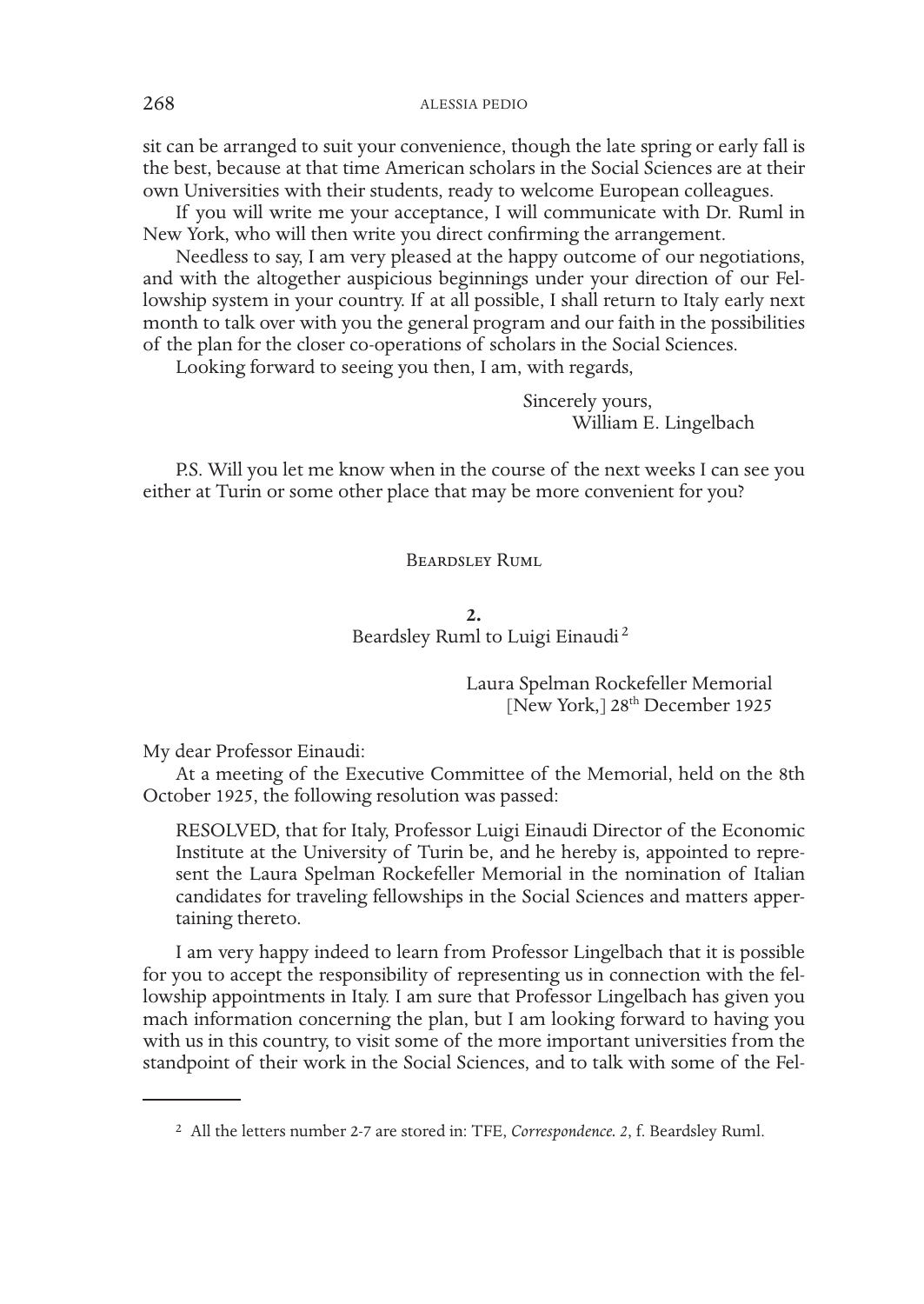sit can be arranged to suit your convenience, though the late spring or early fall is the best, because at that time American scholars in the Social Sciences are at their own Universities with their students, ready to welcome European colleagues.

If you will write me your acceptance, I will communicate with Dr. Ruml in New York, who will then write you direct confirming the arrangement.

Needless to say, I am very pleased at the happy outcome of our negotiations, and with the altogether auspicious beginnings under your direction of our Fellowship system in your country. If at all possible, I shall return to Italy early next month to talk over with you the general program and our faith in the possibilities of the plan for the closer co-operations of scholars in the Social Sciences.

Looking forward to seeing you then, I am, with regards,

Sincerely yours,
William E. Lingelbach

P.S. Will you let me know when in the course of the next weeks I can see you either at Turin or some other place that may be more convenient for you?

## Beardsley Ruml

### 2.
### Beardsley Ruml to Luigi Einaudi [2]

Laura Spelman Rockefeller Memorial
[New York,] 28th December 1925

My dear Professor Einaudi:

At a meeting of the Executive Committee of the Memorial, held on the 8th October 1925, the following resolution was passed:

> RESOLVED, that for Italy, Professor Luigi Einaudi Director of the Economic Institute at the University of Turin be, and he hereby is, appointed to represent the Laura Spelman Rockefeller Memorial in the nomination of Italian candidates for traveling fellowships in the Social Sciences and matters appertaining thereto.

I am very happy indeed to learn from Professor Lingelbach that it is possible for you to accept the responsibility of representing us in connection with the fellowship appointments in Italy. I am sure that Professor Lingelbach has given you mach information concerning the plan, but I am looking forward to having you with us in this country, to visit some of the more important universities from the standpoint of their work in the Social Sciences, and to talk with some of the Fel-

---

[2] All the letters number 2-7 are stored in: TFE, *Correspondence. 2*, f. Beardsley Ruml.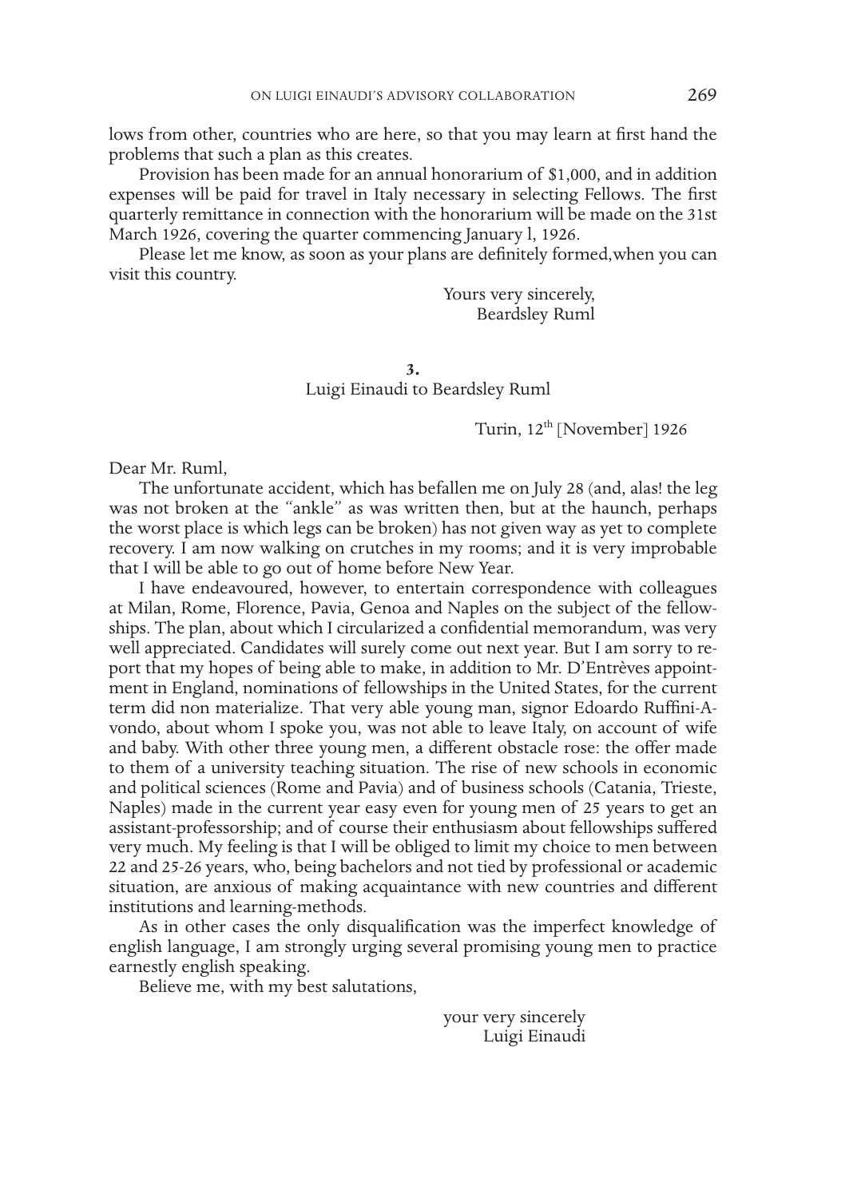lows from other, countries who are here, so that you may learn at first hand the problems that such a plan as this creates.

Provision has been made for an annual honorarium of $1,000, and in addition expenses will be paid for travel in Italy necessary in selecting Fellows. The first quarterly remittance in connection with the honorarium will be made on the 31st March 1926, covering the quarter commencing January l, 1926.

Please let me know, as soon as your plans are definitely formed,when you can visit this country.

Yours very sincerely,
Beardsley Ruml

**3.**
Luigi Einaudi to Beardsley Ruml

Turin, 12th [November] 1926

Dear Mr. Ruml,

The unfortunate accident, which has befallen me on July 28 (and, alas! the leg was not broken at the "ankle" as was written then, but at the haunch, perhaps the worst place is which legs can be broken) has not given way as yet to complete recovery. I am now walking on crutches in my rooms; and it is very improbable that I will be able to go out of home before New Year.

I have endeavoured, however, to entertain correspondence with colleagues at Milan, Rome, Florence, Pavia, Genoa and Naples on the subject of the fellowships. The plan, about which I circularized a confidential memorandum, was very well appreciated. Candidates will surely come out next year. But I am sorry to report that my hopes of being able to make, in addition to Mr. D'Entrèves appointment in England, nominations of fellowships in the United States, for the current term did non materialize. That very able young man, signor Edoardo Ruffini-Avondo, about whom I spoke you, was not able to leave Italy, on account of wife and baby. With other three young men, a different obstacle rose: the offer made to them of a university teaching situation. The rise of new schools in economic and political sciences (Rome and Pavia) and of business schools (Catania, Trieste, Naples) made in the current year easy even for young men of 25 years to get an assistant-professorship; and of course their enthusiasm about fellowships suffered very much. My feeling is that I will be obliged to limit my choice to men between 22 and 25-26 years, who, being bachelors and not tied by professional or academic situation, are anxious of making acquaintance with new countries and different institutions and learning-methods.

As in other cases the only disqualification was the imperfect knowledge of english language, I am strongly urging several promising young men to practice earnestly english speaking.

Believe me, with my best salutations,

your very sincerely
Luigi Einaudi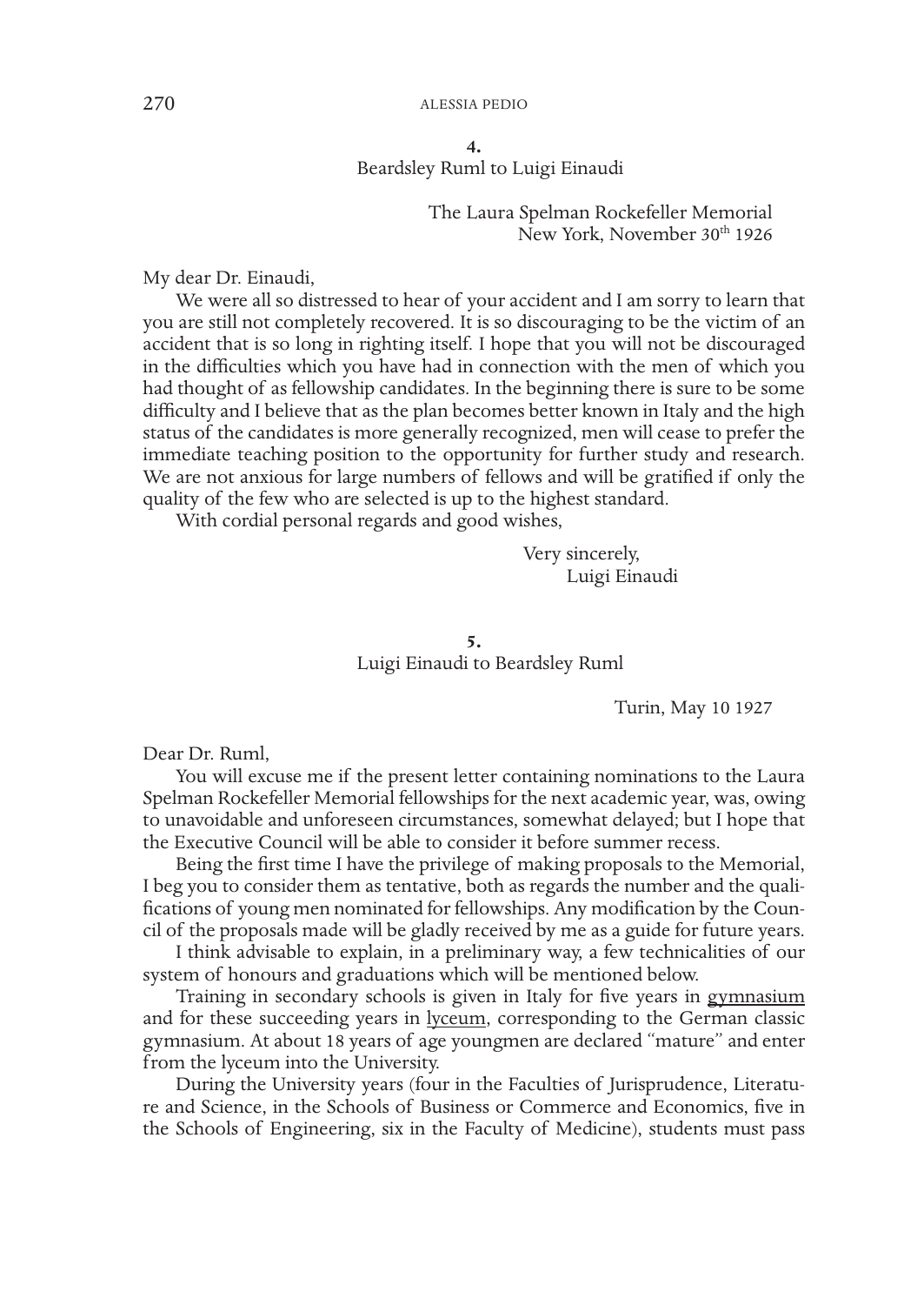**4.**
Beardsley Ruml to Luigi Einaudi

The Laura Spelman Rockefeller Memorial
New York, November 30th 1926

My dear Dr. Einaudi,

We were all so distressed to hear of your accident and I am sorry to learn that you are still not completely recovered. It is so discouraging to be the victim of an accident that is so long in righting itself. I hope that you will not be discouraged in the difficulties which you have had in connection with the men of which you had thought of as fellowship candidates. In the beginning there is sure to be some difficulty and I believe that as the plan becomes better known in Italy and the high status of the candidates is more generally recognized, men will cease to prefer the immediate teaching position to the opportunity for further study and research. We are not anxious for large numbers of fellows and will be gratified if only the quality of the few who are selected is up to the highest standard.

With cordial personal regards and good wishes,

Very sincerely,
Luigi Einaudi

**5.**
Luigi Einaudi to Beardsley Ruml

Turin, May 10 1927

Dear Dr. Ruml,

You will excuse me if the present letter containing nominations to the Laura Spelman Rockefeller Memorial fellowships for the next academic year, was, owing to unavoidable and unforeseen circumstances, somewhat delayed; but I hope that the Executive Council will be able to consider it before summer recess.

Being the first time I have the privilege of making proposals to the Memorial, I beg you to consider them as tentative, both as regards the number and the qualifications of young men nominated for fellowships. Any modification by the Council of the proposals made will be gladly received by me as a guide for future years.

I think advisable to explain, in a preliminary way, a few technicalities of our system of honours and graduations which will be mentioned below.

Training in secondary schools is given in Italy for five years in gymnasium and for these succeeding years in lyceum, corresponding to the German classic gymnasium. At about 18 years of age youngmen are declared "mature" and enter from the lyceum into the University.

During the University years (four in the Faculties of Jurisprudence, Literature and Science, in the Schools of Business or Commerce and Economics, five in the Schools of Engineering, six in the Faculty of Medicine), students must pass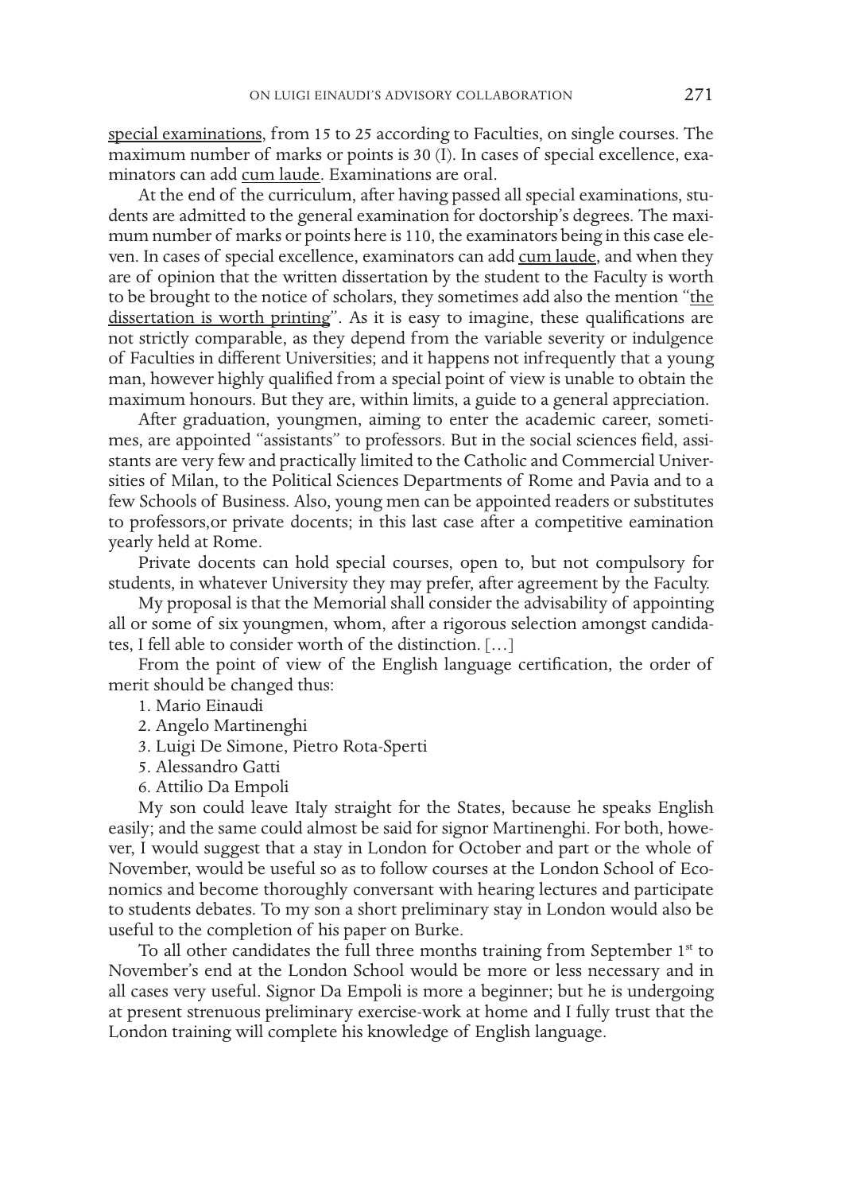special examinations, from 15 to 25 according to Faculties, on single courses. The maximum number of marks or points is 30 (I). In cases of special excellence, examinators can add cum laude. Examinations are oral.

At the end of the curriculum, after having passed all special examinations, students are admitted to the general examination for doctorship's degrees. The maximum number of marks or points here is 110, the examinators being in this case eleven. In cases of special excellence, examinators can add cum laude, and when they are of opinion that the written dissertation by the student to the Faculty is worth to be brought to the notice of scholars, they sometimes add also the mention "the dissertation is worth printing". As it is easy to imagine, these qualifications are not strictly comparable, as they depend from the variable severity or indulgence of Faculties in different Universities; and it happens not infrequently that a young man, however highly qualified from a special point of view is unable to obtain the maximum honours. But they are, within limits, a guide to a general appreciation.

After graduation, youngmen, aiming to enter the academic career, sometimes, are appointed "assistants" to professors. But in the social sciences field, assistants are very few and practically limited to the Catholic and Commercial Universities of Milan, to the Political Sciences Departments of Rome and Pavia and to a few Schools of Business. Also, young men can be appointed readers or substitutes to professors,or private docents; in this last case after a competitive eamination yearly held at Rome.

Private docents can hold special courses, open to, but not compulsory for students, in whatever University they may prefer, after agreement by the Faculty.

My proposal is that the Memorial shall consider the advisability of appointing all or some of six youngmen, whom, after a rigorous selection amongst candidates, I fell able to consider worth of the distinction. […]

From the point of view of the English language certification, the order of merit should be changed thus:

1. Mario Einaudi
2. Angelo Martinenghi
3. Luigi De Simone, Pietro Rota-Sperti
5. Alessandro Gatti
6. Attilio Da Empoli

My son could leave Italy straight for the States, because he speaks English easily; and the same could almost be said for signor Martinenghi. For both, however, I would suggest that a stay in London for October and part or the whole of November, would be useful so as to follow courses at the London School of Economics and become thoroughly conversant with hearing lectures and participate to students debates. To my son a short preliminary stay in London would also be useful to the completion of his paper on Burke.

To all other candidates the full three months training from September 1st to November's end at the London School would be more or less necessary and in all cases very useful. Signor Da Empoli is more a beginner; but he is undergoing at present strenuous preliminary exercise-work at home and I fully trust that the London training will complete his knowledge of English language.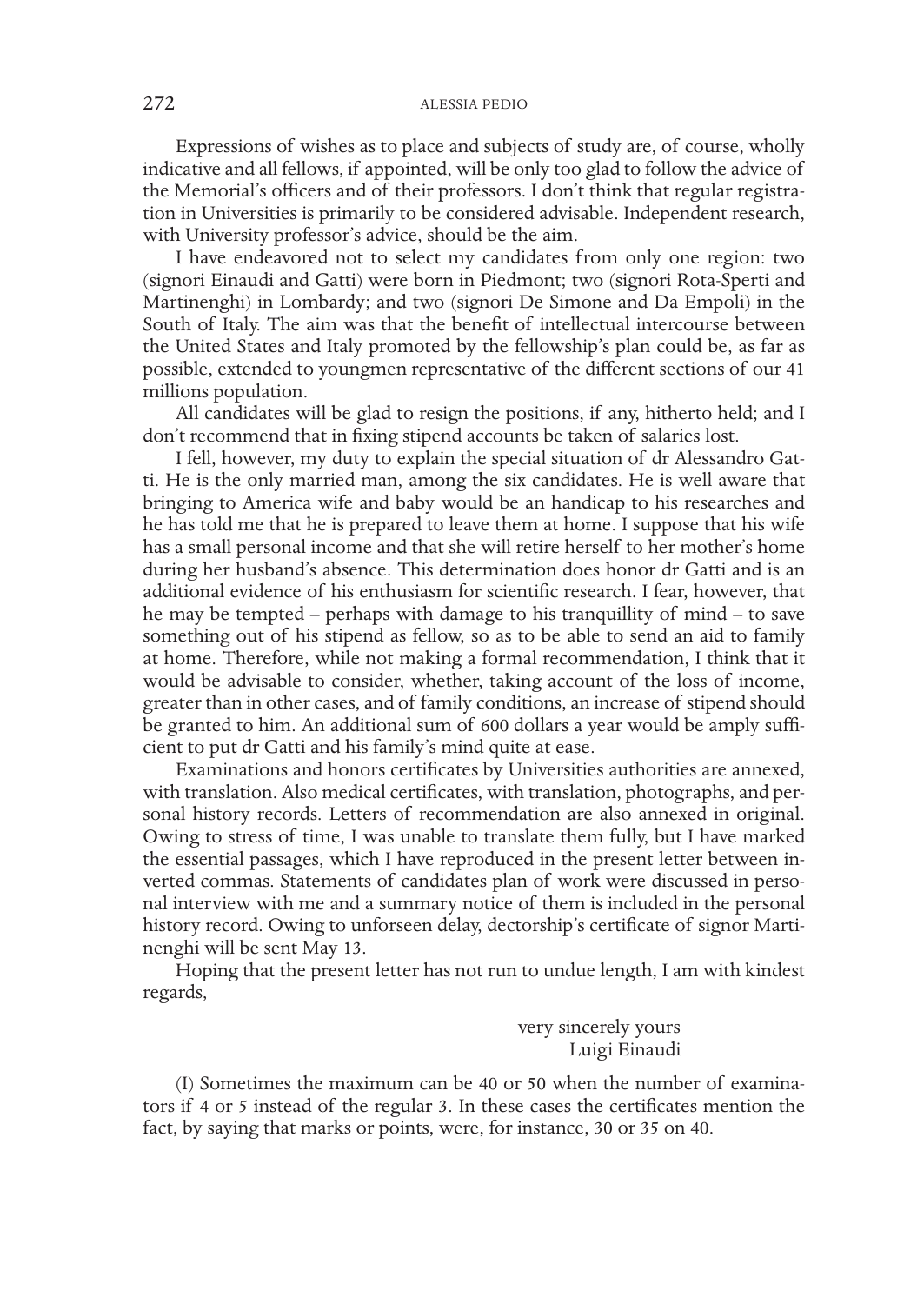Expressions of wishes as to place and subjects of study are, of course, wholly indicative and all fellows, if appointed, will be only too glad to follow the advice of the Memorial's officers and of their professors. I don't think that regular registration in Universities is primarily to be considered advisable. Independent research, with University professor's advice, should be the aim.

I have endeavored not to select my candidates from only one region: two (signori Einaudi and Gatti) were born in Piedmont; two (signori Rota-Sperti and Martinenghi) in Lombardy; and two (signori De Simone and Da Empoli) in the South of Italy. The aim was that the benefit of intellectual intercourse between the United States and Italy promoted by the fellowship's plan could be, as far as possible, extended to youngmen representative of the different sections of our 41 millions population.

All candidates will be glad to resign the positions, if any, hitherto held; and I don't recommend that in fixing stipend accounts be taken of salaries lost.

I fell, however, my duty to explain the special situation of dr Alessandro Gatti. He is the only married man, among the six candidates. He is well aware that bringing to America wife and baby would be an handicap to his researches and he has told me that he is prepared to leave them at home. I suppose that his wife has a small personal income and that she will retire herself to her mother's home during her husband's absence. This determination does honor dr Gatti and is an additional evidence of his enthusiasm for scientific research. I fear, however, that he may be tempted – perhaps with damage to his tranquillity of mind – to save something out of his stipend as fellow, so as to be able to send an aid to family at home. Therefore, while not making a formal recommendation, I think that it would be advisable to consider, whether, taking account of the loss of income, greater than in other cases, and of family conditions, an increase of stipend should be granted to him. An additional sum of 600 dollars a year would be amply sufficient to put dr Gatti and his family's mind quite at ease.

Examinations and honors certificates by Universities authorities are annexed, with translation. Also medical certificates, with translation, photographs, and personal history records. Letters of recommendation are also annexed in original. Owing to stress of time, I was unable to translate them fully, but I have marked the essential passages, which I have reproduced in the present letter between inverted commas. Statements of candidates plan of work were discussed in personal interview with me and a summary notice of them is included in the personal history record. Owing to unforseen delay, dectorship's certificate of signor Martinenghi will be sent May 13.

Hoping that the present letter has not run to undue length, I am with kindest regards,

very sincerely yours
Luigi Einaudi

(I) Sometimes the maximum can be 40 or 50 when the number of examinators if 4 or 5 instead of the regular 3. In these cases the certificates mention the fact, by saying that marks or points, were, for instance, 30 or 35 on 40.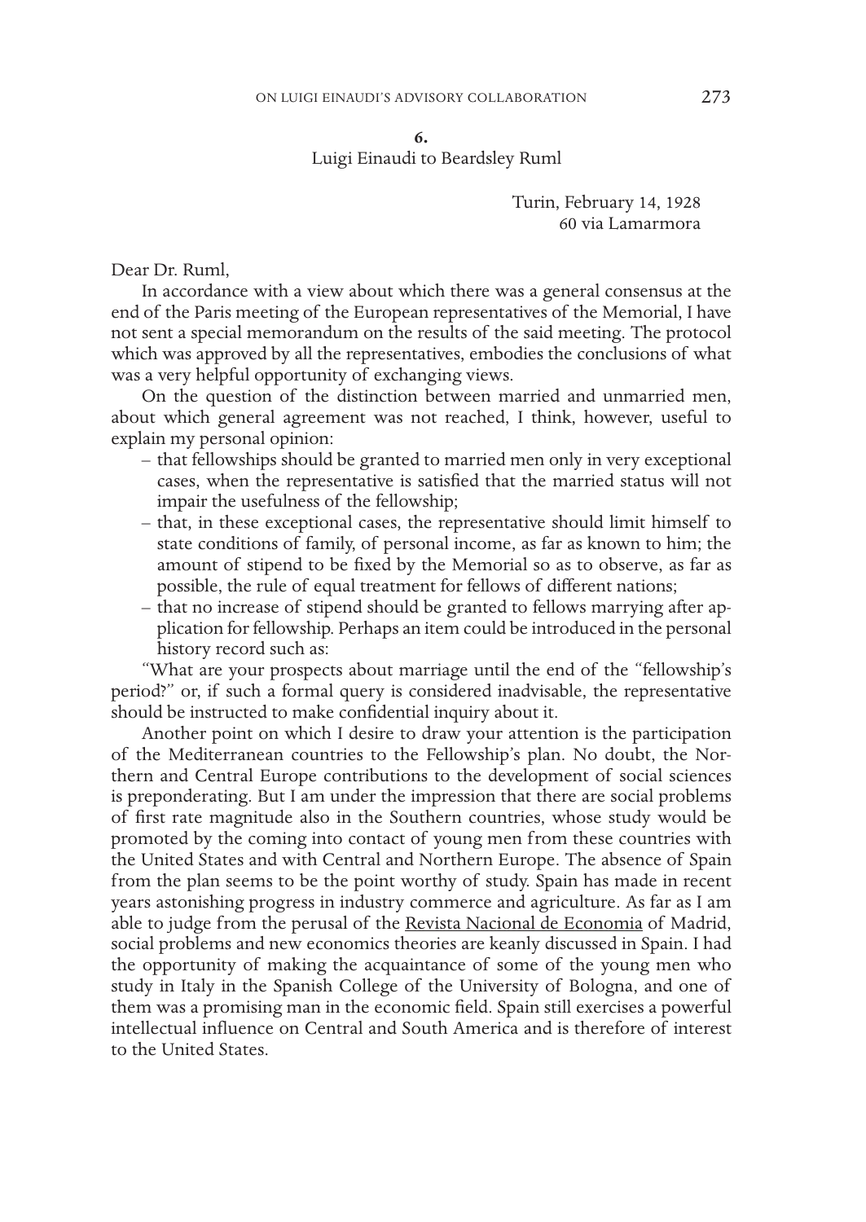**6.**
Luigi Einaudi to Beardsley Ruml

Turin, February 14, 1928
60 via Lamarmora

Dear Dr. Ruml,

In accordance with a view about which there was a general consensus at the end of the Paris meeting of the European representatives of the Memorial, I have not sent a special memorandum on the results of the said meeting. The protocol which was approved by all the representatives, embodies the conclusions of what was a very helpful opportunity of exchanging views.

On the question of the distinction between married and unmarried men, about which general agreement was not reached, I think, however, useful to explain my personal opinion:

- that fellowships should be granted to married men only in very exceptional cases, when the representative is satisfied that the married status will not impair the usefulness of the fellowship;
- that, in these exceptional cases, the representative should limit himself to state conditions of family, of personal income, as far as known to him; the amount of stipend to be fixed by the Memorial so as to observe, as far as possible, the rule of equal treatment for fellows of different nations;
- that no increase of stipend should be granted to fellows marrying after application for fellowship. Perhaps an item could be introduced in the personal history record such as:

"What are your prospects about marriage until the end of the "fellowship's period?" or, if such a formal query is considered inadvisable, the representative should be instructed to make confidential inquiry about it.

Another point on which I desire to draw your attention is the participation of the Mediterranean countries to the Fellowship's plan. No doubt, the Northern and Central Europe contributions to the development of social sciences is preponderating. But I am under the impression that there are social problems of first rate magnitude also in the Southern countries, whose study would be promoted by the coming into contact of young men from these countries with the United States and with Central and Northern Europe. The absence of Spain from the plan seems to be the point worthy of study. Spain has made in recent years astonishing progress in industry commerce and agriculture. As far as I am able to judge from the perusal of the Revista Nacional de Economia of Madrid, social problems and new economics theories are keanly discussed in Spain. I had the opportunity of making the acquaintance of some of the young men who study in Italy in the Spanish College of the University of Bologna, and one of them was a promising man in the economic field. Spain still exercises a powerful intellectual influence on Central and South America and is therefore of interest to the United States.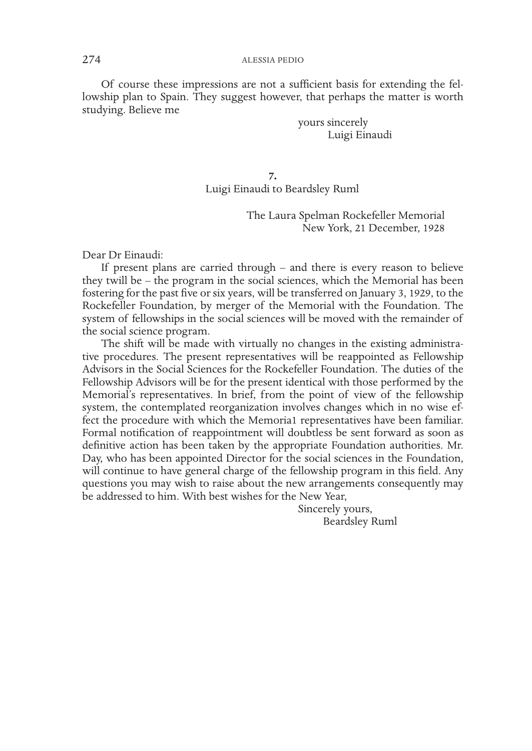Of course these impressions are not a sufficient basis for extending the fellowship plan to Spain. They suggest however, that perhaps the matter is worth studying. Believe me

yours sincerely
Luigi Einaudi

**7.**
Luigi Einaudi to Beardsley Ruml

The Laura Spelman Rockefeller Memorial
New York, 21 December, 1928

Dear Dr Einaudi:

If present plans are carried through – and there is every reason to believe they twill be – the program in the social sciences, which the Memorial has been fostering for the past five or six years, will be transferred on January 3, 1929, to the Rockefeller Foundation, by merger of the Memorial with the Foundation. The system of fellowships in the social sciences will be moved with the remainder of the social science program.

The shift will be made with virtually no changes in the existing administrative procedures. The present representatives will be reappointed as Fellowship Advisors in the Social Sciences for the Rockefeller Foundation. The duties of the Fellowship Advisors will be for the present identical with those performed by the Memorial's representatives. In brief, from the point of view of the fellowship system, the contemplated reorganization involves changes which in no wise effect the procedure with which the Memoria1 representatives have been familiar. Formal notification of reappointment will doubtless be sent forward as soon as definitive action has been taken by the appropriate Foundation authorities. Mr. Day, who has been appointed Director for the social sciences in the Foundation, will continue to have general charge of the fellowship program in this field. Any questions you may wish to raise about the new arrangements consequently may be addressed to him. With best wishes for the New Year,

Sincerely yours,
Beardsley Ruml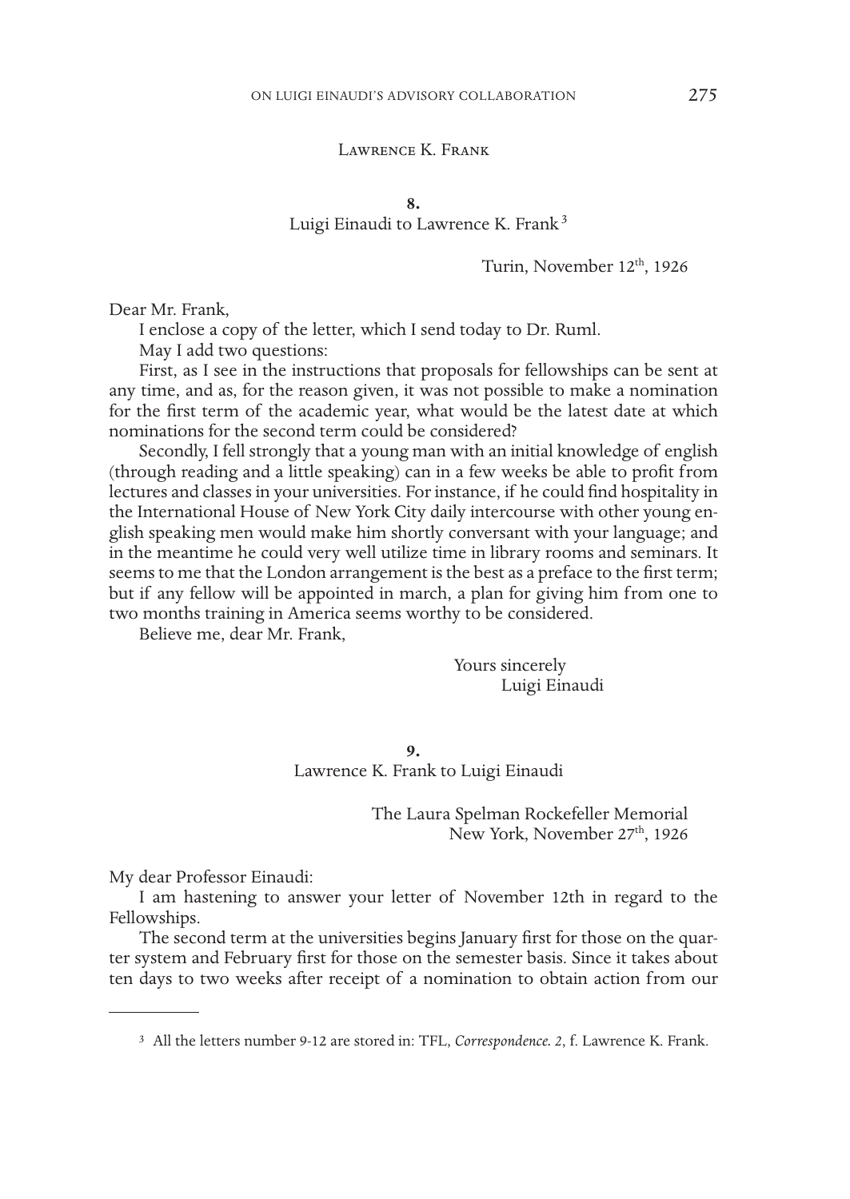Lawrence K. Frank

**8.**
Luigi Einaudi to Lawrence K. Frank[3]

Turin, November 12th, 1926

Dear Mr. Frank,

I enclose a copy of the letter, which I send today to Dr. Ruml.

May I add two questions:

First, as I see in the instructions that proposals for fellowships can be sent at any time, and as, for the reason given, it was not possible to make a nomination for the first term of the academic year, what would be the latest date at which nominations for the second term could be considered?

Secondly, I fell strongly that a young man with an initial knowledge of english (through reading and a little speaking) can in a few weeks be able to profit from lectures and classes in your universities. For instance, if he could find hospitality in the International House of New York City daily intercourse with other young english speaking men would make him shortly conversant with your language; and in the meantime he could very well utilize time in library rooms and seminars. It seems to me that the London arrangement is the best as a preface to the first term; but if any fellow will be appointed in march, a plan for giving him from one to two months training in America seems worthy to be considered.

Believe me, dear Mr. Frank,

Yours sincerely
Luigi Einaudi

**9.**
Lawrence K. Frank to Luigi Einaudi

The Laura Spelman Rockefeller Memorial
New York, November 27th, 1926

My dear Professor Einaudi:

I am hastening to answer your letter of November 12th in regard to the Fellowships.

The second term at the universities begins January first for those on the quarter system and February first for those on the semester basis. Since it takes about ten days to two weeks after receipt of a nomination to obtain action from our

---

[3] All the letters number 9-12 are stored in: TFL, *Correspondence. 2*, f. Lawrence K. Frank.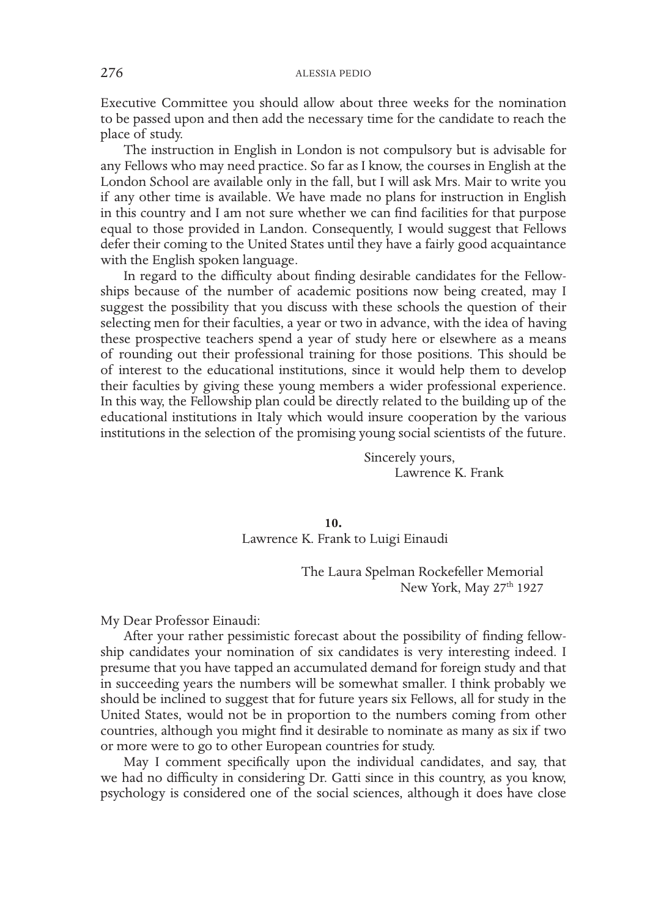Executive Committee you should allow about three weeks for the nomination to be passed upon and then add the necessary time for the candidate to reach the place of study.

The instruction in English in London is not compulsory but is advisable for any Fellows who may need practice. So far as I know, the courses in English at the London School are available only in the fall, but I will ask Mrs. Mair to write you if any other time is available. We have made no plans for instruction in English in this country and I am not sure whether we can find facilities for that purpose equal to those provided in Landon. Consequently, I would suggest that Fellows defer their coming to the United States until they have a fairly good acquaintance with the English spoken language.

In regard to the difficulty about finding desirable candidates for the Fellowships because of the number of academic positions now being created, may I suggest the possibility that you discuss with these schools the question of their selecting men for their faculties, a year or two in advance, with the idea of having these prospective teachers spend a year of study here or elsewhere as a means of rounding out their professional training for those positions. This should be of interest to the educational institutions, since it would help them to develop their faculties by giving these young members a wider professional experience. In this way, the Fellowship plan could be directly related to the building up of the educational institutions in Italy which would insure cooperation by the various institutions in the selection of the promising young social scientists of the future.

Sincerely yours,
Lawrence K. Frank

**10.**
Lawrence K. Frank to Luigi Einaudi

The Laura Spelman Rockefeller Memorial
New York, May 27th 1927

My Dear Professor Einaudi:

After your rather pessimistic forecast about the possibility of finding fellowship candidates your nomination of six candidates is very interesting indeed. I presume that you have tapped an accumulated demand for foreign study and that in succeeding years the numbers will be somewhat smaller. I think probably we should be inclined to suggest that for future years six Fellows, all for study in the United States, would not be in proportion to the numbers coming from other countries, although you might find it desirable to nominate as many as six if two or more were to go to other European countries for study.

May I comment specifically upon the individual candidates, and say, that we had no difficulty in considering Dr. Gatti since in this country, as you know, psychology is considered one of the social sciences, although it does have close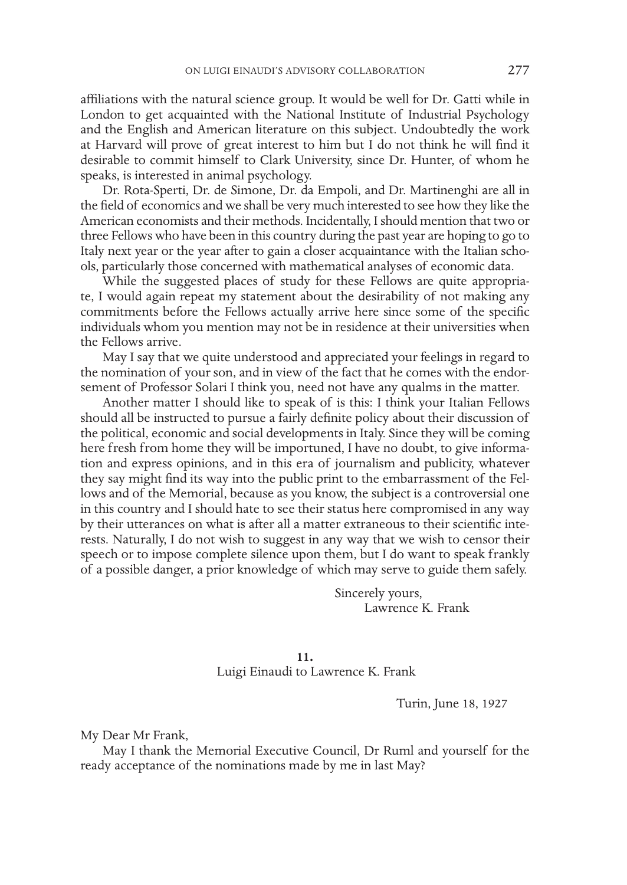affiliations with the natural science group. It would be well for Dr. Gatti while in London to get acquainted with the National Institute of Industrial Psychology and the English and American literature on this subject. Undoubtedly the work at Harvard will prove of great interest to him but I do not think he will find it desirable to commit himself to Clark University, since Dr. Hunter, of whom he speaks, is interested in animal psychology.

Dr. Rota-Sperti, Dr. de Simone, Dr. da Empoli, and Dr. Martinenghi are all in the field of economics and we shall be very much interested to see how they like the American economists and their methods. Incidentally, I should mention that two or three Fellows who have been in this country during the past year are hoping to go to Italy next year or the year after to gain a closer acquaintance with the Italian schools, particularly those concerned with mathematical analyses of economic data.

While the suggested places of study for these Fellows are quite appropriate, I would again repeat my statement about the desirability of not making any commitments before the Fellows actually arrive here since some of the specific individuals whom you mention may not be in residence at their universities when the Fellows arrive.

May I say that we quite understood and appreciated your feelings in regard to the nomination of your son, and in view of the fact that he comes with the endorsement of Professor Solari I think you, need not have any qualms in the matter.

Another matter I should like to speak of is this: I think your Italian Fellows should all be instructed to pursue a fairly definite policy about their discussion of the political, economic and social developments in Italy. Since they will be coming here fresh from home they will be importuned, I have no doubt, to give information and express opinions, and in this era of journalism and publicity, whatever they say might find its way into the public print to the embarrassment of the Fellows and of the Memorial, because as you know, the subject is a controversial one in this country and I should hate to see their status here compromised in any way by their utterances on what is after all a matter extraneous to their scientific interests. Naturally, I do not wish to suggest in any way that we wish to censor their speech or to impose complete silence upon them, but I do want to speak frankly of a possible danger, a prior knowledge of which may serve to guide them safely.

Sincerely yours,
Lawrence K. Frank

**11.**
Luigi Einaudi to Lawrence K. Frank

Turin, June 18, 1927

My Dear Mr Frank,

May I thank the Memorial Executive Council, Dr Ruml and yourself for the ready acceptance of the nominations made by me in last May?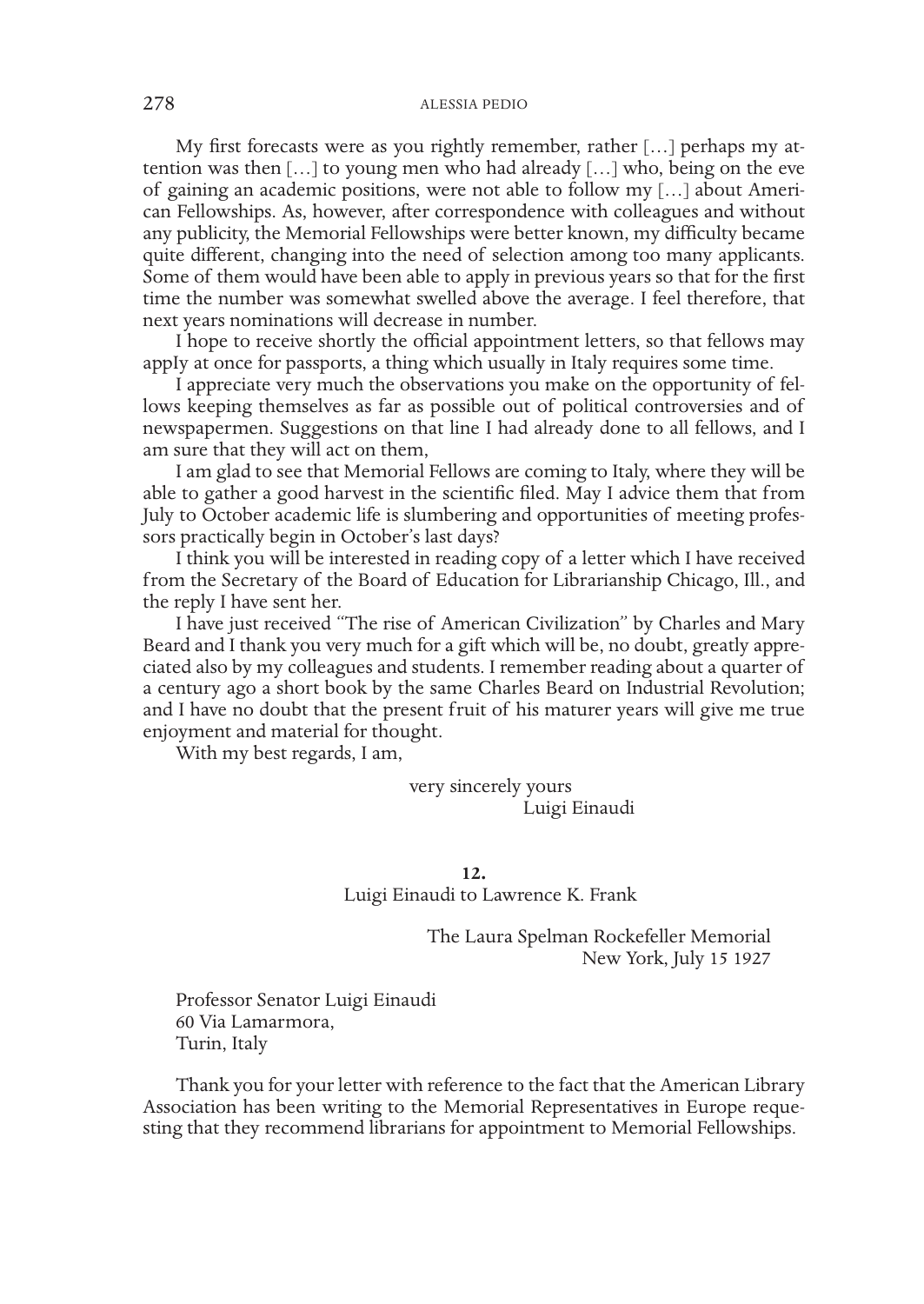My first forecasts were as you rightly remember, rather […] perhaps my attention was then […] to young men who had already […] who, being on the eve of gaining an academic positions, were not able to follow my […] about American Fellowships. As, however, after correspondence with colleagues and without any publicity, the Memorial Fellowships were better known, my difficulty became quite different, changing into the need of selection among too many applicants. Some of them would have been able to apply in previous years so that for the first time the number was somewhat swelled above the average. I feel therefore, that next years nominations will decrease in number.

I hope to receive shortly the official appointment letters, so that fellows may apply at once for passports, a thing which usually in Italy requires some time.

I appreciate very much the observations you make on the opportunity of fellows keeping themselves as far as possible out of political controversies and of newspapermen. Suggestions on that line I had already done to all fellows, and I am sure that they will act on them,

I am glad to see that Memorial Fellows are coming to Italy, where they will be able to gather a good harvest in the scientific filed. May I advice them that from July to October academic life is slumbering and opportunities of meeting professors practically begin in October's last days?

I think you will be interested in reading copy of a letter which I have received from the Secretary of the Board of Education for Librarianship Chicago, Ill., and the reply I have sent her.

I have just received "The rise of American Civilization" by Charles and Mary Beard and I thank you very much for a gift which will be, no doubt, greatly appreciated also by my colleagues and students. I remember reading about a quarter of a century ago a short book by the same Charles Beard on Industrial Revolution; and I have no doubt that the present fruit of his maturer years will give me true enjoyment and material for thought.

With my best regards, I am,

very sincerely yours
Luigi Einaudi

**12.**
Luigi Einaudi to Lawrence K. Frank

The Laura Spelman Rockefeller Memorial
New York, July 15 1927

Professor Senator Luigi Einaudi
60 Via Lamarmora,
Turin, Italy

Thank you for your letter with reference to the fact that the American Library Association has been writing to the Memorial Representatives in Europe requesting that they recommend librarians for appointment to Memorial Fellowships.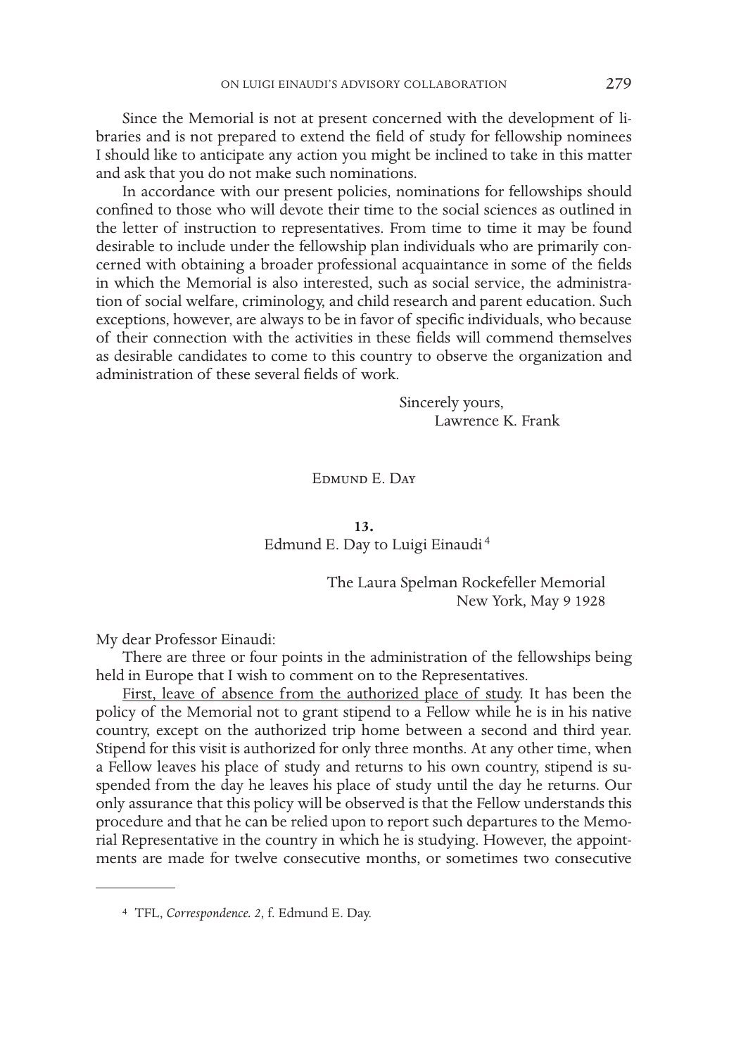Since the Memorial is not at present concerned with the development of libraries and is not prepared to extend the field of study for fellowship nominees I should like to anticipate any action you might be inclined to take in this matter and ask that you do not make such nominations.

In accordance with our present policies, nominations for fellowships should confined to those who will devote their time to the social sciences as outlined in the letter of instruction to representatives. From time to time it may be found desirable to include under the fellowship plan individuals who are primarily concerned with obtaining a broader professional acquaintance in some of the fields in which the Memorial is also interested, such as social service, the administration of social welfare, criminology, and child research and parent education. Such exceptions, however, are always to be in favor of specific individuals, who because of their connection with the activities in these fields will commend themselves as desirable candidates to come to this country to observe the organization and administration of these several fields of work.

Sincerely yours,
Lawrence K. Frank

## Edmund E. Day

### 13.
### Edmund E. Day to Luigi Einaudi[4]

The Laura Spelman Rockefeller Memorial
New York, May 9 1928

My dear Professor Einaudi:

There are three or four points in the administration of the fellowships being held in Europe that I wish to comment on to the Representatives.

First, leave of absence from the authorized place of study. It has been the policy of the Memorial not to grant stipend to a Fellow while he is in his native country, except on the authorized trip home between a second and third year. Stipend for this visit is authorized for only three months. At any other time, when a Fellow leaves his place of study and returns to his own country, stipend is suspended from the day he leaves his place of study until the day he returns. Our only assurance that this policy will be observed is that the Fellow understands this procedure and that he can be relied upon to report such departures to the Memorial Representative in the country in which he is studying. However, the appointments are made for twelve consecutive months, or sometimes two consecutive

---

[4] TFL, *Correspondence. 2*, f. Edmund E. Day.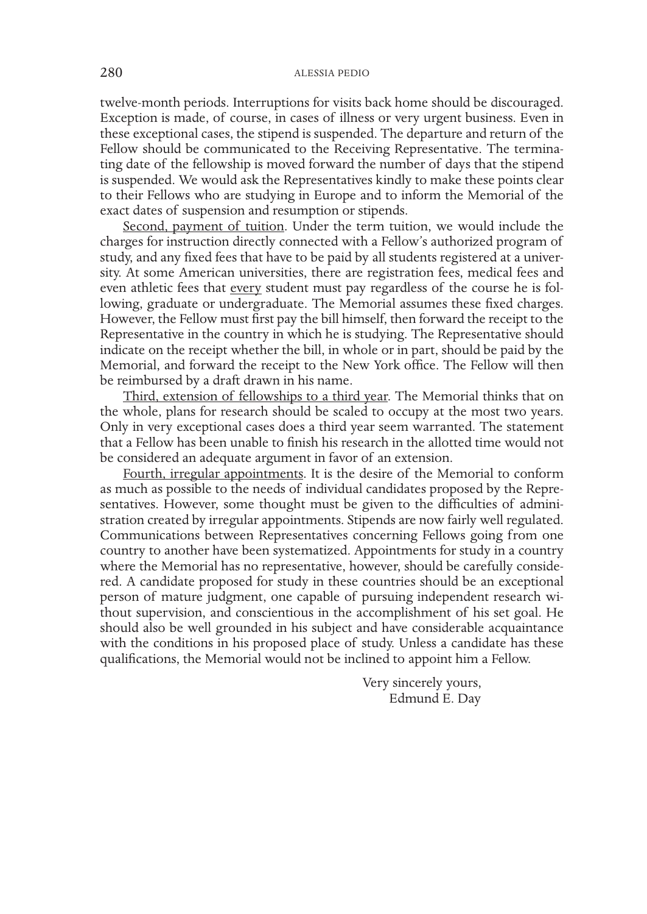twelve-month periods. Interruptions for visits back home should be discouraged. Exception is made, of course, in cases of illness or very urgent business. Even in these exceptional cases, the stipend is suspended. The departure and return of the Fellow should be communicated to the Receiving Representative. The terminating date of the fellowship is moved forward the number of days that the stipend is suspended. We would ask the Representatives kindly to make these points clear to their Fellows who are studying in Europe and to inform the Memorial of the exact dates of suspension and resumption or stipends.

<u>Second, payment of tuition</u>. Under the term tuition, we would include the charges for instruction directly connected with a Fellow's authorized program of study, and any fixed fees that have to be paid by all students registered at a university. At some American universities, there are registration fees, medical fees and even athletic fees that <u>every</u> student must pay regardless of the course he is following, graduate or undergraduate. The Memorial assumes these fixed charges. However, the Fellow must first pay the bill himself, then forward the receipt to the Representative in the country in which he is studying. The Representative should indicate on the receipt whether the bill, in whole or in part, should be paid by the Memorial, and forward the receipt to the New York office. The Fellow will then be reimbursed by a draft drawn in his name.

<u>Third, extension of fellowships to a third year</u>. The Memorial thinks that on the whole, plans for research should be scaled to occupy at the most two years. Only in very exceptional cases does a third year seem warranted. The statement that a Fellow has been unable to finish his research in the allotted time would not be considered an adequate argument in favor of an extension.

<u>Fourth, irregular appointments</u>. It is the desire of the Memorial to conform as much as possible to the needs of individual candidates proposed by the Representatives. However, some thought must be given to the difficulties of administration created by irregular appointments. Stipends are now fairly well regulated. Communications between Representatives concerning Fellows going from one country to another have been systematized. Appointments for study in a country where the Memorial has no representative, however, should be carefully considered. A candidate proposed for study in these countries should be an exceptional person of mature judgment, one capable of pursuing independent research without supervision, and conscientious in the accomplishment of his set goal. He should also be well grounded in his subject and have considerable acquaintance with the conditions in his proposed place of study. Unless a candidate has these qualifications, the Memorial would not be inclined to appoint him a Fellow.

Very sincerely yours,
Edmund E. Day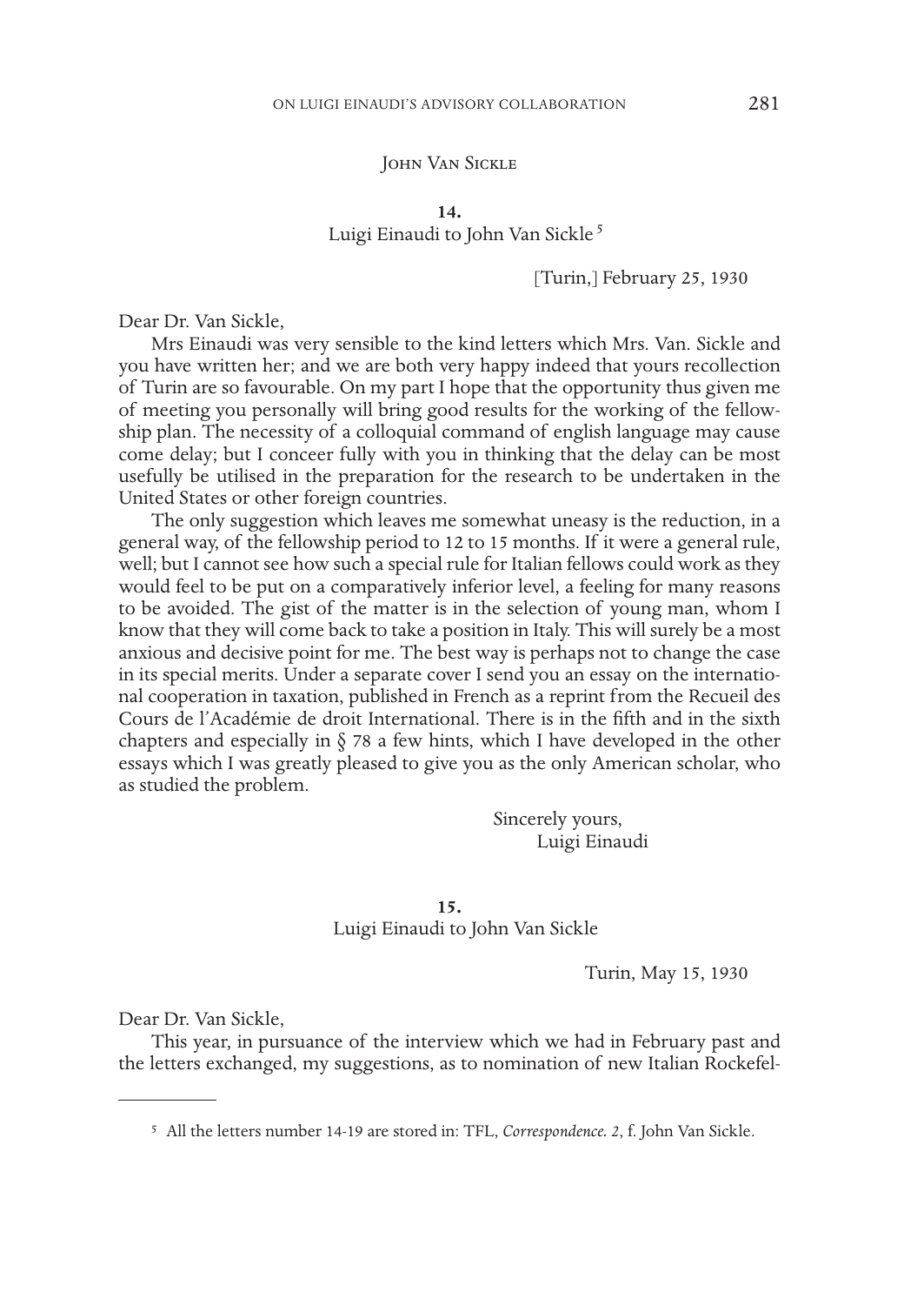## John Van Sickle

### 14.
### Luigi Einaudi to John Van Sickle [5]

[Turin,] February 25, 1930

Dear Dr. Van Sickle,

Mrs Einaudi was very sensible to the kind letters which Mrs. Van. Sickle and you have written her; and we are both very happy indeed that yours recollection of Turin are so favourable. On my part I hope that the opportunity thus given me of meeting you personally will bring good results for the working of the fellowship plan. The necessity of a colloquial command of english language may cause come delay; but I conceer fully with you in thinking that the delay can be most usefully be utilised in the preparation for the research to be undertaken in the United States or other foreign countries.

The only suggestion which leaves me somewhat uneasy is the reduction, in a general way, of the fellowship period to 12 to 15 months. If it were a general rule, well; but I cannot see how such a special rule for Italian fellows could work as they would feel to be put on a comparatively inferior level, a feeling for many reasons to be avoided. The gist of the matter is in the selection of young man, whom I know that they will come back to take a position in Italy. This will surely be a most anxious and decisive point for me. The best way is perhaps not to change the case in its special merits. Under a separate cover I send you an essay on the international cooperation in taxation, published in French as a reprint from the Recueil des Cours de l'Académie de droit International. There is in the fifth and in the sixth chapters and especially in § 78 a few hints, which I have developed in the other essays which I was greatly pleased to give you as the only American scholar, who as studied the problem.

Sincerely yours,
Luigi Einaudi

### 15.
### Luigi Einaudi to John Van Sickle

Turin, May 15, 1930

Dear Dr. Van Sickle,

This year, in pursuance of the interview which we had in February past and the letters exchanged, my suggestions, as to nomination of new Italian Rockefel-

---

[5] All the letters number 14-19 are stored in: TFL, *Correspondence. 2*, f. John Van Sickle.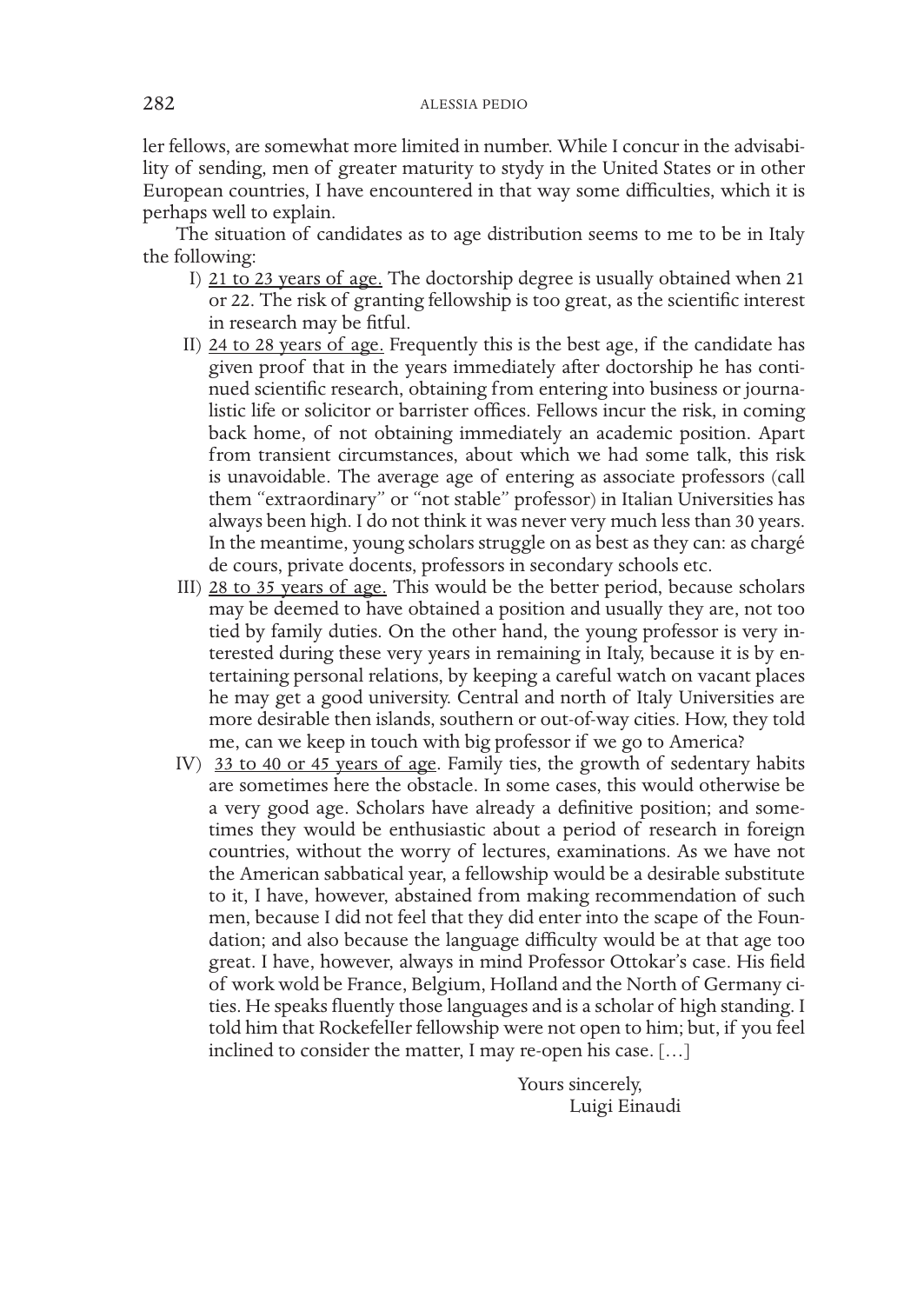ler fellows, are somewhat more limited in number. While I concur in the advisability of sending, men of greater maturity to stydy in the United States or in other European countries, I have encountered in that way some difficulties, which it is perhaps well to explain.

The situation of candidates as to age distribution seems to me to be in Italy the following:

I) <u>21 to 23 years of age.</u> The doctorship degree is usually obtained when 21 or 22. The risk of granting fellowship is too great, as the scientific interest in research may be fitful.

II) <u>24 to 28 years of age.</u> Frequently this is the best age, if the candidate has given proof that in the years immediately after doctorship he has continued scientific research, obtaining from entering into business or journalistic life or solicitor or barrister offices. Fellows incur the risk, in coming back home, of not obtaining immediately an academic position. Apart from transient circumstances, about which we had some talk, this risk is unavoidable. The average age of entering as associate professors (call them "extraordinary" or "not stable" professor) in Italian Universities has always been high. I do not think it was never very much less than 30 years. In the meantime, young scholars struggle on as best as they can: as chargé de cours, private docents, professors in secondary schools etc.

III) <u>28 to 35 years of age.</u> This would be the better period, because scholars may be deemed to have obtained a position and usually they are, not too tied by family duties. On the other hand, the young professor is very interested during these very years in remaining in Italy, because it is by entertaining personal relations, by keeping a careful watch on vacant places he may get a good university. Central and north of Italy Universities are more desirable then islands, southern or out-of-way cities. How, they told me, can we keep in touch with big professor if we go to America?

IV) <u>33 to 40 or 45 years of age</u>. Family ties, the growth of sedentary habits are sometimes here the obstacle. In some cases, this would otherwise be a very good age. Scholars have already a definitive position; and sometimes they would be enthusiastic about a period of research in foreign countries, without the worry of lectures, examinations. As we have not the American sabbatical year, a fellowship would be a desirable substitute to it, I have, however, abstained from making recommendation of such men, because I did not feel that they did enter into the scape of the Foundation; and also because the language difficulty would be at that age too great. I have, however, always in mind Professor Ottokar's case. His field of work wold be France, Belgium, HoIland and the North of Germany cities. He speaks fluently those languages and is a scholar of high standing. I told him that RockefelIer fellowship were not open to him; but, if you feel inclined to consider the matter, I may re-open his case. […]

Yours sincerely,
Luigi Einaudi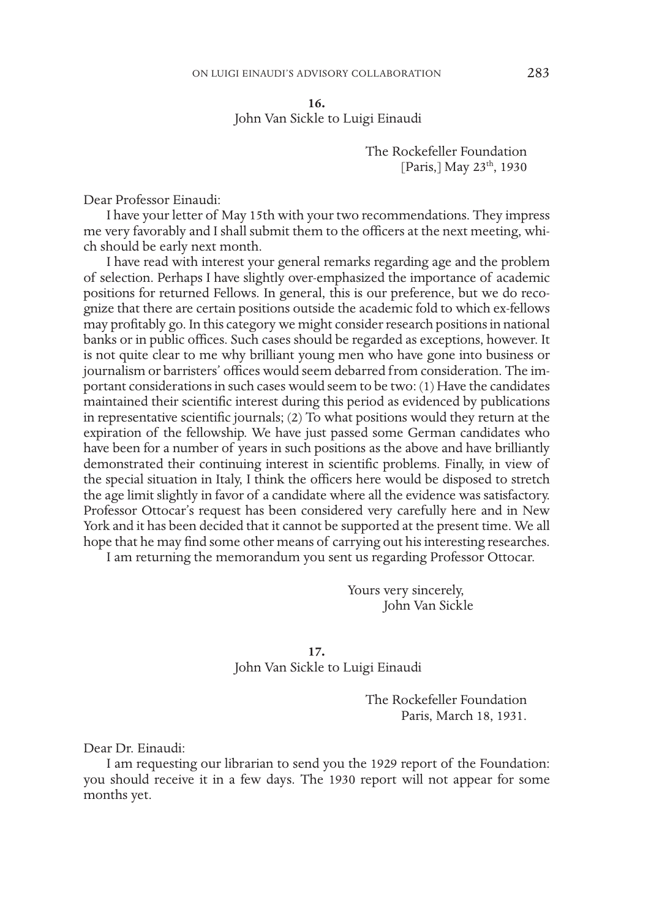**16.**
John Van Sickle to Luigi Einaudi

The Rockefeller Foundation
[Paris,] May 23th, 1930

Dear Professor Einaudi:

I have your letter of May 15th with your two recommendations. They impress me very favorably and I shall submit them to the officers at the next meeting, which should be early next month.

I have read with interest your general remarks regarding age and the problem of selection. Perhaps I have slightly over-emphasized the importance of academic positions for returned Fellows. In general, this is our preference, but we do recognize that there are certain positions outside the academic fold to which ex-fellows may profitably go. In this category we might consider research positions in national banks or in public offices. Such cases should be regarded as exceptions, however. It is not quite clear to me why brilliant young men who have gone into business or journalism or barristers' offices would seem debarred from consideration. The important considerations in such cases would seem to be two: (1) Have the candidates maintained their scientific interest during this period as evidenced by publications in representative scientific journals; (2) To what positions would they return at the expiration of the fellowship. We have just passed some German candidates who have been for a number of years in such positions as the above and have brilliantly demonstrated their continuing interest in scientific problems. Finally, in view of the special situation in Italy, I think the officers here would be disposed to stretch the age limit slightly in favor of a candidate where all the evidence was satisfactory. Professor Ottocar's request has been considered very carefully here and in New York and it has been decided that it cannot be supported at the present time. We all hope that he may find some other means of carrying out his interesting researches.

I am returning the memorandum you sent us regarding Professor Ottocar.

Yours very sincerely,
John Van Sickle

**17.**
John Van Sickle to Luigi Einaudi

The Rockefeller Foundation
Paris, March 18, 1931.

Dear Dr. Einaudi:

I am requesting our librarian to send you the 1929 report of the Foundation: you should receive it in a few days. The 1930 report will not appear for some months yet.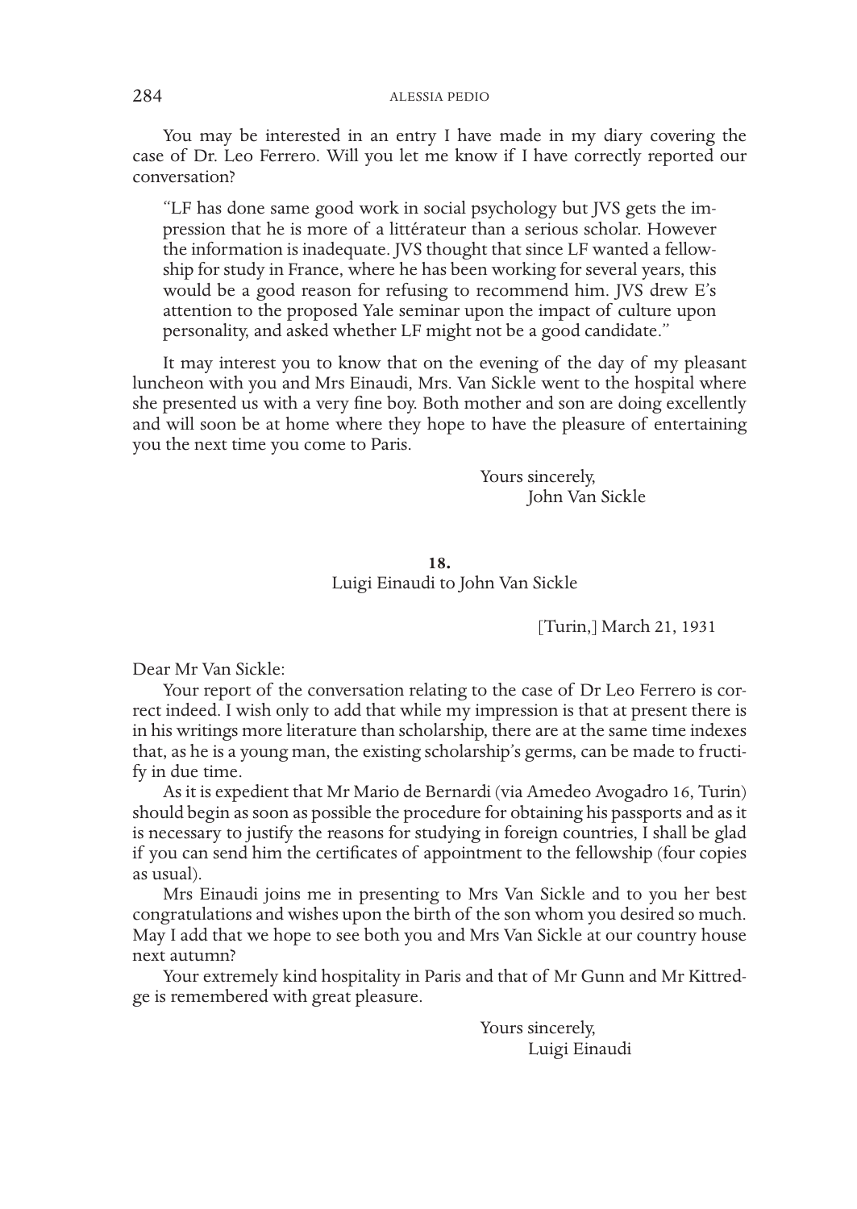You may be interested in an entry I have made in my diary covering the case of Dr. Leo Ferrero. Will you let me know if I have correctly reported our conversation?

> "LF has done same good work in social psychology but JVS gets the impression that he is more of a littérateur than a serious scholar. However the information is inadequate. JVS thought that since LF wanted a fellowship for study in France, where he has been working for several years, this would be a good reason for refusing to recommend him. JVS drew E's attention to the proposed Yale seminar upon the impact of culture upon personality, and asked whether LF might not be a good candidate."

It may interest you to know that on the evening of the day of my pleasant luncheon with you and Mrs Einaudi, Mrs. Van Sickle went to the hospital where she presented us with a very fine boy. Both mother and son are doing excellently and will soon be at home where they hope to have the pleasure of entertaining you the next time you come to Paris.

Yours sincerely,
John Van Sickle

**18.**
Luigi Einaudi to John Van Sickle

[Turin,] March 21, 1931

Dear Mr Van Sickle:

Your report of the conversation relating to the case of Dr Leo Ferrero is correct indeed. I wish only to add that while my impression is that at present there is in his writings more literature than scholarship, there are at the same time indexes that, as he is a young man, the existing scholarship's germs, can be made to fructify in due time.

As it is expedient that Mr Mario de Bernardi (via Amedeo Avogadro 16, Turin) should begin as soon as possible the procedure for obtaining his passports and as it is necessary to justify the reasons for studying in foreign countries, I shall be glad if you can send him the certificates of appointment to the fellowship (four copies as usual).

Mrs Einaudi joins me in presenting to Mrs Van Sickle and to you her best congratulations and wishes upon the birth of the son whom you desired so much. May I add that we hope to see both you and Mrs Van Sickle at our country house next autumn?

Your extremely kind hospitality in Paris and that of Mr Gunn and Mr Kittredge is remembered with great pleasure.

Yours sincerely,
Luigi Einaudi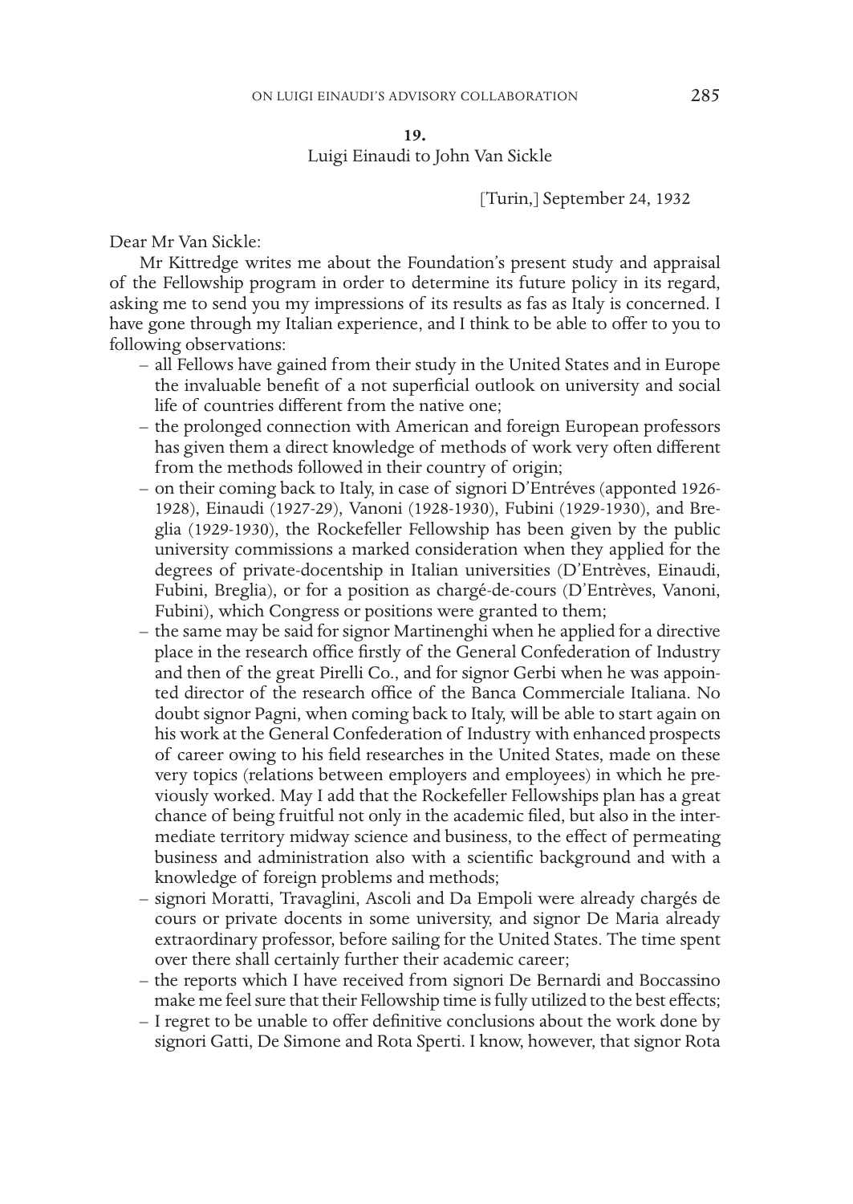**19.**
Luigi Einaudi to John Van Sickle

[Turin,] September 24, 1932

Dear Mr Van Sickle:

Mr Kittredge writes me about the Foundation's present study and appraisal of the Fellowship program in order to determine its future policy in its regard, asking me to send you my impressions of its results as fas as Italy is concerned. I have gone through my Italian experience, and I think to be able to offer to you to following observations:

– all Fellows have gained from their study in the United States and in Europe the invaluable benefit of a not superficial outlook on university and social life of countries different from the native one;
– the prolonged connection with American and foreign European professors has given them a direct knowledge of methods of work very often different from the methods followed in their country of origin;
– on their coming back to Italy, in case of signori D'Entréves (apponted 1926-1928), Einaudi (1927-29), Vanoni (1928-1930), Fubini (1929-1930), and Breglia (1929-1930), the Rockefeller Fellowship has been given by the public university commissions a marked consideration when they applied for the degrees of private-docentship in Italian universities (D'Entrèves, Einaudi, Fubini, Breglia), or for a position as chargé-de-cours (D'Entrèves, Vanoni, Fubini), which Congress or positions were granted to them;
– the same may be said for signor Martinenghi when he applied for a directive place in the research office firstly of the General Confederation of Industry and then of the great Pirelli Co., and for signor Gerbi when he was appointed director of the research office of the Banca Commerciale Italiana. No doubt signor Pagni, when coming back to Italy, will be able to start again on his work at the General Confederation of Industry with enhanced prospects of career owing to his field researches in the United States, made on these very topics (relations between employers and employees) in which he previously worked. May I add that the Rockefeller Fellowships plan has a great chance of being fruitful not only in the academic filed, but also in the intermediate territory midway science and business, to the effect of permeating business and administration also with a scientific background and with a knowledge of foreign problems and methods;
– signori Moratti, Travaglini, Ascoli and Da Empoli were already chargés de cours or private docents in some university, and signor De Maria already extraordinary professor, before sailing for the United States. The time spent over there shall certainly further their academic career;
– the reports which I have received from signori De Bernardi and Boccassino make me feel sure that their Fellowship time is fully utilized to the best effects;
– I regret to be unable to offer definitive conclusions about the work done by signori Gatti, De Simone and Rota Sperti. I know, however, that signor Rota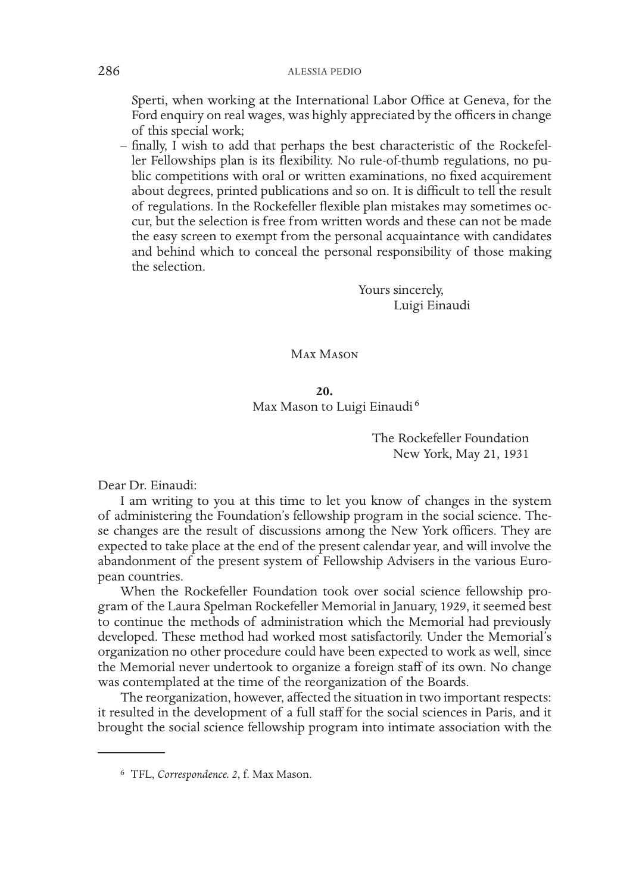Sperti, when working at the International Labor Office at Geneva, for the Ford enquiry on real wages, was highly appreciated by the officers in change of this special work;

– finally, I wish to add that perhaps the best characteristic of the Rockefeller Fellowships plan is its flexibility. No rule-of-thumb regulations, no public competitions with oral or written examinations, no fixed acquirement about degrees, printed publications and so on. It is difficult to tell the result of regulations. In the Rockefeller flexible plan mistakes may sometimes occur, but the selection is free from written words and these can not be made the easy screen to exempt from the personal acquaintance with candidates and behind which to conceal the personal responsibility of those making the selection.

Yours sincerely,
Luigi Einaudi

## Max Mason

### 20.
### Max Mason to Luigi Einaudi [6]

The Rockefeller Foundation
New York, May 21, 1931

Dear Dr. Einaudi:

I am writing to you at this time to let you know of changes in the system of administering the Foundation's fellowship program in the social science. These changes are the result of discussions among the New York officers. They are expected to take place at the end of the present calendar year, and will involve the abandonment of the present system of Fellowship Advisers in the various European countries.

When the Rockefeller Foundation took over social science fellowship program of the Laura Spelman Rockefeller Memorial in January, 1929, it seemed best to continue the methods of administration which the Memorial had previously developed. These method had worked most satisfactorily. Under the Memorial's organization no other procedure could have been expected to work as well, since the Memorial never undertook to organize a foreign staff of its own. No change was contemplated at the time of the reorganization of the Boards.

The reorganization, however, affected the situation in two important respects: it resulted in the development of a full staff for the social sciences in Paris, and it brought the social science fellowship program into intimate association with the

---

[6] TFL, *Correspondence. 2*, f. Max Mason.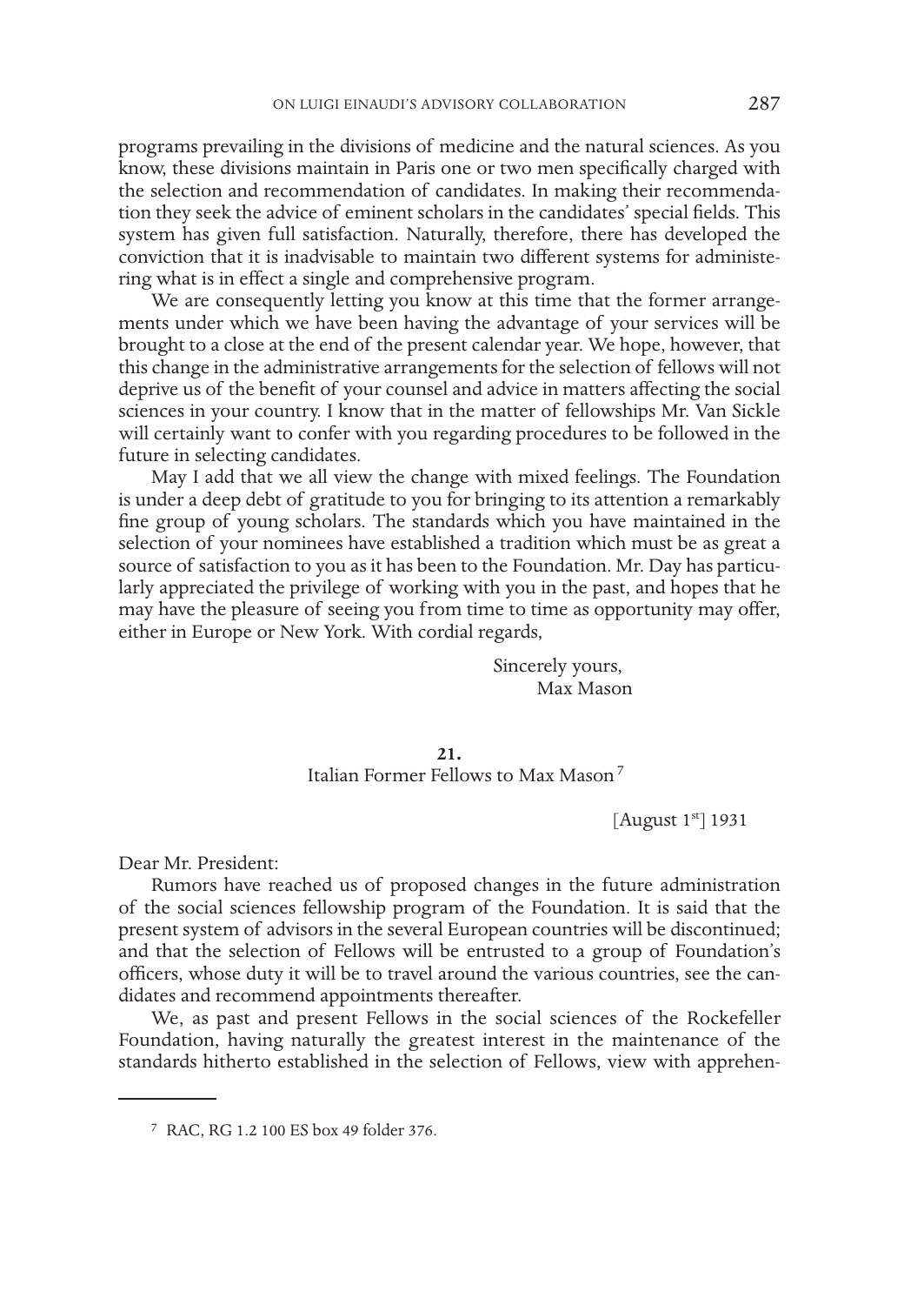programs prevailing in the divisions of medicine and the natural sciences. As you know, these divisions maintain in Paris one or two men specifically charged with the selection and recommendation of candidates. In making their recommendation they seek the advice of eminent scholars in the candidates' special fields. This system has given full satisfaction. Naturally, therefore, there has developed the conviction that it is inadvisable to maintain two different systems for administering what is in effect a single and comprehensive program.

We are consequently letting you know at this time that the former arrangements under which we have been having the advantage of your services will be brought to a close at the end of the present calendar year. We hope, however, that this change in the administrative arrangements for the selection of fellows will not deprive us of the benefit of your counsel and advice in matters affecting the social sciences in your country. I know that in the matter of fellowships Mr. Van Sickle will certainly want to confer with you regarding procedures to be followed in the future in selecting candidates.

May I add that we all view the change with mixed feelings. The Foundation is under a deep debt of gratitude to you for bringing to its attention a remarkably fine group of young scholars. The standards which you have maintained in the selection of your nominees have established a tradition which must be as great a source of satisfaction to you as it has been to the Foundation. Mr. Day has particularly appreciated the privilege of working with you in the past, and hopes that he may have the pleasure of seeing you from time to time as opportunity may offer, either in Europe or New York. With cordial regards,

Sincerely yours,
Max Mason

**21.**
Italian Former Fellows to Max Mason[7]

[August 1st] 1931

Dear Mr. President:

Rumors have reached us of proposed changes in the future administration of the social sciences fellowship program of the Foundation. It is said that the present system of advisors in the several European countries will be discontinued; and that the selection of Fellows will be entrusted to a group of Foundation's officers, whose duty it will be to travel around the various countries, see the candidates and recommend appointments thereafter.

We, as past and present Fellows in the social sciences of the Rockefeller Foundation, having naturally the greatest interest in the maintenance of the standards hitherto established in the selection of Fellows, view with apprehen-

[7] RAC, RG 1.2 100 ES box 49 folder 376.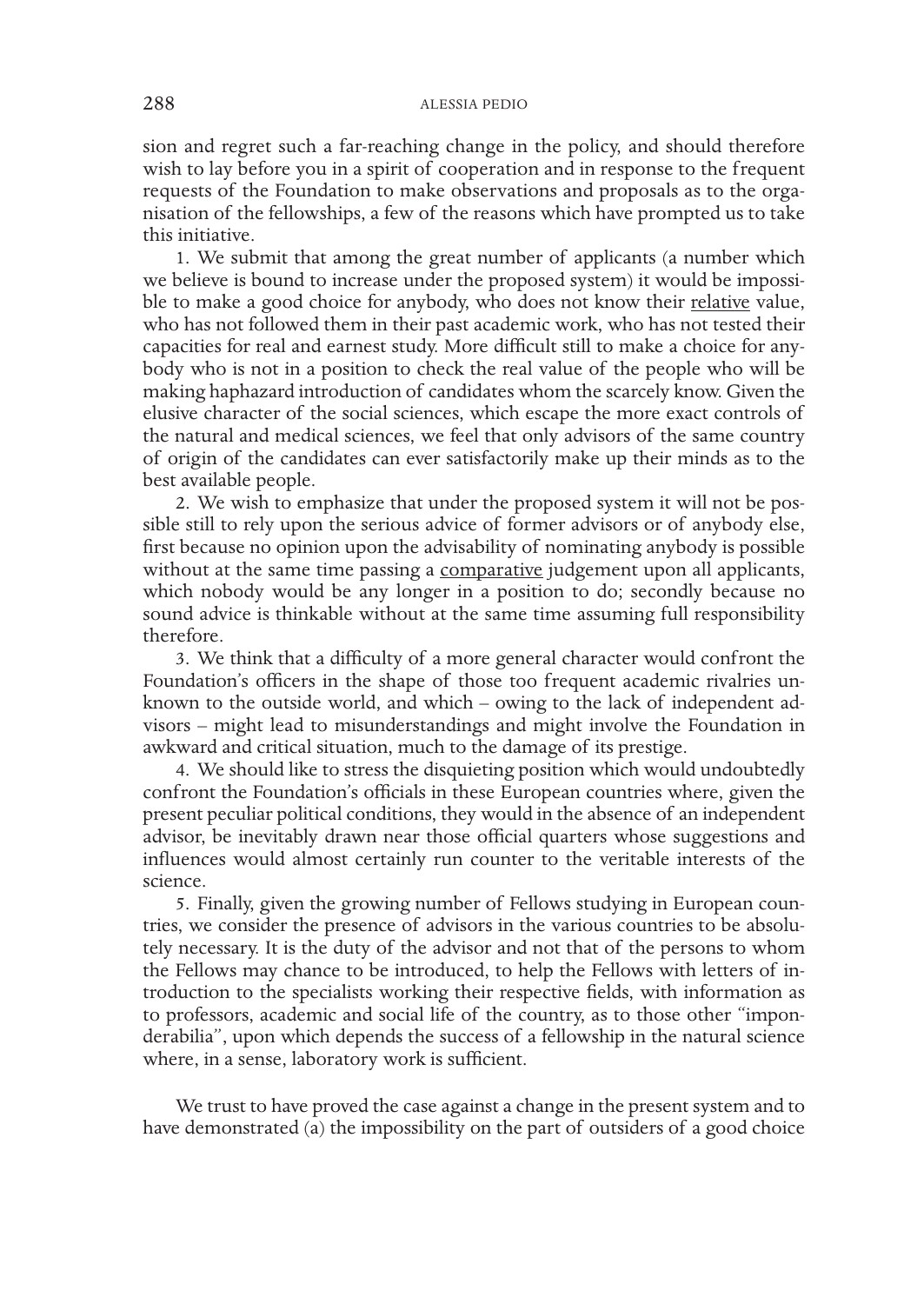sion and regret such a far-reaching change in the policy, and should therefore wish to lay before you in a spirit of cooperation and in response to the frequent requests of the Foundation to make observations and proposals as to the organisation of the fellowships, a few of the reasons which have prompted us to take this initiative.

1. We submit that among the great number of applicants (a number which we believe is bound to increase under the proposed system) it would be impossible to make a good choice for anybody, who does not know their relative value, who has not followed them in their past academic work, who has not tested their capacities for real and earnest study. More difficult still to make a choice for anybody who is not in a position to check the real value of the people who will be making haphazard introduction of candidates whom the scarcely know. Given the elusive character of the social sciences, which escape the more exact controls of the natural and medical sciences, we feel that only advisors of the same country of origin of the candidates can ever satisfactorily make up their minds as to the best available people.

2. We wish to emphasize that under the proposed system it will not be possible still to rely upon the serious advice of former advisors or of anybody else, first because no opinion upon the advisability of nominating anybody is possible without at the same time passing a comparative judgement upon all applicants, which nobody would be any longer in a position to do; secondly because no sound advice is thinkable without at the same time assuming full responsibility therefore.

3. We think that a difficulty of a more general character would confront the Foundation's officers in the shape of those too frequent academic rivalries unknown to the outside world, and which – owing to the lack of independent advisors – might lead to misunderstandings and might involve the Foundation in awkward and critical situation, much to the damage of its prestige.

4. We should like to stress the disquieting position which would undoubtedly confront the Foundation's officials in these European countries where, given the present peculiar political conditions, they would in the absence of an independent advisor, be inevitably drawn near those official quarters whose suggestions and influences would almost certainly run counter to the veritable interests of the science.

5. Finally, given the growing number of Fellows studying in European countries, we consider the presence of advisors in the various countries to be absolutely necessary. It is the duty of the advisor and not that of the persons to whom the Fellows may chance to be introduced, to help the Fellows with letters of introduction to the specialists working their respective fields, with information as to professors, academic and social life of the country, as to those other "imponderabilia", upon which depends the success of a fellowship in the natural science where, in a sense, laboratory work is sufficient.

We trust to have proved the case against a change in the present system and to have demonstrated (a) the impossibility on the part of outsiders of a good choice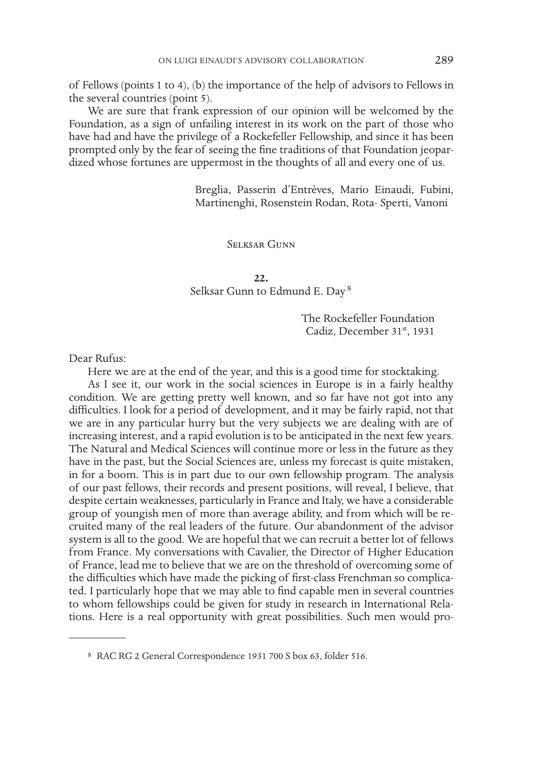of Fellows (points 1 to 4), (b) the importance of the help of advisors to Fellows in the several countries (point 5).

We are sure that frank expression of our opinion will be welcomed by the Foundation, as a sign of unfailing interest in its work on the part of those who have had and have the privilege of a Rockefeller Fellowship, and since it has been prompted only by the fear of seeing the fine traditions of that Foundation jeopardized whose fortunes are uppermost in the thoughts of all and every one of us.

Breglia, Passerin d'Entrèves, Mario Einaudi, Fubini, Martinenghi, Rosenstein Rodan, Rota- Sperti, Vanoni

Selksar Gunn

**22.**
Selksar Gunn to Edmund E. Day [8]

The Rockefeller Foundation
Cadiz, December 31st, 1931

Dear Rufus:

Here we are at the end of the year, and this is a good time for stocktaking.

As I see it, our work in the social sciences in Europe is in a fairly healthy condition. We are getting pretty well known, and so far have not got into any difficulties. I look for a period of development, and it may be fairly rapid, not that we are in any particular hurry but the very subjects we are dealing with are of increasing interest, and a rapid evolution is to be anticipated in the next few years. The Natural and Medical Sciences will continue more or less in the future as they have in the past, but the Social Sciences are, unless my forecast is quite mistaken, in for a boom. This is in part due to our own fellowship program. The analysis of our past fellows, their records and present positions, will reveal, I believe, that despite certain weaknesses, particularly in France and Italy, we have a considerable group of youngish men of more than average ability, and from which will be recruited many of the real leaders of the future. Our abandonment of the advisor system is all to the good. We are hopeful that we can recruit a better lot of fellows from France. My conversations with Cavalier, the Director of Higher Education of France, lead me to believe that we are on the threshold of overcoming some of the difficulties which have made the picking of first-class Frenchman so complicated. I particularly hope that we may able to find capable men in several countries to whom fellowships could be given for study in research in International Relations. Here is a real opportunity with great possibilities. Such men would pro-

[8] RAC RG 2 General Correspondence 1931 700 S box 63, folder 516.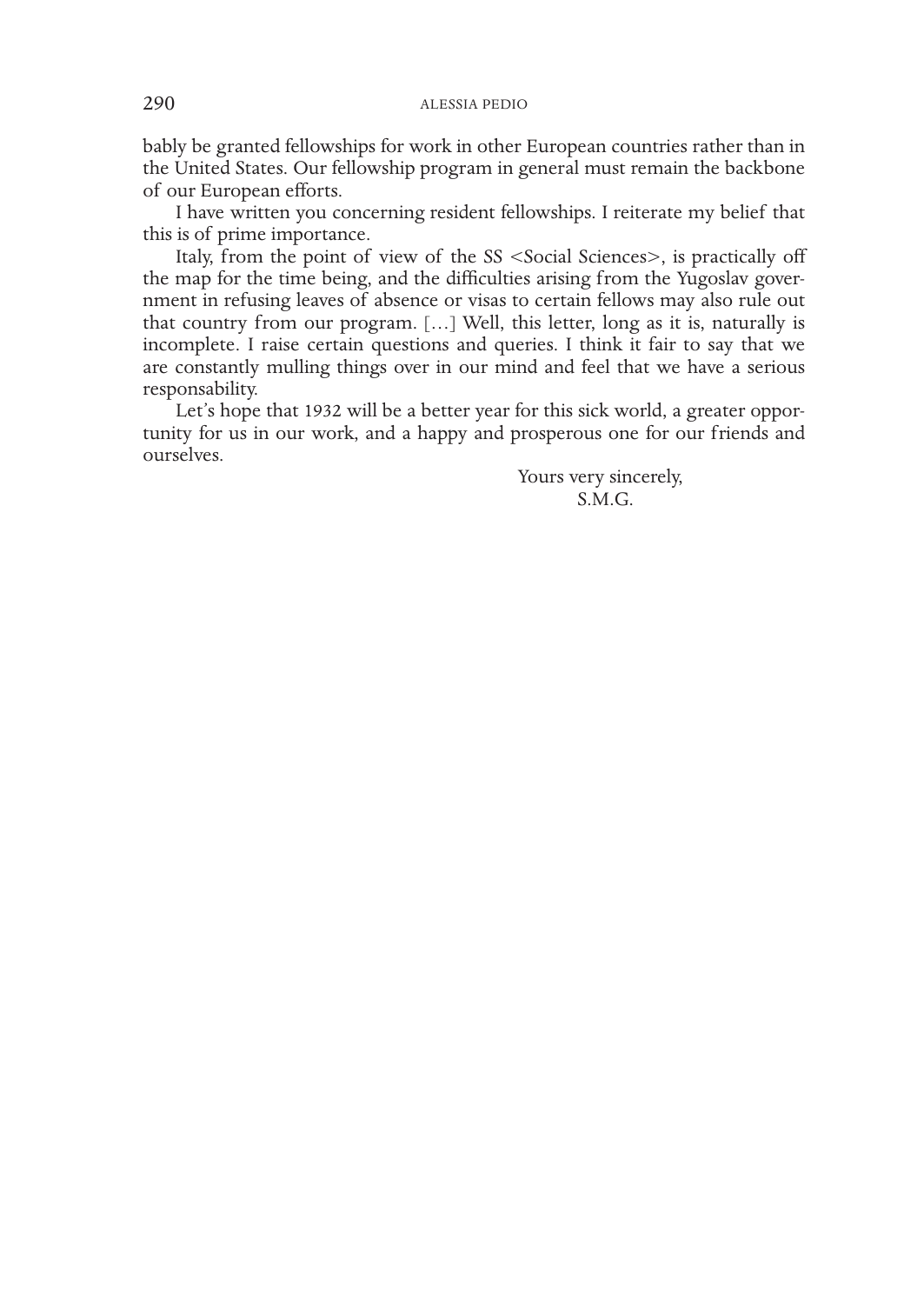bably be granted fellowships for work in other European countries rather than in the United States. Our fellowship program in general must remain the backbone of our European efforts.

I have written you concerning resident fellowships. I reiterate my belief that this is of prime importance.

Italy, from the point of view of the SS <Social Sciences>, is practically off the map for the time being, and the difficulties arising from the Yugoslav government in refusing leaves of absence or visas to certain fellows may also rule out that country from our program. […] Well, this letter, long as it is, naturally is incomplete. I raise certain questions and queries. I think it fair to say that we are constantly mulling things over in our mind and feel that we have a serious responsability.

Let's hope that 1932 will be a better year for this sick world, a greater opportunity for us in our work, and a happy and prosperous one for our friends and ourselves.

Yours very sincerely,
S.M.G.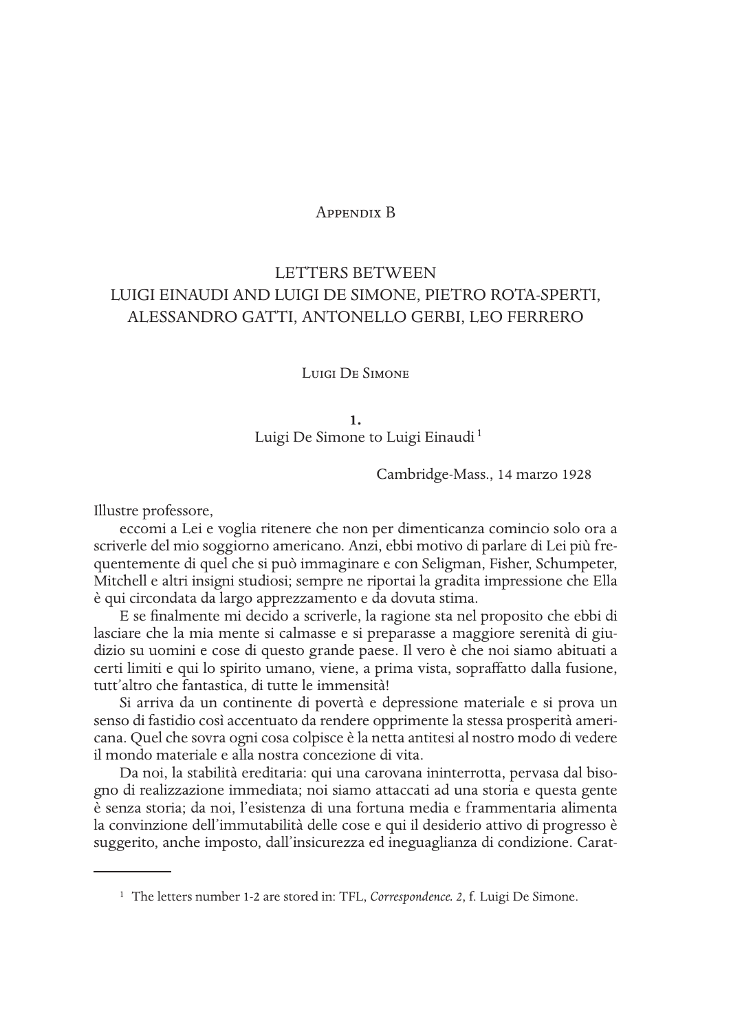# Appendix B

## LETTERS BETWEEN LUIGI EINAUDI AND LUIGI DE SIMONE, PIETRO ROTA-SPERTI, ALESSANDRO GATTI, ANTONELLO GERBI, LEO FERRERO

### Luigi De Simone

**1.**

Luigi De Simone to Luigi Einaudi [1]

Cambridge-Mass., 14 marzo 1928

Illustre professore,

eccomi a Lei e voglia ritenere che non per dimenticanza comincio solo ora a scriverle del mio soggiorno americano. Anzi, ebbi motivo di parlare di Lei più frequentemente di quel che si può immaginare e con Seligman, Fisher, Schumpeter, Mitchell e altri insigni studiosi; sempre ne riportai la gradita impressione che Ella è qui circondata da largo apprezzamento e da dovuta stima.

E se finalmente mi decido a scriverle, la ragione sta nel proposito che ebbi di lasciare che la mia mente si calmasse e si preparasse a maggiore serenità di giudizio su uomini e cose di questo grande paese. Il vero è che noi siamo abituati a certi limiti e qui lo spirito umano, viene, a prima vista, sopraffatto dalla fusione, tutt'altro che fantastica, di tutte le immensità!

Si arriva da un continente di povertà e depressione materiale e si prova un senso di fastidio così accentuato da rendere opprimente la stessa prosperità americana. Quel che sovra ogni cosa colpisce è la netta antitesi al nostro modo di vedere il mondo materiale e alla nostra concezione di vita.

Da noi, la stabilità ereditaria: qui una carovana ininterrotta, pervasa dal bisogno di realizzazione immediata; noi siamo attaccati ad una storia e questa gente è senza storia; da noi, l'esistenza di una fortuna media e frammentaria alimenta la convinzione dell'immutabilità delle cose e qui il desiderio attivo di progresso è suggerito, anche imposto, dall'insicurezza ed ineguaglianza di condizione. Carat-

---

[1] The letters number 1-2 are stored in: TFL, *Correspondence. 2*, f. Luigi De Simone.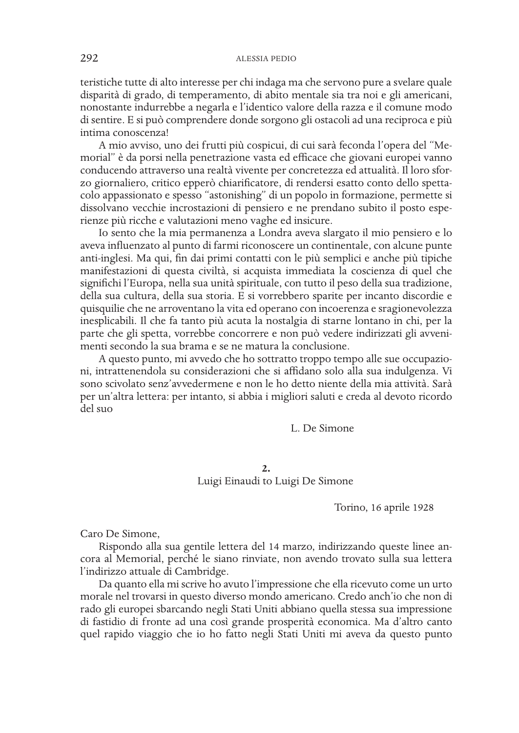teristiche tutte di alto interesse per chi indaga ma che servono pure a svelare quale disparità di grado, di temperamento, di abito mentale sia tra noi e gli americani, nonostante indurrebbe a negarla e l'identico valore della razza e il comune modo di sentire. E si può comprendere donde sorgono gli ostacoli ad una reciproca e più intima conoscenza!

A mio avviso, uno dei frutti più cospicui, di cui sarà feconda l'opera del "Memorial" è da porsi nella penetrazione vasta ed efficace che giovani europei vanno conducendo attraverso una realtà vivente per concretezza ed attualità. Il loro sforzo giornaliero, critico epperò chiarificatore, di rendersi esatto conto dello spettacolo appassionato e spesso "astonishing" di un popolo in formazione, permette si dissolvano vecchie incrostazioni di pensiero e ne prendano subito il posto esperienze più ricche e valutazioni meno vaghe ed insicure.

Io sento che la mia permanenza a Londra aveva slargato il mio pensiero e lo aveva influenzato al punto di farmi riconoscere un continentale, con alcune punte anti-inglesi. Ma qui, fin dai primi contatti con le più semplici e anche più tipiche manifestazioni di questa civiltà, si acquista immediata la coscienza di quel che significhi l'Europa, nella sua unità spirituale, con tutto il peso della sua tradizione, della sua cultura, della sua storia. E si vorrebbero sparite per incanto discordie e quisquilie che ne arroventano la vita ed operano con incoerenza e sragionevolezza inesplicabili. Il che fa tanto più acuta la nostalgia di starne lontano in chi, per la parte che gli spetta, vorrebbe concorrere e non può vedere indirizzati gli avvenimenti secondo la sua brama e se ne matura la conclusione.

A questo punto, mi avvedo che ho sottratto troppo tempo alle sue occupazioni, intrattenendola su considerazioni che si affidano solo alla sua indulgenza. Vi sono scivolato senz'avvedermene e non le ho detto niente della mia attività. Sarà per un'altra lettera: per intanto, si abbia i migliori saluti e creda al devoto ricordo del suo

L. De Simone

**2.**

Luigi Einaudi to Luigi De Simone

Torino, 16 aprile 1928

Caro De Simone,

Rispondo alla sua gentile lettera del 14 marzo, indirizzando queste linee ancora al Memorial, perché le siano rinviate, non avendo trovato sulla sua lettera l'indirizzo attuale di Cambridge.

Da quanto ella mi scrive ho avuto l'impressione che ella ricevuto come un urto morale nel trovarsi in questo diverso mondo americano. Credo anch'io che non di rado gli europei sbarcando negli Stati Uniti abbiano quella stessa sua impressione di fastidio di fronte ad una così grande prosperità economica. Ma d'altro canto quel rapido viaggio che io ho fatto negli Stati Uniti mi aveva da questo punto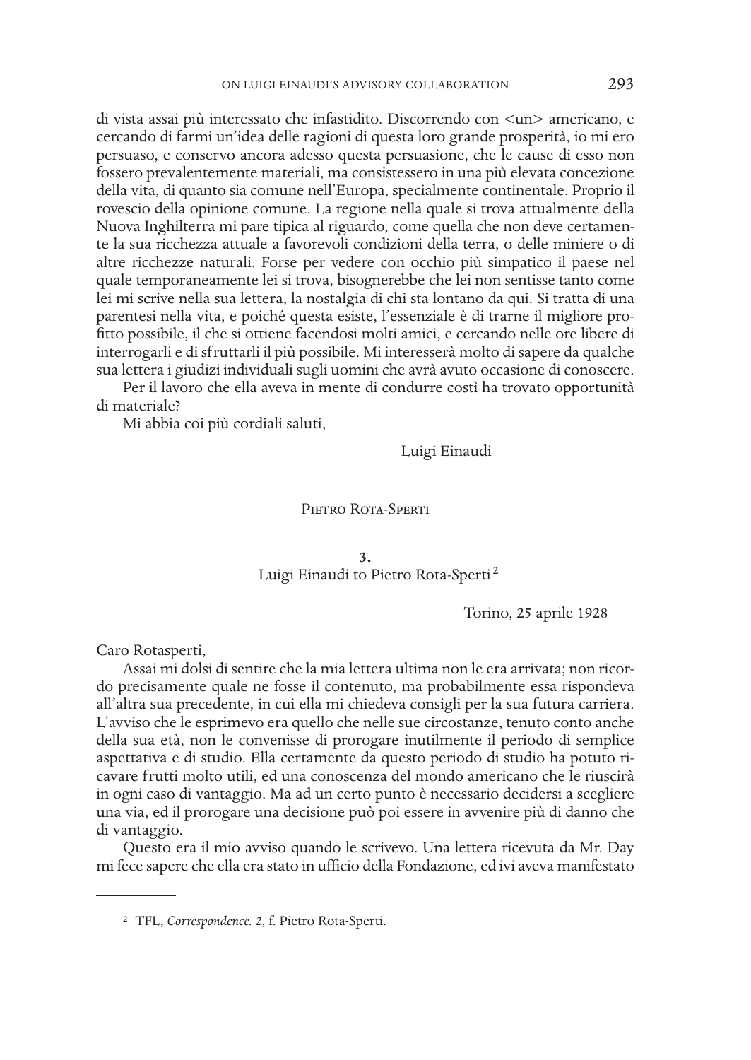di vista assai più interessato che infastidito. Discorrendo con <un> americano, e cercando di farmi un'idea delle ragioni di questa loro grande prosperità, io mi ero persuaso, e conservo ancora adesso questa persuasione, che le cause di esso non fossero prevalentemente materiali, ma consistessero in una più elevata concezione della vita, di quanto sia comune nell'Europa, specialmente continentale. Proprio il rovescio della opinione comune. La regione nella quale si trova attualmente della Nuova Inghilterra mi pare tipica al riguardo, come quella che non deve certamente la sua ricchezza attuale a favorevoli condizioni della terra, o delle miniere o di altre ricchezze naturali. Forse per vedere con occhio più simpatico il paese nel quale temporaneamente lei si trova, bisognerebbe che lei non sentisse tanto come lei mi scrive nella sua lettera, la nostalgia di chi sta lontano da qui. Si tratta di una parentesi nella vita, e poiché questa esiste, l'essenziale è di trarne il migliore profitto possibile, il che si ottiene facendosi molti amici, e cercando nelle ore libere di interrogarli e di sfruttarli il più possibile. Mi interesserà molto di sapere da qualche sua lettera i giudizi individuali sugli uomini che avrà avuto occasione di conoscere.

Per il lavoro che ella aveva in mente di condurre costì ha trovato opportunità di materiale?

Mi abbia coi più cordiali saluti,

Luigi Einaudi

## Pietro Rota-Sperti

### 3.
### Luigi Einaudi to Pietro Rota-Sperti[2]

Torino, 25 aprile 1928

Caro Rotasperti,

Assai mi dolsi di sentire che la mia lettera ultima non le era arrivata; non ricordo precisamente quale ne fosse il contenuto, ma probabilmente essa rispondeva all'altra sua precedente, in cui ella mi chiedeva consigli per la sua futura carriera. L'avviso che le esprimevo era quello che nelle sue circostanze, tenuto conto anche della sua età, non le convenisse di prorogare inutilmente il periodo di semplice aspettativa e di studio. Ella certamente da questo periodo di studio ha potuto ricavare frutti molto utili, ed una conoscenza del mondo americano che le riuscirà in ogni caso di vantaggio. Ma ad un certo punto è necessario decidersi a scegliere una via, ed il prorogare una decisione può poi essere in avvenire più di danno che di vantaggio.

Questo era il mio avviso quando le scrivevo. Una lettera ricevuta da Mr. Day mi fece sapere che ella era stato in ufficio della Fondazione, ed ivi aveva manifestato

---

[2] TFL, *Correspondence. 2*, f. Pietro Rota-Sperti.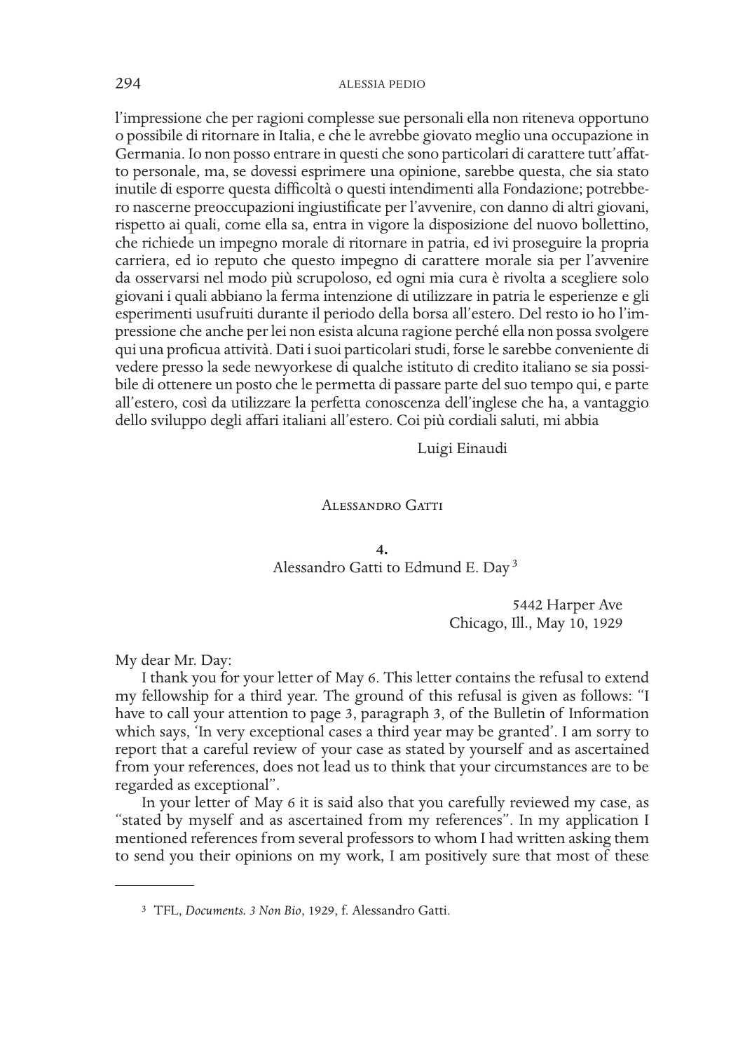l'impressione che per ragioni complesse sue personali ella non riteneva opportuno o possibile di ritornare in Italia, e che le avrebbe giovato meglio una occupazione in Germania. Io non posso entrare in questi che sono particolari di carattere tutt'affatto personale, ma, se dovessi esprimere una opinione, sarebbe questa, che sia stato inutile di esporre questa difficoltà o questi intendimenti alla Fondazione; potrebbero nascerne preoccupazioni ingiustificate per l'avvenire, con danno di altri giovani, rispetto ai quali, come ella sa, entra in vigore la disposizione del nuovo bollettino, che richiede un impegno morale di ritornare in patria, ed ivi proseguire la propria carriera, ed io reputo che questo impegno di carattere morale sia per l'avvenire da osservarsi nel modo più scrupoloso, ed ogni mia cura è rivolta a scegliere solo giovani i quali abbiano la ferma intenzione di utilizzare in patria le esperienze e gli esperimenti usufruiti durante il periodo della borsa all'estero. Del resto io ho l'impressione che anche per lei non esista alcuna ragione perché ella non possa svolgere qui una proficua attività. Dati i suoi particolari studi, forse le sarebbe conveniente di vedere presso la sede newyorkese di qualche istituto di credito italiano se sia possibile di ottenere un posto che le permetta di passare parte del suo tempo qui, e parte all'estero, così da utilizzare la perfetta conoscenza dell'inglese che ha, a vantaggio dello sviluppo degli affari italiani all'estero. Coi più cordiali saluti, mi abbia

Luigi Einaudi

## Alessandro Gatti

### 4.
### Alessandro Gatti to Edmund E. Day [3]

5442 Harper Ave
Chicago, Ill., May 10, 1929

My dear Mr. Day:

I thank you for your letter of May 6. This letter contains the refusal to extend my fellowship for a third year. The ground of this refusal is given as follows: "I have to call your attention to page 3, paragraph 3, of the Bulletin of Information which says, 'In very exceptional cases a third year may be granted'. I am sorry to report that a careful review of your case as stated by yourself and as ascertained from your references, does not lead us to think that your circumstances are to be regarded as exceptional".

In your letter of May 6 it is said also that you carefully reviewed my case, as "stated by myself and as ascertained from my references". In my application I mentioned references from several professors to whom I had written asking them to send you their opinions on my work, I am positively sure that most of these

---

[3] TFL, *Documents. 3 Non Bio*, 1929, f. Alessandro Gatti.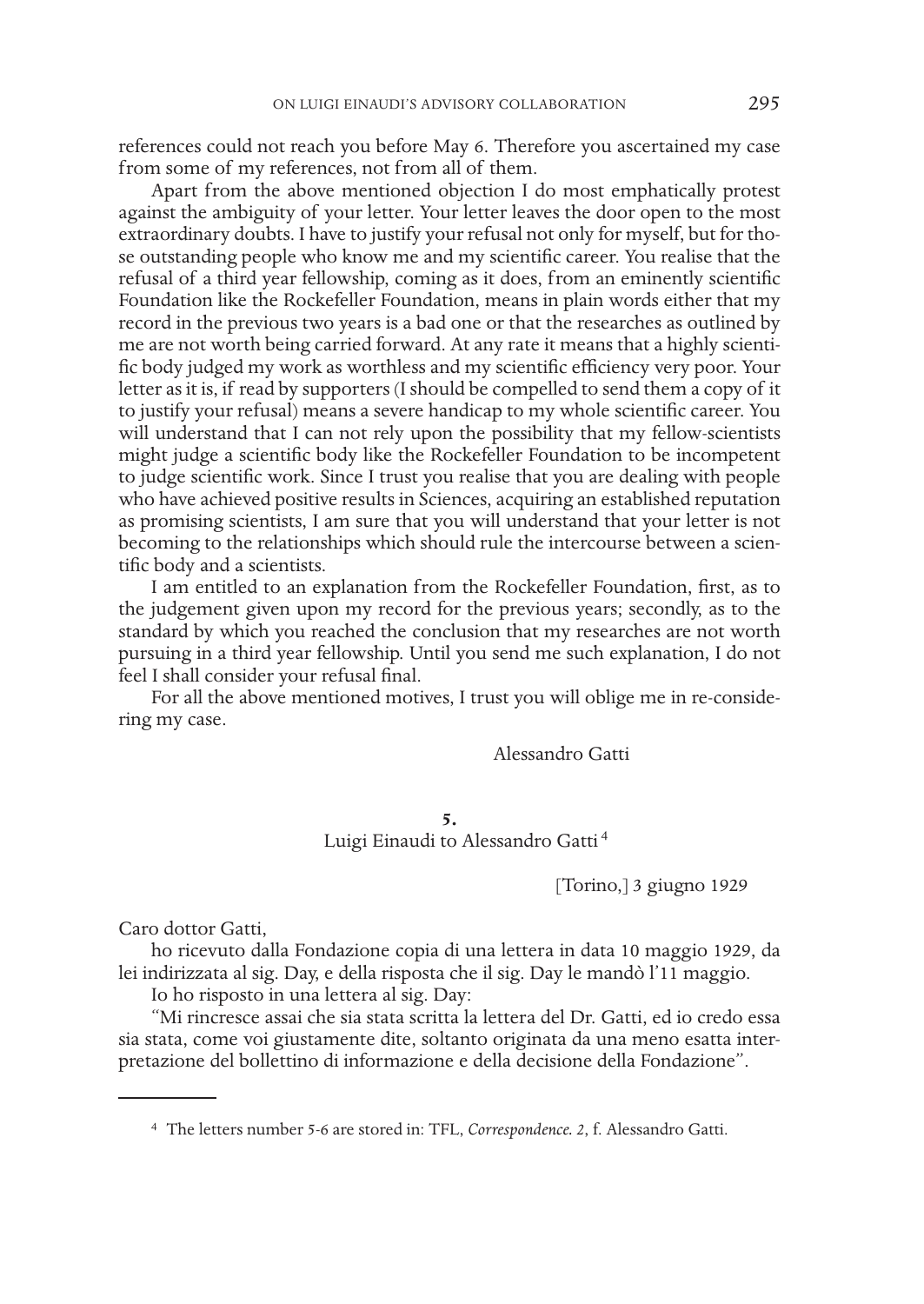references could not reach you before May 6. Therefore you ascertained my case from some of my references, not from all of them.

Apart from the above mentioned objection I do most emphatically protest against the ambiguity of your letter. Your letter leaves the door open to the most extraordinary doubts. I have to justify your refusal not only for myself, but for those outstanding people who know me and my scientific career. You realise that the refusal of a third year fellowship, coming as it does, from an eminently scientific Foundation like the Rockefeller Foundation, means in plain words either that my record in the previous two years is a bad one or that the researches as outlined by me are not worth being carried forward. At any rate it means that a highly scientific body judged my work as worthless and my scientific efficiency very poor. Your letter as it is, if read by supporters (I should be compelled to send them a copy of it to justify your refusal) means a severe handicap to my whole scientific career. You will understand that I can not rely upon the possibility that my fellow-scientists might judge a scientific body like the Rockefeller Foundation to be incompetent to judge scientific work. Since I trust you realise that you are dealing with people who have achieved positive results in Sciences, acquiring an established reputation as promising scientists, I am sure that you will understand that your letter is not becoming to the relationships which should rule the intercourse between a scientific body and a scientists.

I am entitled to an explanation from the Rockefeller Foundation, first, as to the judgement given upon my record for the previous years; secondly, as to the standard by which you reached the conclusion that my researches are not worth pursuing in a third year fellowship. Until you send me such explanation, I do not feel I shall consider your refusal final.

For all the above mentioned motives, I trust you will oblige me in re-considering my case.

Alessandro Gatti

**5.**

Luigi Einaudi to Alessandro Gatti[4]

[Torino,] 3 giugno 1929

Caro dottor Gatti,

ho ricevuto dalla Fondazione copia di una lettera in data 10 maggio 1929, da lei indirizzata al sig. Day, e della risposta che il sig. Day le mandò l'11 maggio.

Io ho risposto in una lettera al sig. Day:

"Mi rincresce assai che sia stata scritta la lettera del Dr. Gatti, ed io credo essa sia stata, come voi giustamente dite, soltanto originata da una meno esatta interpretazione del bollettino di informazione e della decisione della Fondazione".

---

[4] The letters number 5-6 are stored in: TFL, *Correspondence. 2*, f. Alessandro Gatti.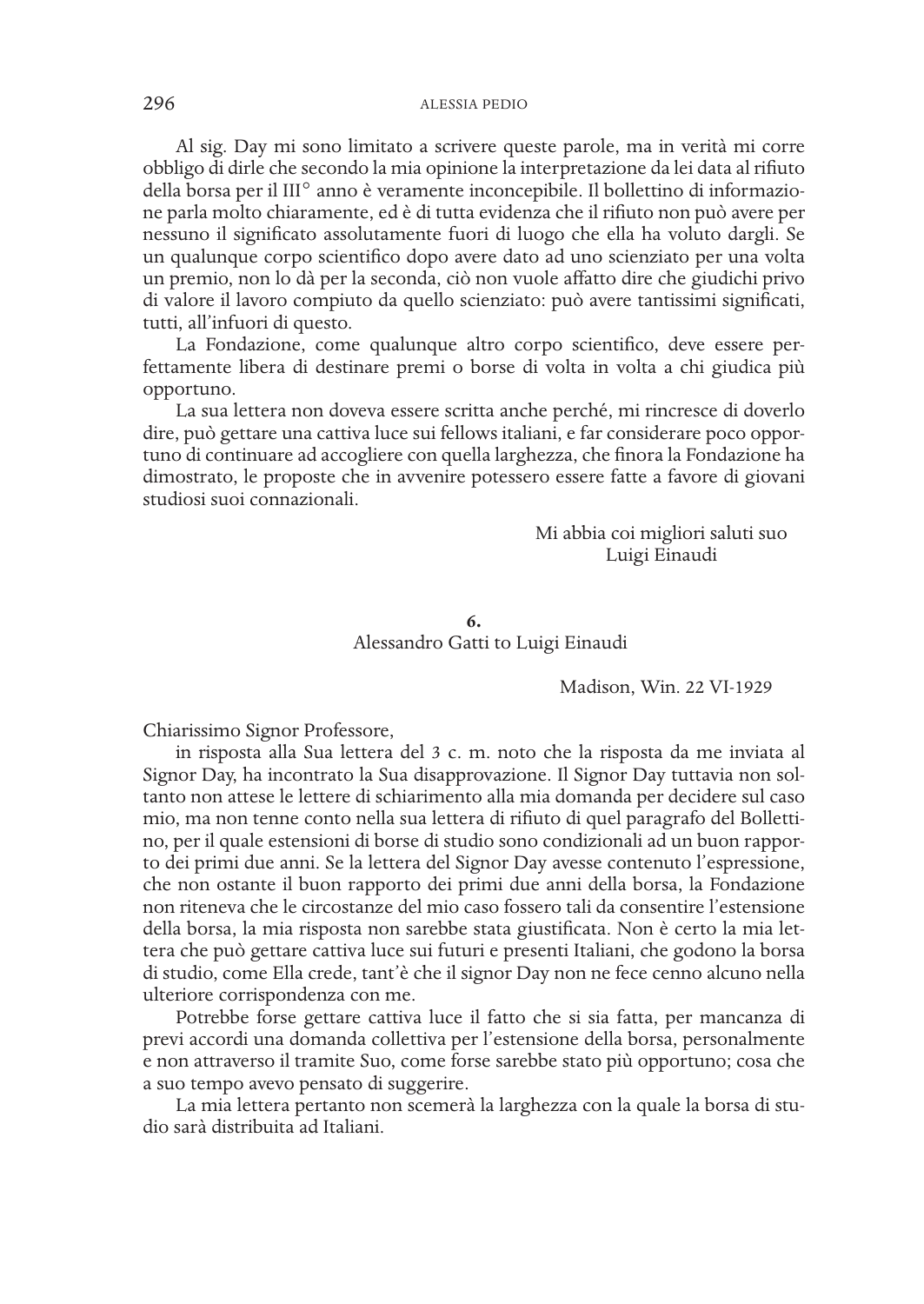Al sig. Day mi sono limitato a scrivere queste parole, ma in verità mi corre obbligo di dirle che secondo la mia opinione la interpretazione da lei data al rifiuto della borsa per il III° anno è veramente inconcepibile. Il bollettino di informazione parla molto chiaramente, ed è di tutta evidenza che il rifiuto non può avere per nessuno il significato assolutamente fuori di luogo che ella ha voluto dargli. Se un qualunque corpo scientifico dopo avere dato ad uno scienziato per una volta un premio, non lo dà per la seconda, ciò non vuole affatto dire che giudichi privo di valore il lavoro compiuto da quello scienziato: può avere tantissimi significati, tutti, all'infuori di questo.

La Fondazione, come qualunque altro corpo scientifico, deve essere perfettamente libera di destinare premi o borse di volta in volta a chi giudica più opportuno.

La sua lettera non doveva essere scritta anche perché, mi rincresce di doverlo dire, può gettare una cattiva luce sui fellows italiani, e far considerare poco opportuno di continuare ad accogliere con quella larghezza, che finora la Fondazione ha dimostrato, le proposte che in avvenire potessero essere fatte a favore di giovani studiosi suoi connazionali.

Mi abbia coi migliori saluti suo
Luigi Einaudi

**6.**
Alessandro Gatti to Luigi Einaudi

Madison, Win. 22 VI-1929

Chiarissimo Signor Professore,

in risposta alla Sua lettera del 3 c. m. noto che la risposta da me inviata al Signor Day, ha incontrato la Sua disapprovazione. Il Signor Day tuttavia non soltanto non attese le lettere di schiarimento alla mia domanda per decidere sul caso mio, ma non tenne conto nella sua lettera di rifiuto di quel paragrafo del Bollettino, per il quale estensioni di borse di studio sono condizionali ad un buon rapporto dei primi due anni. Se la lettera del Signor Day avesse contenuto l'espressione, che non ostante il buon rapporto dei primi due anni della borsa, la Fondazione non riteneva che le circostanze del mio caso fossero tali da consentire l'estensione della borsa, la mia risposta non sarebbe stata giustificata. Non è certo la mia lettera che può gettare cattiva luce sui futuri e presenti Italiani, che godono la borsa di studio, come Ella crede, tant'è che il signor Day non ne fece cenno alcuno nella ulteriore corrispondenza con me.

Potrebbe forse gettare cattiva luce il fatto che si sia fatta, per mancanza di previ accordi una domanda collettiva per l'estensione della borsa, personalmente e non attraverso il tramite Suo, come forse sarebbe stato più opportuno; cosa che a suo tempo avevo pensato di suggerire.

La mia lettera pertanto non scemerà la larghezza con la quale la borsa di studio sarà distribuita ad Italiani.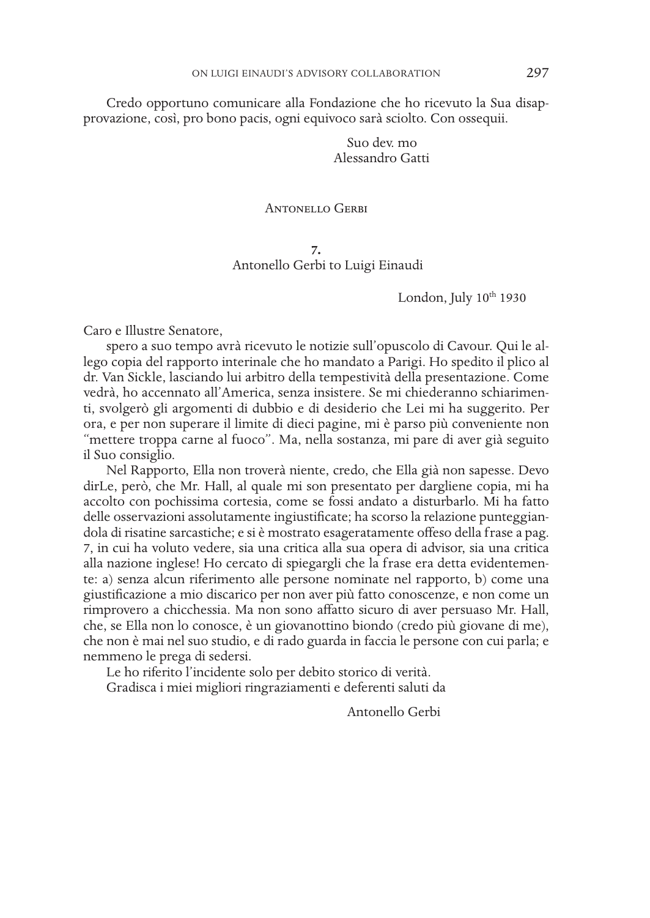Credo opportuno comunicare alla Fondazione che ho ricevuto la Sua disapprovazione, così, pro bono pacis, ogni equivoco sarà sciolto. Con ossequii.

Suo dev. mo
Alessandro Gatti

## Antonello Gerbi

### 7.
### Antonello Gerbi to Luigi Einaudi

London, July 10th 1930

Caro e Illustre Senatore,

spero a suo tempo avrà ricevuto le notizie sull'opuscolo di Cavour. Qui le allego copia del rapporto interinale che ho mandato a Parigi. Ho spedito il plico al dr. Van Sickle, lasciando lui arbitro della tempestività della presentazione. Come vedrà, ho accennato all'America, senza insistere. Se mi chiederanno schiarimenti, svolgerò gli argomenti di dubbio e di desiderio che Lei mi ha suggerito. Per ora, e per non superare il limite di dieci pagine, mi è parso più conveniente non "mettere troppa carne al fuoco". Ma, nella sostanza, mi pare di aver già seguito il Suo consiglio.

Nel Rapporto, Ella non troverà niente, credo, che Ella già non sapesse. Devo dirLe, però, che Mr. Hall, al quale mi son presentato per dargliene copia, mi ha accolto con pochissima cortesia, come se fossi andato a disturbarlo. Mi ha fatto delle osservazioni assolutamente ingiustificate; ha scorso la relazione punteggiandola di risatine sarcastiche; e si è mostrato esageratamente offeso della frase a pag. 7, in cui ha voluto vedere, sia una critica alla sua opera di advisor, sia una critica alla nazione inglese! Ho cercato di spiegargli che la frase era detta evidentemente: a) senza alcun riferimento alle persone nominate nel rapporto, b) come una giustificazione a mio discarico per non aver più fatto conoscenze, e non come un rimprovero a chicchessia. Ma non sono affatto sicuro di aver persuaso Mr. Hall, che, se Ella non lo conosce, è un giovanottino biondo (credo più giovane di me), che non è mai nel suo studio, e di rado guarda in faccia le persone con cui parla; e nemmeno le prega di sedersi.

Le ho riferito l'incidente solo per debito storico di verità.

Gradisca i miei migliori ringraziamenti e deferenti saluti da

Antonello Gerbi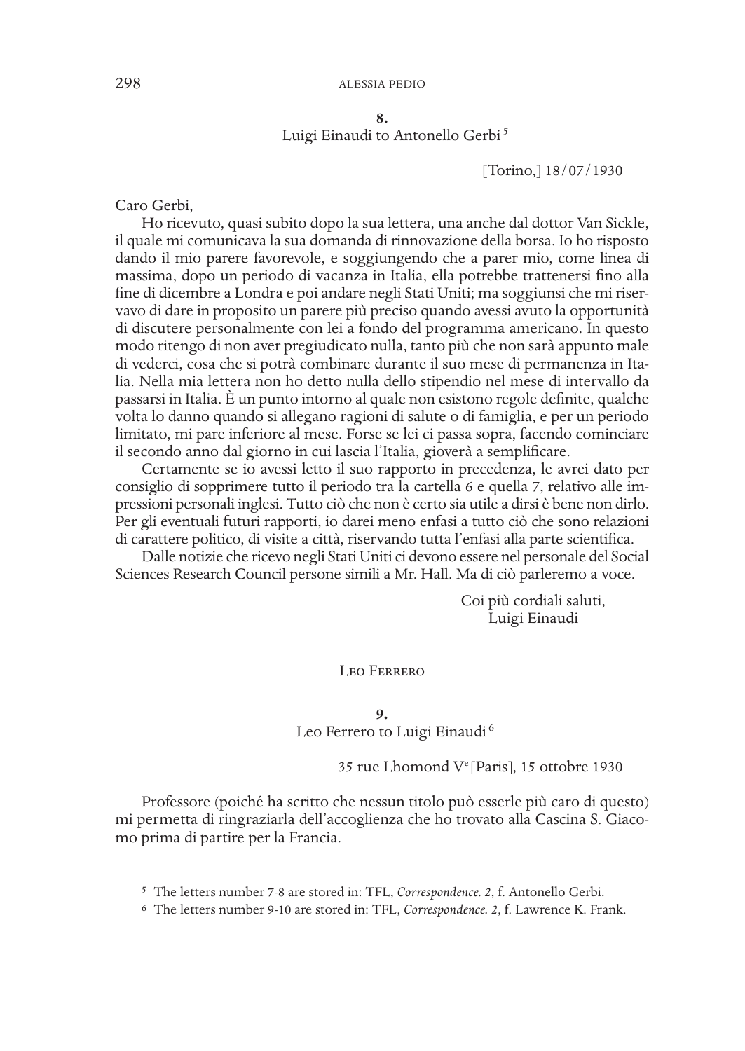**8.**
Luigi Einaudi to Antonello Gerbi [5]

[Torino,] 18/07/1930

Caro Gerbi,

Ho ricevuto, quasi subito dopo la sua lettera, una anche dal dottor Van Sickle, il quale mi comunicava la sua domanda di rinnovazione della borsa. Io ho risposto dando il mio parere favorevole, e soggiungendo che a parer mio, come linea di massima, dopo un periodo di vacanza in Italia, ella potrebbe trattenersi fino alla fine di dicembre a Londra e poi andare negli Stati Uniti; ma soggiunsi che mi riservavo di dare in proposito un parere più preciso quando avessi avuto la opportunità di discutere personalmente con lei a fondo del programma americano. In questo modo ritengo di non aver pregiudicato nulla, tanto più che non sarà appunto male di vederci, cosa che si potrà combinare durante il suo mese di permanenza in Italia. Nella mia lettera non ho detto nulla dello stipendio nel mese di intervallo da passarsi in Italia. È un punto intorno al quale non esistono regole definite, qualche volta lo danno quando si allegano ragioni di salute o di famiglia, e per un periodo limitato, mi pare inferiore al mese. Forse se lei ci passa sopra, facendo cominciare il secondo anno dal giorno in cui lascia l'Italia, gioverà a semplificare.

Certamente se io avessi letto il suo rapporto in precedenza, le avrei dato per consiglio di sopprimere tutto il periodo tra la cartella 6 e quella 7, relativo alle impressioni personali inglesi. Tutto ciò che non è certo sia utile a dirsi è bene non dirlo. Per gli eventuali futuri rapporti, io darei meno enfasi a tutto ciò che sono relazioni di carattere politico, di visite a città, riservando tutta l'enfasi alla parte scientifica.

Dalle notizie che ricevo negli Stati Uniti ci devono essere nel personale del Social Sciences Research Council persone simili a Mr. Hall. Ma di ciò parleremo a voce.

Coi più cordiali saluti,
Luigi Einaudi

## Leo Ferrero

**9.**
Leo Ferrero to Luigi Einaudi [6]

35 rue Lhomond V[e] [Paris], 15 ottobre 1930

Professore (poiché ha scritto che nessun titolo può esserle più caro di questo) mi permetta di ringraziarla dell'accoglienza che ho trovato alla Cascina S. Giacomo prima di partire per la Francia.

---

[5] The letters number 7-8 are stored in: TFL, *Correspondence. 2*, f. Antonello Gerbi.

[6] The letters number 9-10 are stored in: TFL, *Correspondence. 2*, f. Lawrence K. Frank.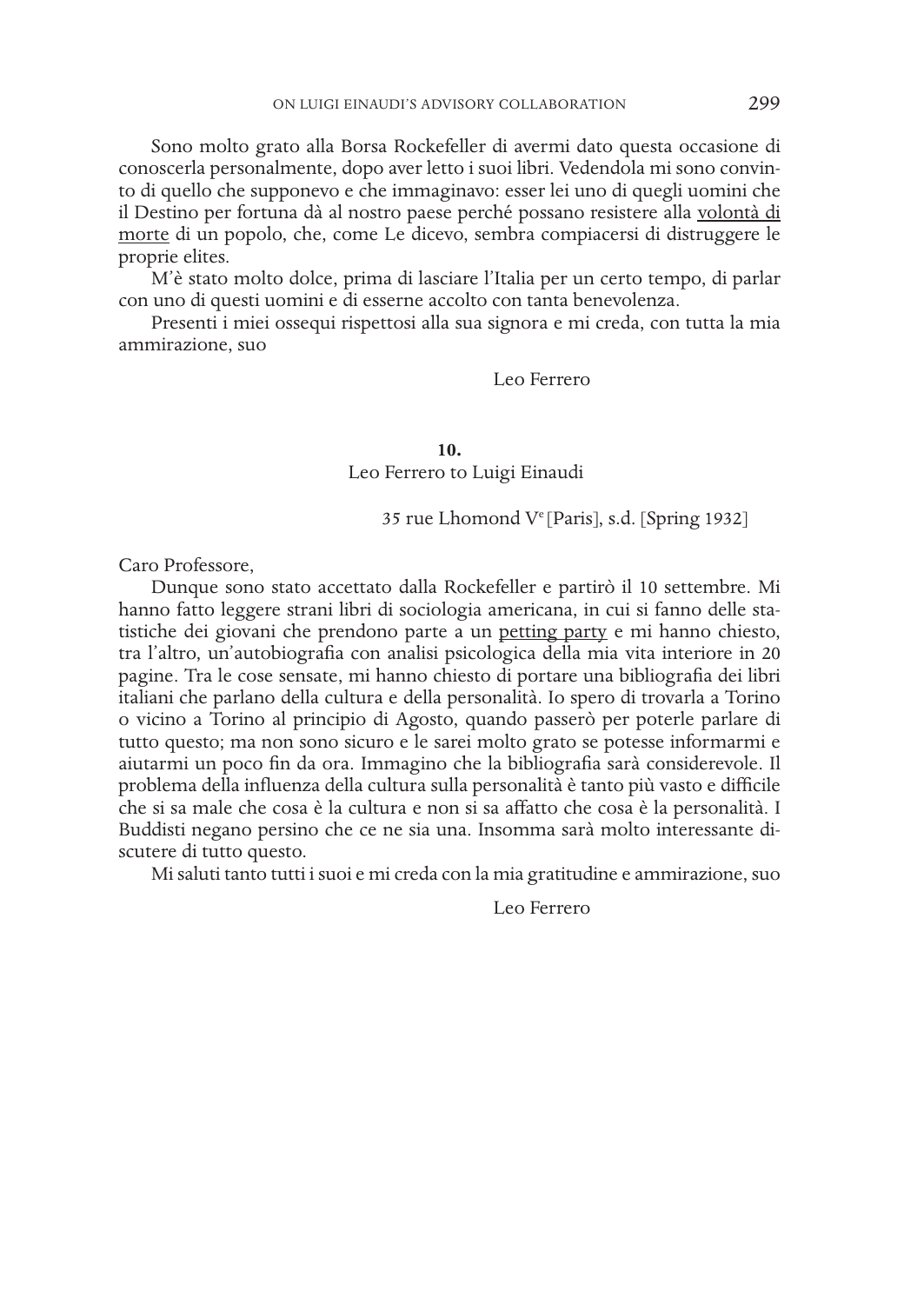Sono molto grato alla Borsa Rockefeller di avermi dato questa occasione di conoscerla personalmente, dopo aver letto i suoi libri. Vedendola mi sono convinto di quello che supponevo e che immaginavo: esser lei uno di quegli uomini che il Destino per fortuna dà al nostro paese perché possano resistere alla <u>volontà di morte</u> di un popolo, che, come Le dicevo, sembra compiacersi di distruggere le proprie elites.

M'è stato molto dolce, prima di lasciare l'Italia per un certo tempo, di parlar con uno di questi uomini e di esserne accolto con tanta benevolenza.

Presenti i miei ossequi rispettosi alla sua signora e mi creda, con tutta la mia ammirazione, suo

Leo Ferrero

**10.**

Leo Ferrero to Luigi Einaudi

35 rue Lhomond V[e] [Paris], s.d. [Spring 1932]

Caro Professore,

Dunque sono stato accettato dalla Rockefeller e partirò il 10 settembre. Mi hanno fatto leggere strani libri di sociologia americana, in cui si fanno delle statistiche dei giovani che prendono parte a un <u>petting party</u> e mi hanno chiesto, tra l'altro, un'autobiografia con analisi psicologica della mia vita interiore in 20 pagine. Tra le cose sensate, mi hanno chiesto di portare una bibliografia dei libri italiani che parlano della cultura e della personalità. Io spero di trovarla a Torino o vicino a Torino al principio di Agosto, quando passerò per poterle parlare di tutto questo; ma non sono sicuro e le sarei molto grato se potesse informarmi e aiutarmi un poco fin da ora. Immagino che la bibliografia sarà considerevole. Il problema della influenza della cultura sulla personalità è tanto più vasto e difficile che si sa male che cosa è la cultura e non si sa affatto che cosa è la personalità. I Buddisti negano persino che ce ne sia una. Insomma sarà molto interessante discutere di tutto questo.

Mi saluti tanto tutti i suoi e mi creda con la mia gratitudine e ammirazione, suo

Leo Ferrero